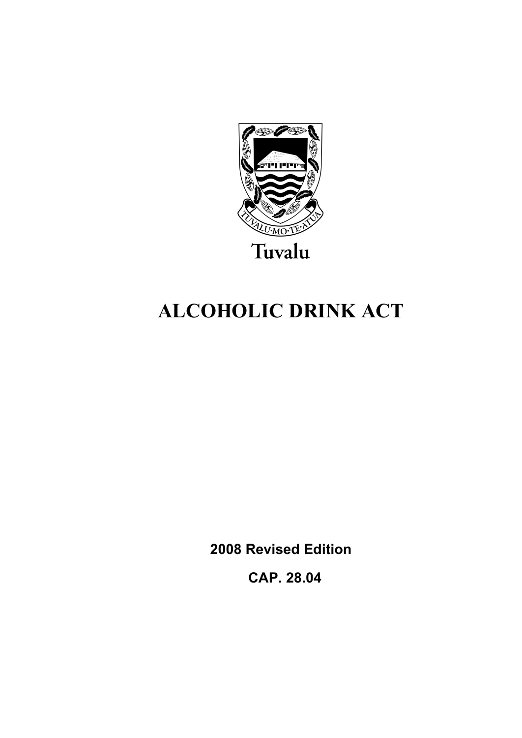TUVALU·MO·TE·ATUA

Tuvalu

# ALCOHOLIC DRINK ACT

**2008 Revised Edition**

**CAP. 28.04**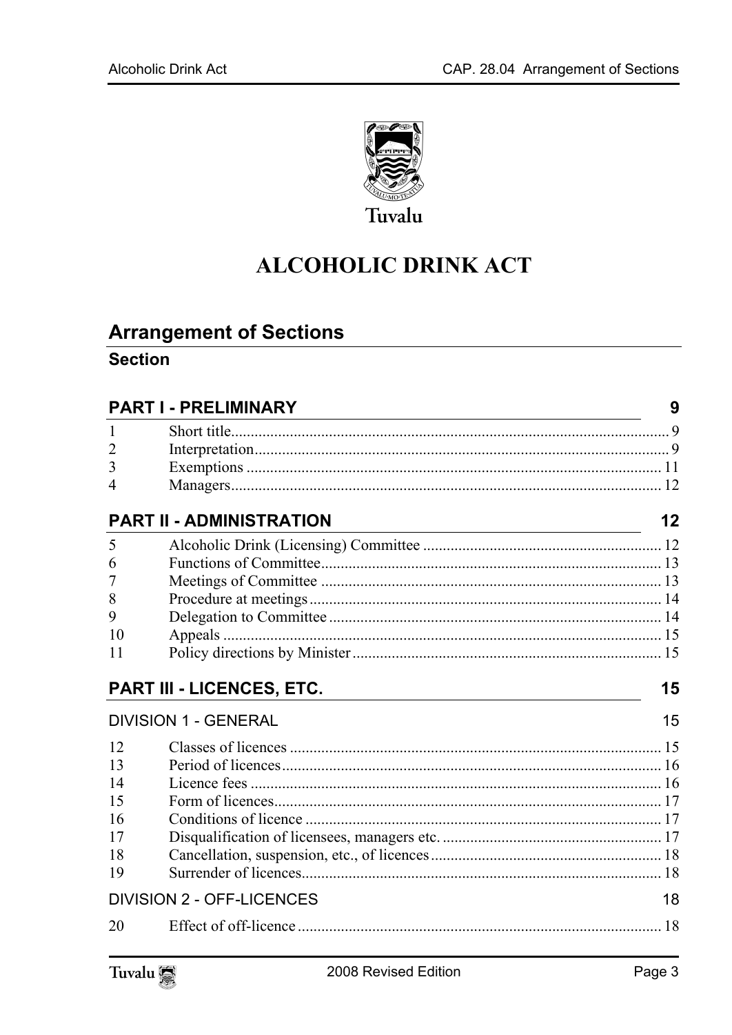Tuvalu

# ALCOHOLIC DRINK ACT

## Arrangement of Sections

### Section

| | | |
|---|---|---|
| **PART I - PRELIMINARY** | | **9** |
| 1 | Short title | 9 |
| 2 | Interpretation | 9 |
| 3 | Exemptions | 11 |
| 4 | Managers | 12 |
| **PART II - ADMINISTRATION** | | **12** |
| 5 | Alcoholic Drink (Licensing) Committee | 12 |
| 6 | Functions of Committee | 13 |
| 7 | Meetings of Committee | 13 |
| 8 | Procedure at meetings | 14 |
| 9 | Delegation to Committee | 14 |
| 10 | Appeals | 15 |
| 11 | Policy directions by Minister | 15 |
| **PART III - LICENCES, ETC.** | | **15** |
| DIVISION 1 - GENERAL | | 15 |
| 12 | Classes of licences | 15 |
| 13 | Period of licences | 16 |
| 14 | Licence fees | 16 |
| 15 | Form of licences | 17 |
| 16 | Conditions of licence | 17 |
| 17 | Disqualification of licensees, managers etc. | 17 |
| 18 | Cancellation, suspension, etc., of licences | 18 |
| 19 | Surrender of licences | 18 |
| DIVISION 2 - OFF-LICENCES | | 18 |
| 20 | Effect of off-licence | 18 |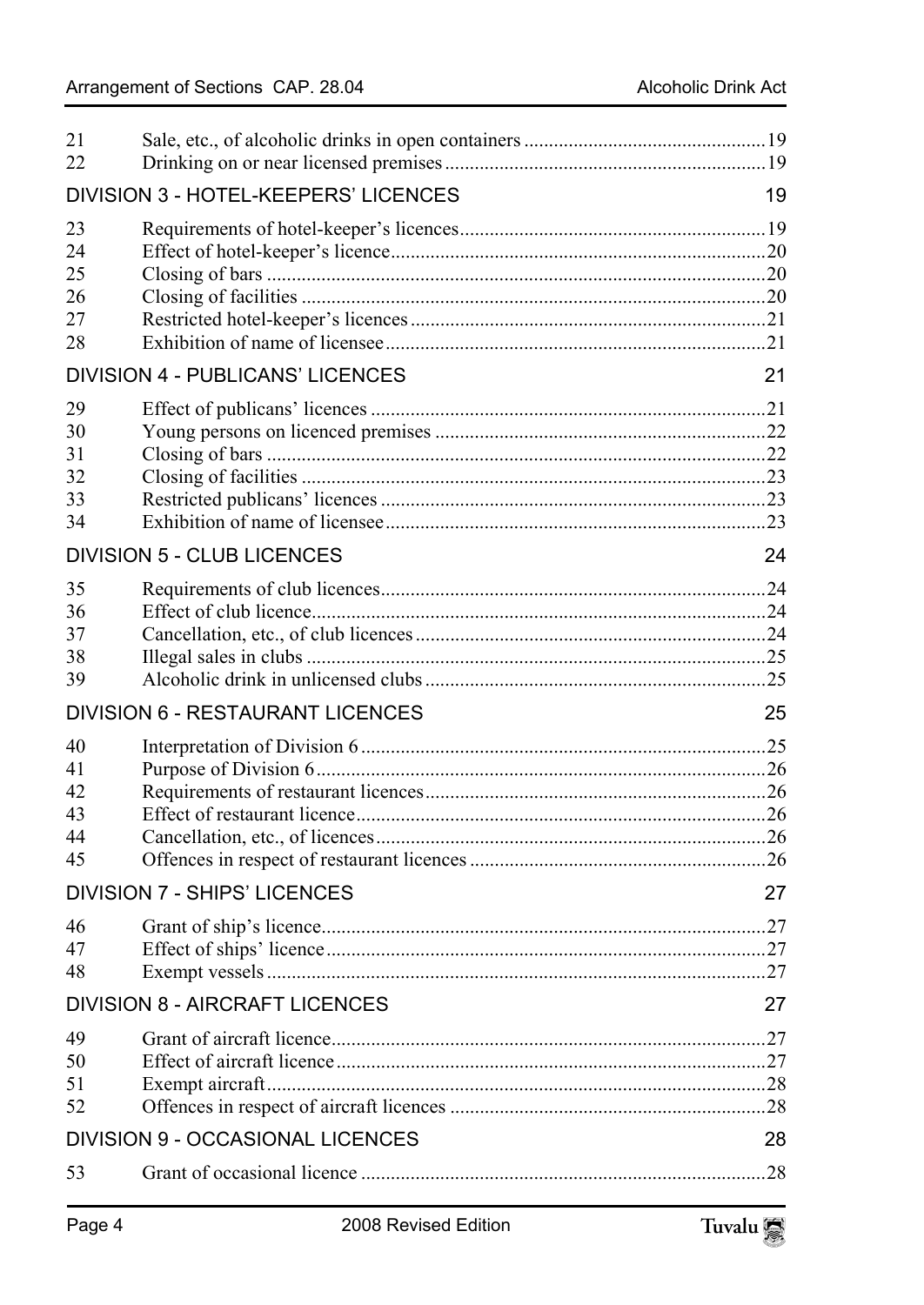| | | |
|---|---|---|
| 21 | Sale, etc., of alcoholic drinks in open containers | 19 |
| 22 | Drinking on or near licensed premises | 19 |

**DIVISION 3 - HOTEL-KEEPERS' LICENCES** 19

| | | |
|---|---|---|
| 23 | Requirements of hotel-keeper's licences | 19 |
| 24 | Effect of hotel-keeper's licence | 20 |
| 25 | Closing of bars | 20 |
| 26 | Closing of facilities | 20 |
| 27 | Restricted hotel-keeper's licences | 21 |
| 28 | Exhibition of name of licensee | 21 |

**DIVISION 4 - PUBLICANS' LICENCES** 21

| | | |
|---|---|---|
| 29 | Effect of publicans' licences | 21 |
| 30 | Young persons on licenced premises | 22 |
| 31 | Closing of bars | 22 |
| 32 | Closing of facilities | 23 |
| 33 | Restricted publicans' licences | 23 |
| 34 | Exhibition of name of licensee | 23 |

**DIVISION 5 - CLUB LICENCES** 24

| | | |
|---|---|---|
| 35 | Requirements of club licences | 24 |
| 36 | Effect of club licence | 24 |
| 37 | Cancellation, etc., of club licences | 24 |
| 38 | Illegal sales in clubs | 25 |
| 39 | Alcoholic drink in unlicensed clubs | 25 |

**DIVISION 6 - RESTAURANT LICENCES** 25

| | | |
|---|---|---|
| 40 | Interpretation of Division 6 | 25 |
| 41 | Purpose of Division 6 | 26 |
| 42 | Requirements of restaurant licences | 26 |
| 43 | Effect of restaurant licence | 26 |
| 44 | Cancellation, etc., of licences | 26 |
| 45 | Offences in respect of restaurant licences | 26 |

**DIVISION 7 - SHIPS' LICENCES** 27

| | | |
|---|---|---|
| 46 | Grant of ship's licence | 27 |
| 47 | Effect of ships' licence | 27 |
| 48 | Exempt vessels | 27 |

**DIVISION 8 - AIRCRAFT LICENCES** 27

| | | |
|---|---|---|
| 49 | Grant of aircraft licence | 27 |
| 50 | Effect of aircraft licence | 27 |
| 51 | Exempt aircraft | 28 |
| 52 | Offences in respect of aircraft licences | 28 |

**DIVISION 9 - OCCASIONAL LICENCES** 28

| | | |
|---|---|---|
| 53 | Grant of occasional licence | 28 |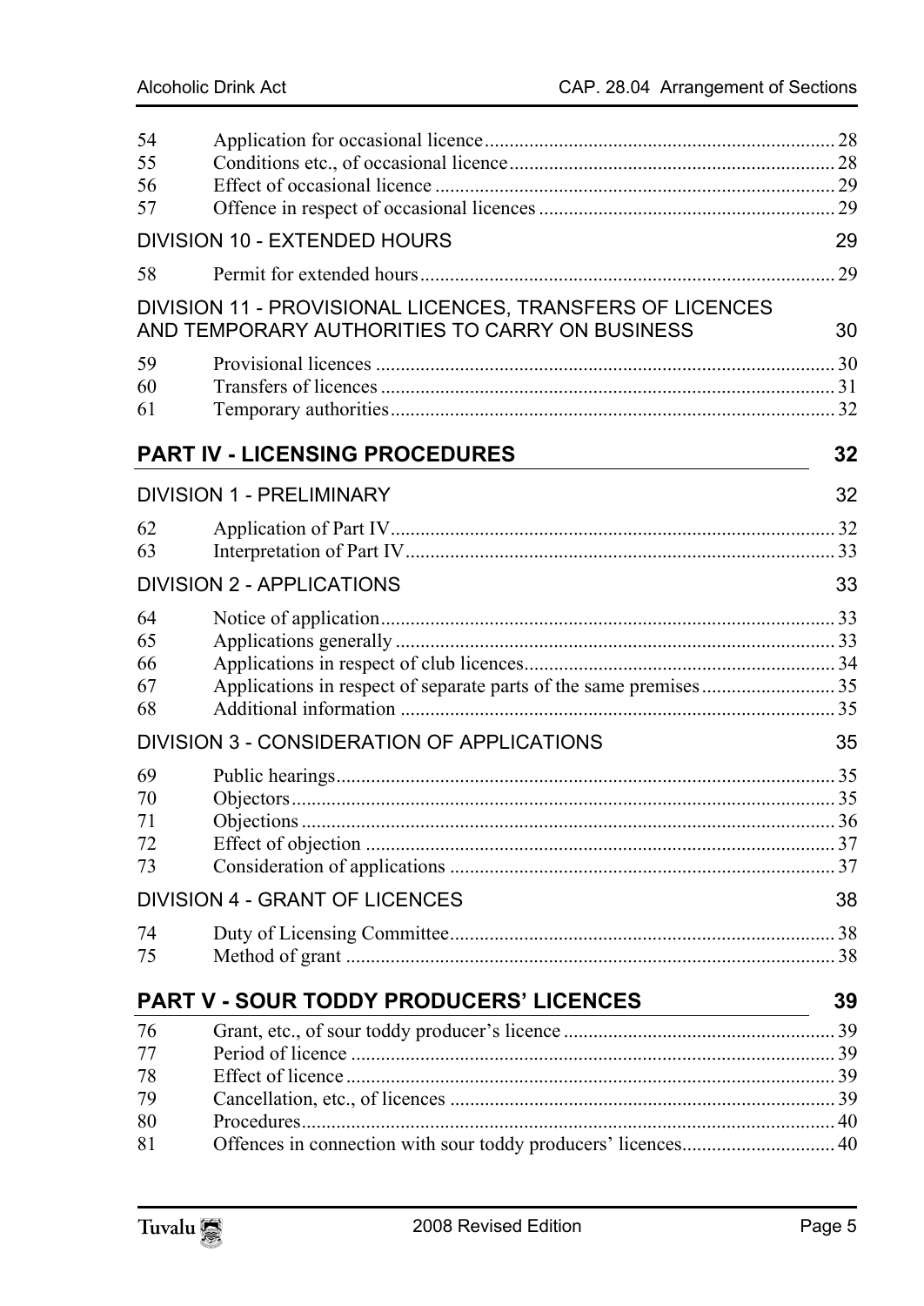| | | |
|---|---|---|
| 54 | Application for occasional licence | 28 |
| 55 | Conditions etc., of occasional licence | 28 |
| 56 | Effect of occasional licence | 29 |
| 57 | Offence in respect of occasional licences | 29 |

### DIVISION 10 - EXTENDED HOURS — 29

| | | |
|---|---|---|
| 58 | Permit for extended hours | 29 |

### DIVISION 11 - PROVISIONAL LICENCES, TRANSFERS OF LICENCES AND TEMPORARY AUTHORITIES TO CARRY ON BUSINESS — 30

| | | |
|---|---|---|
| 59 | Provisional licences | 30 |
| 60 | Transfers of licences | 31 |
| 61 | Temporary authorities | 32 |

## PART IV - LICENSING PROCEDURES — 32

### DIVISION 1 - PRELIMINARY — 32

| | | |
|---|---|---|
| 62 | Application of Part IV | 32 |
| 63 | Interpretation of Part IV | 33 |

### DIVISION 2 - APPLICATIONS — 33

| | | |
|---|---|---|
| 64 | Notice of application | 33 |
| 65 | Applications generally | 33 |
| 66 | Applications in respect of club licences | 34 |
| 67 | Applications in respect of separate parts of the same premises | 35 |
| 68 | Additional information | 35 |

### DIVISION 3 - CONSIDERATION OF APPLICATIONS — 35

| | | |
|---|---|---|
| 69 | Public hearings | 35 |
| 70 | Objectors | 35 |
| 71 | Objections | 36 |
| 72 | Effect of objection | 37 |
| 73 | Consideration of applications | 37 |

### DIVISION 4 - GRANT OF LICENCES — 38

| | | |
|---|---|---|
| 74 | Duty of Licensing Committee | 38 |
| 75 | Method of grant | 38 |

## PART V - SOUR TODDY PRODUCERS' LICENCES — 39

| | | |
|---|---|---|
| 76 | Grant, etc., of sour toddy producer's licence | 39 |
| 77 | Period of licence | 39 |
| 78 | Effect of licence | 39 |
| 79 | Cancellation, etc., of licences | 39 |
| 80 | Procedures | 40 |
| 81 | Offences in connection with sour toddy producers' licences | 40 |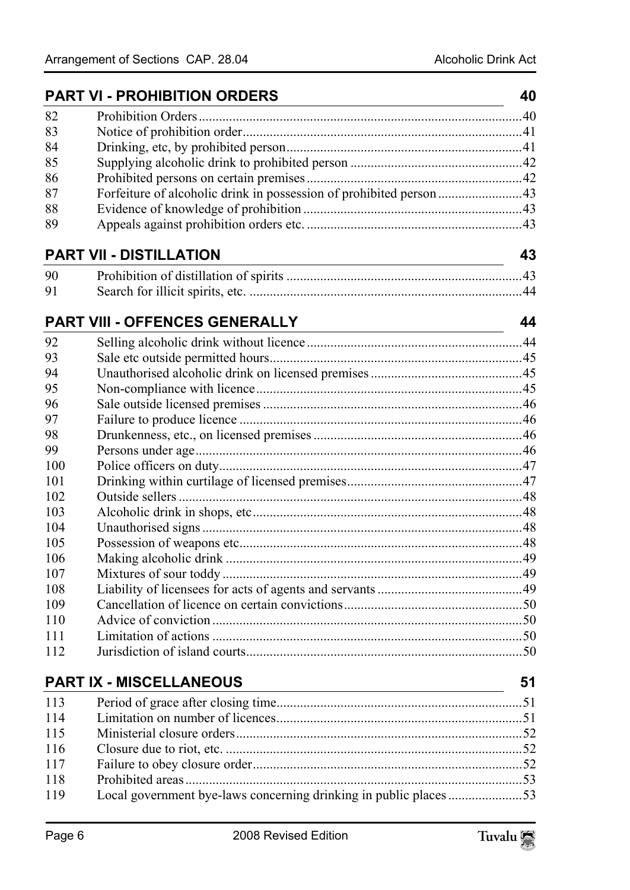## PART VI - PROHIBITION ORDERS 40

| | | |
|---|---|---|
| 82 | Prohibition Orders | 40 |
| 83 | Notice of prohibition order | 41 |
| 84 | Drinking, etc, by prohibited person | 41 |
| 85 | Supplying alcoholic drink to prohibited person | 42 |
| 86 | Prohibited persons on certain premises | 42 |
| 87 | Forfeiture of alcoholic drink in possession of prohibited person | 43 |
| 88 | Evidence of knowledge of prohibition | 43 |
| 89 | Appeals against prohibition orders etc. | 43 |

## PART VII - DISTILLATION 43

| | | |
|---|---|---|
| 90 | Prohibition of distillation of spirits | 43 |
| 91 | Search for illicit spirits, etc. | 44 |

## PART VIII - OFFENCES GENERALLY 44

| | | |
|---|---|---|
| 92 | Selling alcoholic drink without licence | 44 |
| 93 | Sale etc outside permitted hours | 45 |
| 94 | Unauthorised alcoholic drink on licensed premises | 45 |
| 95 | Non-compliance with licence | 45 |
| 96 | Sale outside licensed premises | 46 |
| 97 | Failure to produce licence | 46 |
| 98 | Drunkenness, etc., on licensed premises | 46 |
| 99 | Persons under age | 46 |
| 100 | Police officers on duty | 47 |
| 101 | Drinking within curtilage of licensed premises | 47 |
| 102 | Outside sellers | 48 |
| 103 | Alcoholic drink in shops, etc | 48 |
| 104 | Unauthorised signs | 48 |
| 105 | Possession of weapons etc | 48 |
| 106 | Making alcoholic drink | 49 |
| 107 | Mixtures of sour toddy | 49 |
| 108 | Liability of licensees for acts of agents and servants | 49 |
| 109 | Cancellation of licence on certain convictions | 50 |
| 110 | Advice of conviction | 50 |
| 111 | Limitation of actions | 50 |
| 112 | Jurisdiction of island courts | 50 |

## PART IX - MISCELLANEOUS 51

| | | |
|---|---|---|
| 113 | Period of grace after closing time | 51 |
| 114 | Limitation on number of licences | 51 |
| 115 | Ministerial closure orders | 52 |
| 116 | Closure due to riot, etc. | 52 |
| 117 | Failure to obey closure order | 52 |
| 118 | Prohibited areas | 53 |
| 119 | Local government bye-laws concerning drinking in public places | 53 |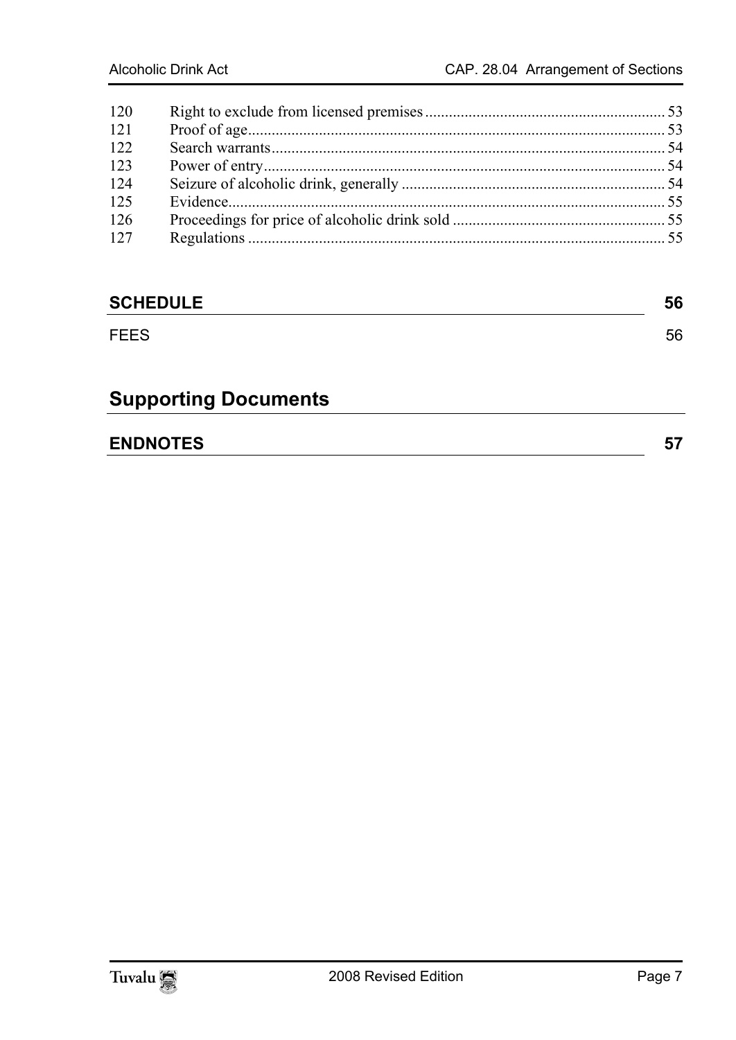| | | |
|---|---|---|
| 120 | Right to exclude from licensed premises | 53 |
| 121 | Proof of age | 53 |
| 122 | Search warrants | 54 |
| 123 | Power of entry | 54 |
| 124 | Seizure of alcoholic drink, generally | 54 |
| 125 | Evidence | 55 |
| 126 | Proceedings for price of alcoholic drink sold | 55 |
| 127 | Regulations | 55 |

**SCHEDULE** **56**

FEES 56

## Supporting Documents

**ENDNOTES** **57**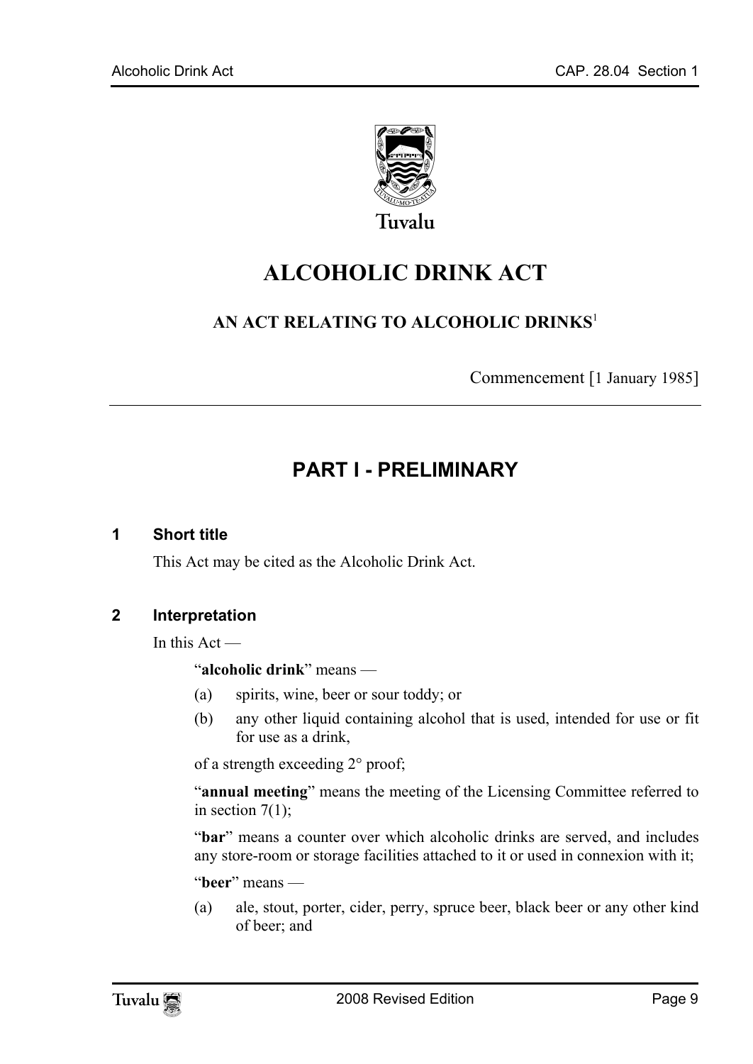Tuvalu

# ALCOHOLIC DRINK ACT

## AN ACT RELATING TO ALCOHOLIC DRINKS[1]

Commencement [1 January 1985]

---

## PART I - PRELIMINARY

### 1 Short title

This Act may be cited as the Alcoholic Drink Act.

### 2 Interpretation

In this Act —

"**alcoholic drink**" means —

(a) spirits, wine, beer or sour toddy; or

(b) any other liquid containing alcohol that is used, intended for use or fit for use as a drink,

of a strength exceeding 2° proof;

"**annual meeting**" means the meeting of the Licensing Committee referred to in section 7(1);

"**bar**" means a counter over which alcoholic drinks are served, and includes any store-room or storage facilities attached to it or used in connexion with it;

"**beer**" means —

(a) ale, stout, porter, cider, perry, spruce beer, black beer or any other kind of beer; and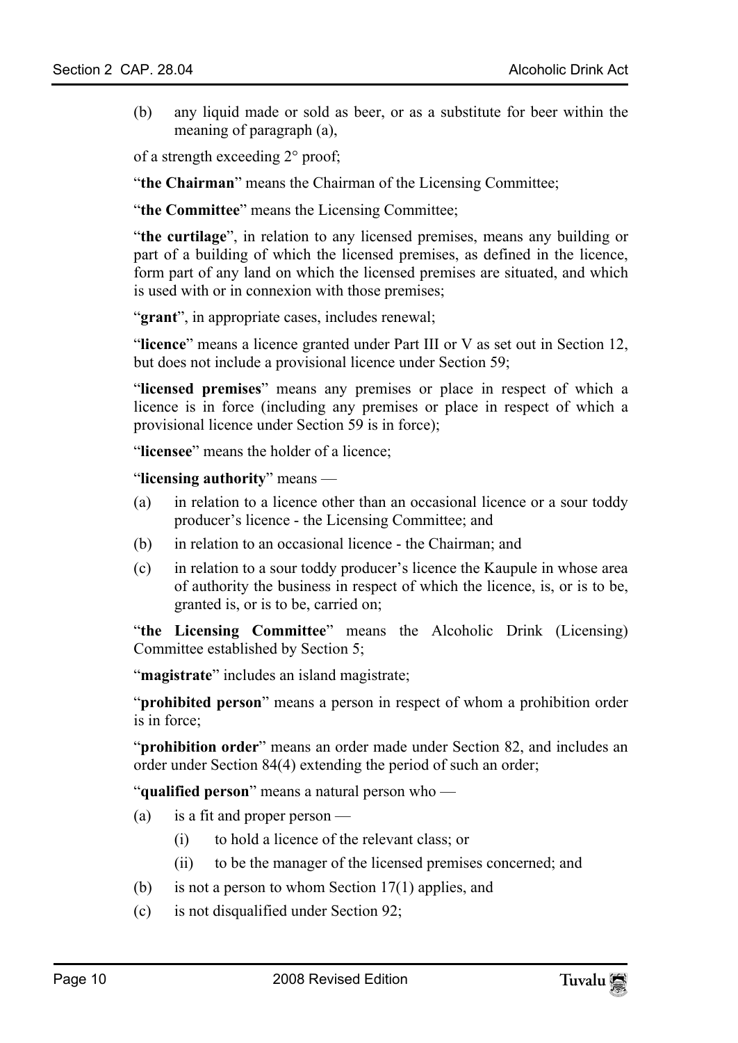(b) any liquid made or sold as beer, or as a substitute for beer within the meaning of paragraph (a),

of a strength exceeding 2° proof;

"**the Chairman**" means the Chairman of the Licensing Committee;

"**the Committee**" means the Licensing Committee;

"**the curtilage**", in relation to any licensed premises, means any building or part of a building of which the licensed premises, as defined in the licence, form part of any land on which the licensed premises are situated, and which is used with or in connexion with those premises;

"**grant**", in appropriate cases, includes renewal;

"**licence**" means a licence granted under Part III or V as set out in Section 12, but does not include a provisional licence under Section 59;

"**licensed premises**" means any premises or place in respect of which a licence is in force (including any premises or place in respect of which a provisional licence under Section 59 is in force);

"**licensee**" means the holder of a licence;

"**licensing authority**" means —

(a) in relation to a licence other than an occasional licence or a sour toddy producer's licence - the Licensing Committee; and

(b) in relation to an occasional licence - the Chairman; and

(c) in relation to a sour toddy producer's licence the Kaupule in whose area of authority the business in respect of which the licence, is, or is to be, granted is, or is to be, carried on;

"**the Licensing Committee**" means the Alcoholic Drink (Licensing) Committee established by Section 5;

"**magistrate**" includes an island magistrate;

"**prohibited person**" means a person in respect of whom a prohibition order is in force;

"**prohibition order**" means an order made under Section 82, and includes an order under Section 84(4) extending the period of such an order;

"**qualified person**" means a natural person who —

(a) is a fit and proper person —

  (i) to hold a licence of the relevant class; or

  (ii) to be the manager of the licensed premises concerned; and

(b) is not a person to whom Section 17(1) applies, and

(c) is not disqualified under Section 92;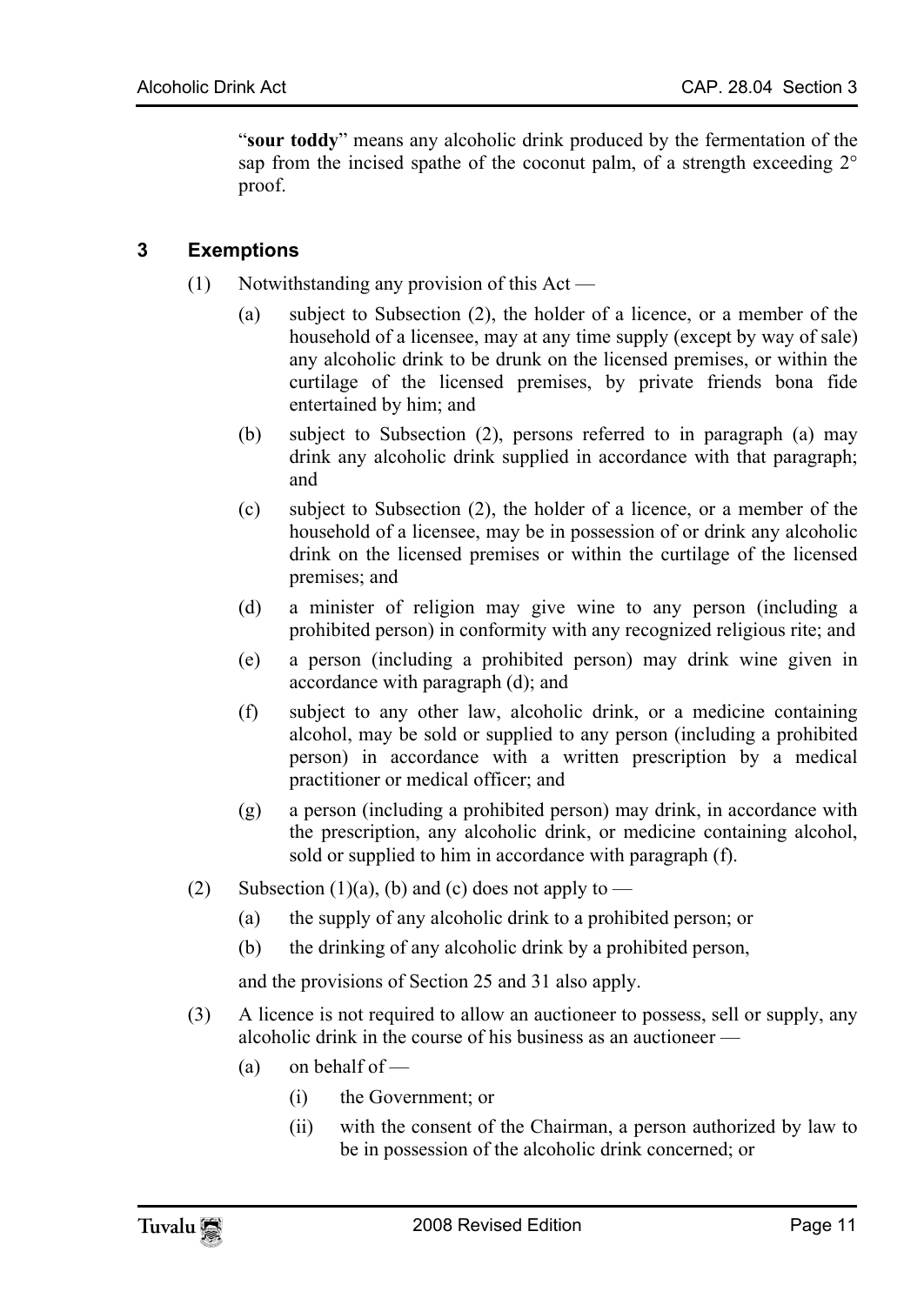"**sour toddy**" means any alcoholic drink produced by the fermentation of the sap from the incised spathe of the coconut palm, of a strength exceeding 2° proof.

## 3 Exemptions

(1) Notwithstanding any provision of this Act —

(a) subject to Subsection (2), the holder of a licence, or a member of the household of a licensee, may at any time supply (except by way of sale) any alcoholic drink to be drunk on the licensed premises, or within the curtilage of the licensed premises, by private friends bona fide entertained by him; and

(b) subject to Subsection (2), persons referred to in paragraph (a) may drink any alcoholic drink supplied in accordance with that paragraph; and

(c) subject to Subsection (2), the holder of a licence, or a member of the household of a licensee, may be in possession of or drink any alcoholic drink on the licensed premises or within the curtilage of the licensed premises; and

(d) a minister of religion may give wine to any person (including a prohibited person) in conformity with any recognized religious rite; and

(e) a person (including a prohibited person) may drink wine given in accordance with paragraph (d); and

(f) subject to any other law, alcoholic drink, or a medicine containing alcohol, may be sold or supplied to any person (including a prohibited person) in accordance with a written prescription by a medical practitioner or medical officer; and

(g) a person (including a prohibited person) may drink, in accordance with the prescription, any alcoholic drink, or medicine containing alcohol, sold or supplied to him in accordance with paragraph (f).

(2) Subsection (1)(a), (b) and (c) does not apply to —

(a) the supply of any alcoholic drink to a prohibited person; or

(b) the drinking of any alcoholic drink by a prohibited person,

and the provisions of Section 25 and 31 also apply.

(3) A licence is not required to allow an auctioneer to possess, sell or supply, any alcoholic drink in the course of his business as an auctioneer —

(a) on behalf of —

(i) the Government; or

(ii) with the consent of the Chairman, a person authorized by law to be in possession of the alcoholic drink concerned; or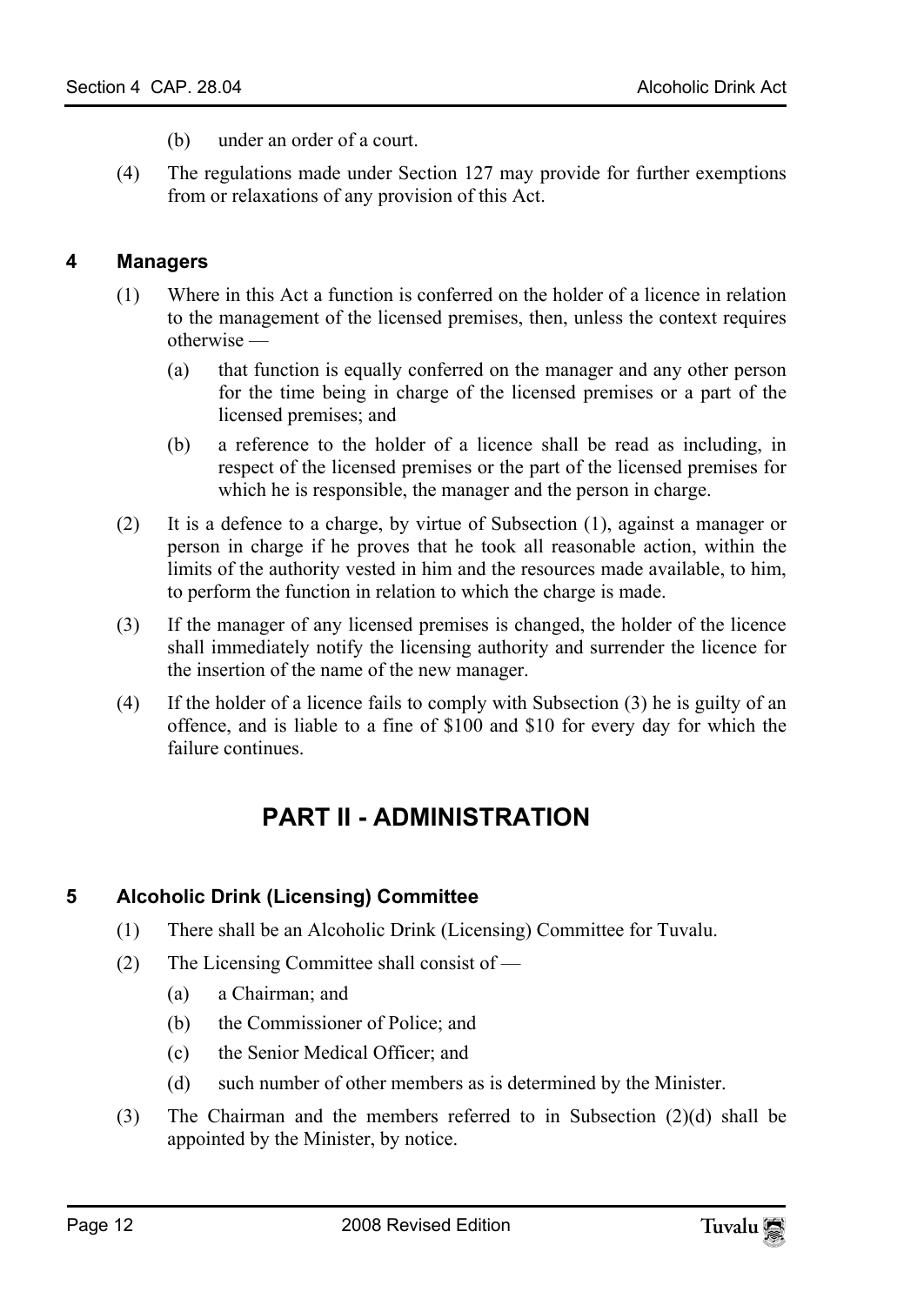(b) under an order of a court.

(4) The regulations made under Section 127 may provide for further exemptions from or relaxations of any provision of this Act.

### 4 Managers

(1) Where in this Act a function is conferred on the holder of a licence in relation to the management of the licensed premises, then, unless the context requires otherwise —

(a) that function is equally conferred on the manager and any other person for the time being in charge of the licensed premises or a part of the licensed premises; and

(b) a reference to the holder of a licence shall be read as including, in respect of the licensed premises or the part of the licensed premises for which he is responsible, the manager and the person in charge.

(2) It is a defence to a charge, by virtue of Subsection (1), against a manager or person in charge if he proves that he took all reasonable action, within the limits of the authority vested in him and the resources made available, to him, to perform the function in relation to which the charge is made.

(3) If the manager of any licensed premises is changed, the holder of the licence shall immediately notify the licensing authority and surrender the licence for the insertion of the name of the new manager.

(4) If the holder of a licence fails to comply with Subsection (3) he is guilty of an offence, and is liable to a fine of $100 and $10 for every day for which the failure continues.

## PART II - ADMINISTRATION

### 5 Alcoholic Drink (Licensing) Committee

(1) There shall be an Alcoholic Drink (Licensing) Committee for Tuvalu.

(2) The Licensing Committee shall consist of —

(a) a Chairman; and

(b) the Commissioner of Police; and

(c) the Senior Medical Officer; and

(d) such number of other members as is determined by the Minister.

(3) The Chairman and the members referred to in Subsection (2)(d) shall be appointed by the Minister, by notice.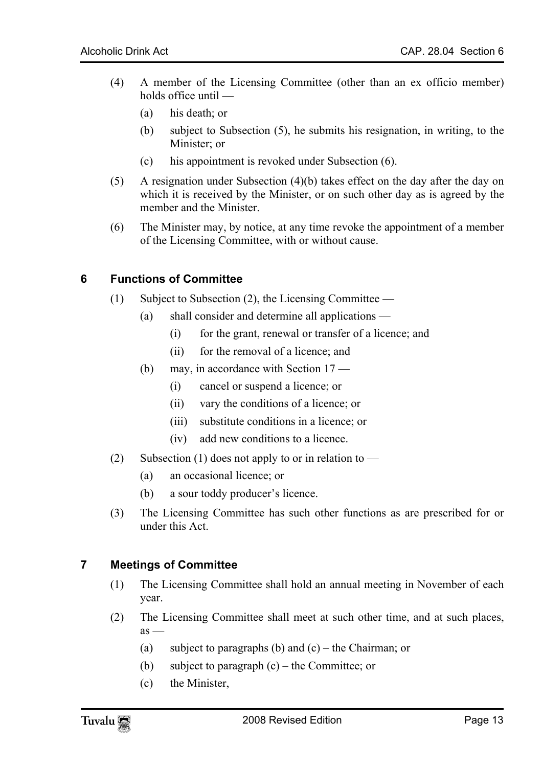(4) A member of the Licensing Committee (other than an ex officio member) holds office until —

(a) his death; or

(b) subject to Subsection (5), he submits his resignation, in writing, to the Minister; or

(c) his appointment is revoked under Subsection (6).

(5) A resignation under Subsection (4)(b) takes effect on the day after the day on which it is received by the Minister, or on such other day as is agreed by the member and the Minister.

(6) The Minister may, by notice, at any time revoke the appointment of a member of the Licensing Committee, with or without cause.

## 6 Functions of Committee

(1) Subject to Subsection (2), the Licensing Committee —

(a) shall consider and determine all applications —

(i) for the grant, renewal or transfer of a licence; and

(ii) for the removal of a licence; and

(b) may, in accordance with Section 17 —

(i) cancel or suspend a licence; or

(ii) vary the conditions of a licence; or

(iii) substitute conditions in a licence; or

(iv) add new conditions to a licence.

(2) Subsection (1) does not apply to or in relation to —

(a) an occasional licence; or

(b) a sour toddy producer's licence.

(3) The Licensing Committee has such other functions as are prescribed for or under this Act.

## 7 Meetings of Committee

(1) The Licensing Committee shall hold an annual meeting in November of each year.

(2) The Licensing Committee shall meet at such other time, and at such places, as —

(a) subject to paragraphs (b) and (c) – the Chairman; or

(b) subject to paragraph (c) – the Committee; or

(c) the Minister,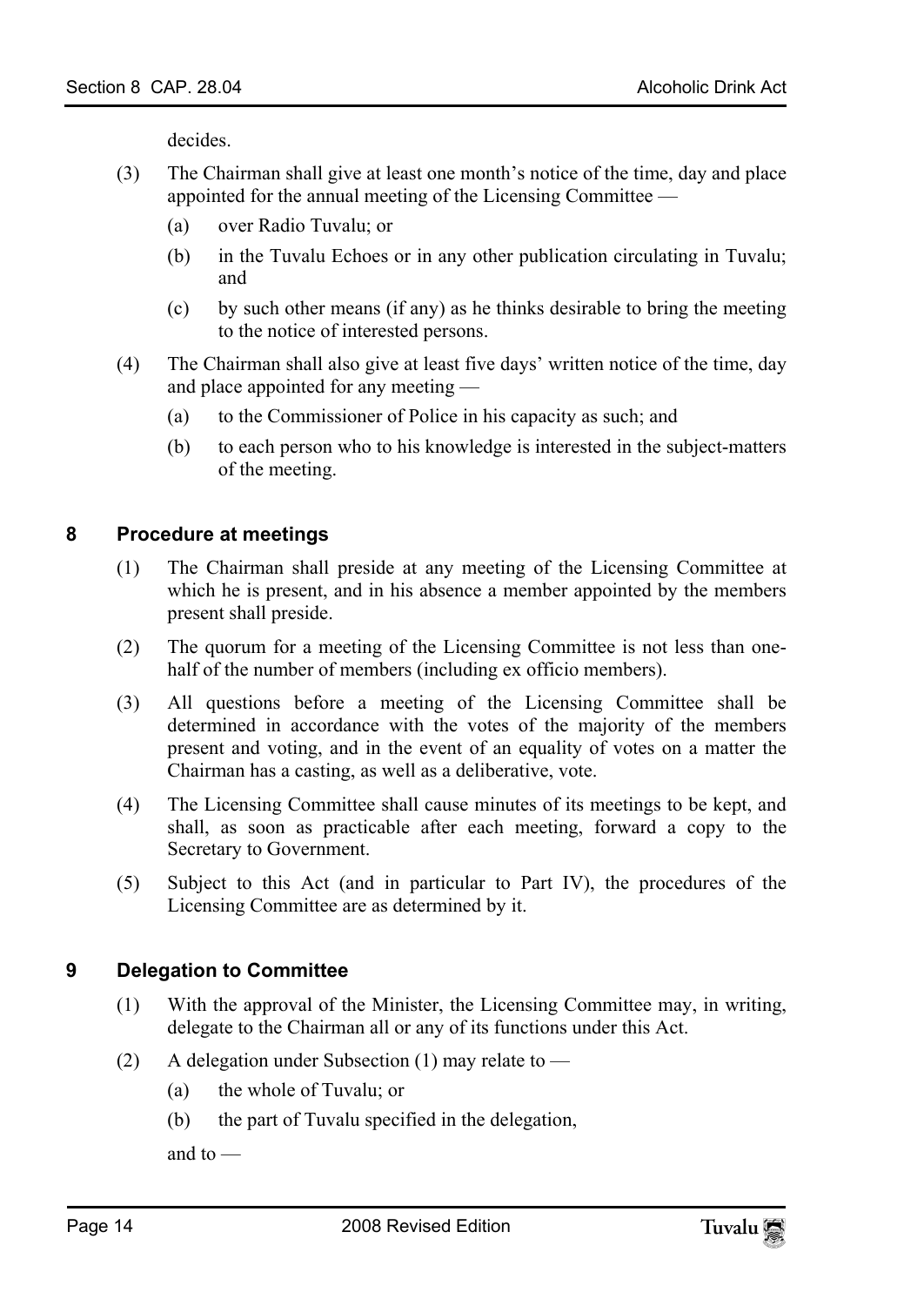decides.

(3) The Chairman shall give at least one month's notice of the time, day and place appointed for the annual meeting of the Licensing Committee —

(a) over Radio Tuvalu; or

(b) in the Tuvalu Echoes or in any other publication circulating in Tuvalu; and

(c) by such other means (if any) as he thinks desirable to bring the meeting to the notice of interested persons.

(4) The Chairman shall also give at least five days' written notice of the time, day and place appointed for any meeting —

(a) to the Commissioner of Police in his capacity as such; and

(b) to each person who to his knowledge is interested in the subject-matters of the meeting.

## 8 Procedure at meetings

(1) The Chairman shall preside at any meeting of the Licensing Committee at which he is present, and in his absence a member appointed by the members present shall preside.

(2) The quorum for a meeting of the Licensing Committee is not less than one-half of the number of members (including ex officio members).

(3) All questions before a meeting of the Licensing Committee shall be determined in accordance with the votes of the majority of the members present and voting, and in the event of an equality of votes on a matter the Chairman has a casting, as well as a deliberative, vote.

(4) The Licensing Committee shall cause minutes of its meetings to be kept, and shall, as soon as practicable after each meeting, forward a copy to the Secretary to Government.

(5) Subject to this Act (and in particular to Part IV), the procedures of the Licensing Committee are as determined by it.

## 9 Delegation to Committee

(1) With the approval of the Minister, the Licensing Committee may, in writing, delegate to the Chairman all or any of its functions under this Act.

(2) A delegation under Subsection (1) may relate to —

(a) the whole of Tuvalu; or

(b) the part of Tuvalu specified in the delegation,

and to —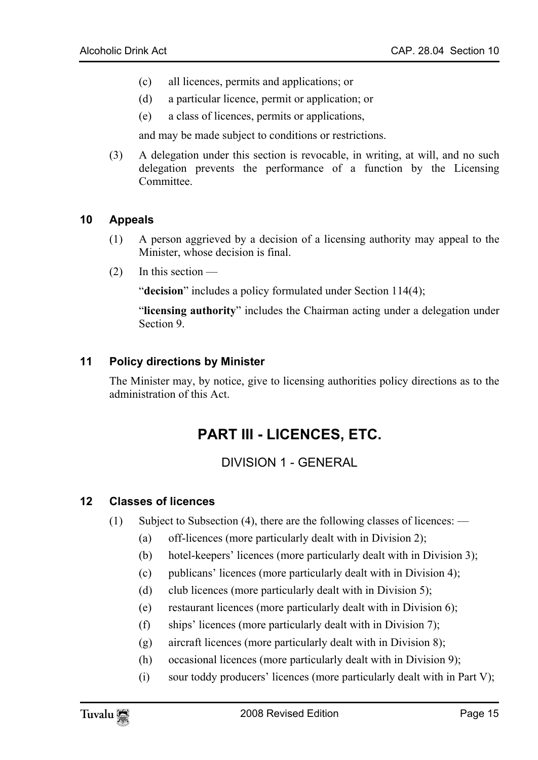(c) all licences, permits and applications; or

(d) a particular licence, permit or application; or

(e) a class of licences, permits or applications,

and may be made subject to conditions or restrictions.

(3) A delegation under this section is revocable, in writing, at will, and no such delegation prevents the performance of a function by the Licensing Committee.

### 10 Appeals

(1) A person aggrieved by a decision of a licensing authority may appeal to the Minister, whose decision is final.

(2) In this section —

"**decision**" includes a policy formulated under Section 114(4);

"**licensing authority**" includes the Chairman acting under a delegation under Section 9.

### 11 Policy directions by Minister

The Minister may, by notice, give to licensing authorities policy directions as to the administration of this Act.

# PART III - LICENCES, ETC.

## DIVISION 1 - GENERAL

### 12 Classes of licences

(1) Subject to Subsection (4), there are the following classes of licences: —

(a) off-licences (more particularly dealt with in Division 2);

(b) hotel-keepers' licences (more particularly dealt with in Division 3);

(c) publicans' licences (more particularly dealt with in Division 4);

(d) club licences (more particularly dealt with in Division 5);

(e) restaurant licences (more particularly dealt with in Division 6);

(f) ships' licences (more particularly dealt with in Division 7);

(g) aircraft licences (more particularly dealt with in Division 8);

(h) occasional licences (more particularly dealt with in Division 9);

(i) sour toddy producers' licences (more particularly dealt with in Part V);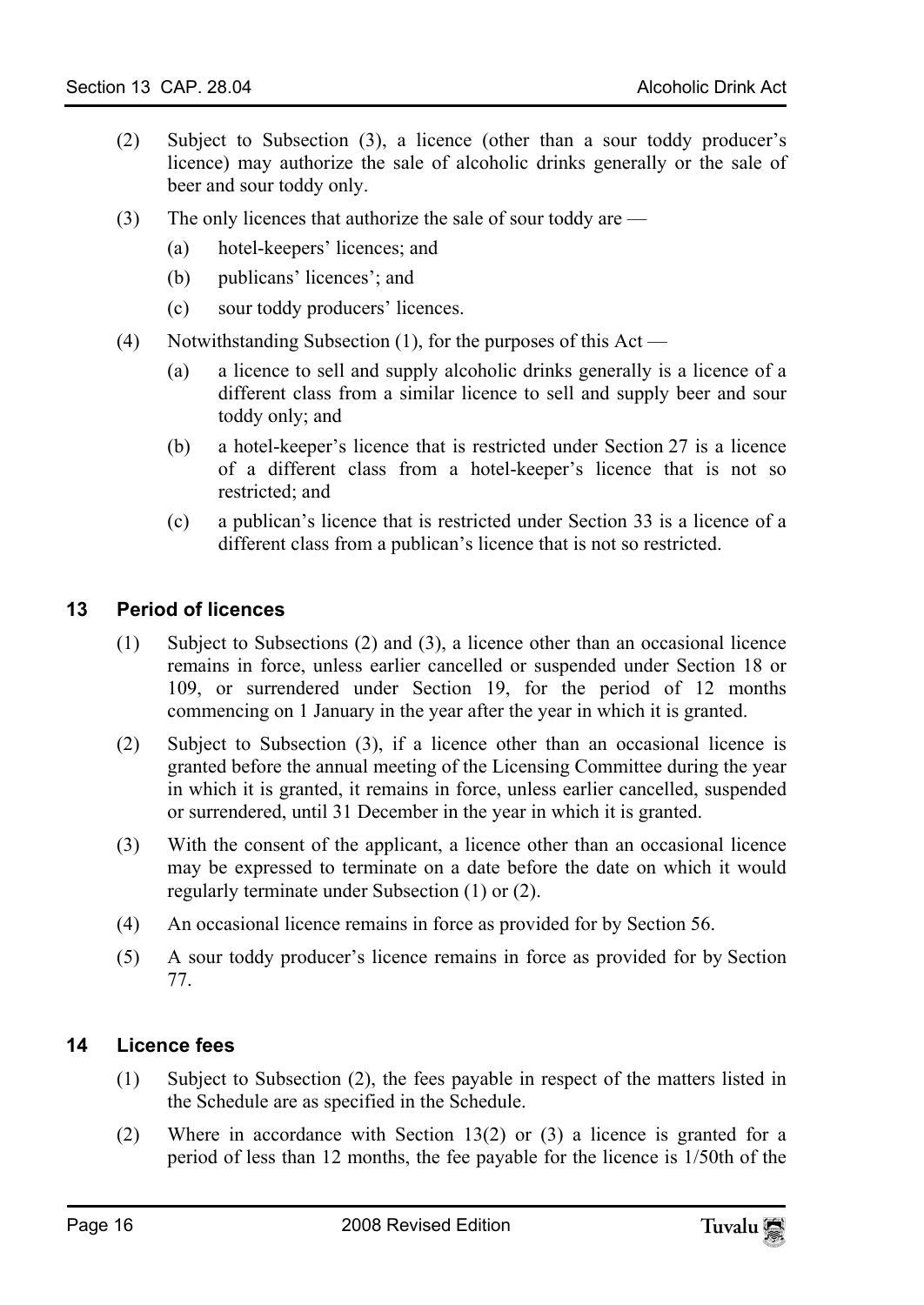(2) Subject to Subsection (3), a licence (other than a sour toddy producer's licence) may authorize the sale of alcoholic drinks generally or the sale of beer and sour toddy only.

(3) The only licences that authorize the sale of sour toddy are —

- (a) hotel-keepers' licences; and
- (b) publicans' licences'; and
- (c) sour toddy producers' licences.

(4) Notwithstanding Subsection (1), for the purposes of this Act —

- (a) a licence to sell and supply alcoholic drinks generally is a licence of a different class from a similar licence to sell and supply beer and sour toddy only; and
- (b) a hotel-keeper's licence that is restricted under Section 27 is a licence of a different class from a hotel-keeper's licence that is not so restricted; and
- (c) a publican's licence that is restricted under Section 33 is a licence of a different class from a publican's licence that is not so restricted.

## 13 Period of licences

(1) Subject to Subsections (2) and (3), a licence other than an occasional licence remains in force, unless earlier cancelled or suspended under Section 18 or 109, or surrendered under Section 19, for the period of 12 months commencing on 1 January in the year after the year in which it is granted.

(2) Subject to Subsection (3), if a licence other than an occasional licence is granted before the annual meeting of the Licensing Committee during the year in which it is granted, it remains in force, unless earlier cancelled, suspended or surrendered, until 31 December in the year in which it is granted.

(3) With the consent of the applicant, a licence other than an occasional licence may be expressed to terminate on a date before the date on which it would regularly terminate under Subsection (1) or (2).

(4) An occasional licence remains in force as provided for by Section 56.

(5) A sour toddy producer's licence remains in force as provided for by Section 77.

## 14 Licence fees

(1) Subject to Subsection (2), the fees payable in respect of the matters listed in the Schedule are as specified in the Schedule.

(2) Where in accordance with Section 13(2) or (3) a licence is granted for a period of less than 12 months, the fee payable for the licence is 1/50th of the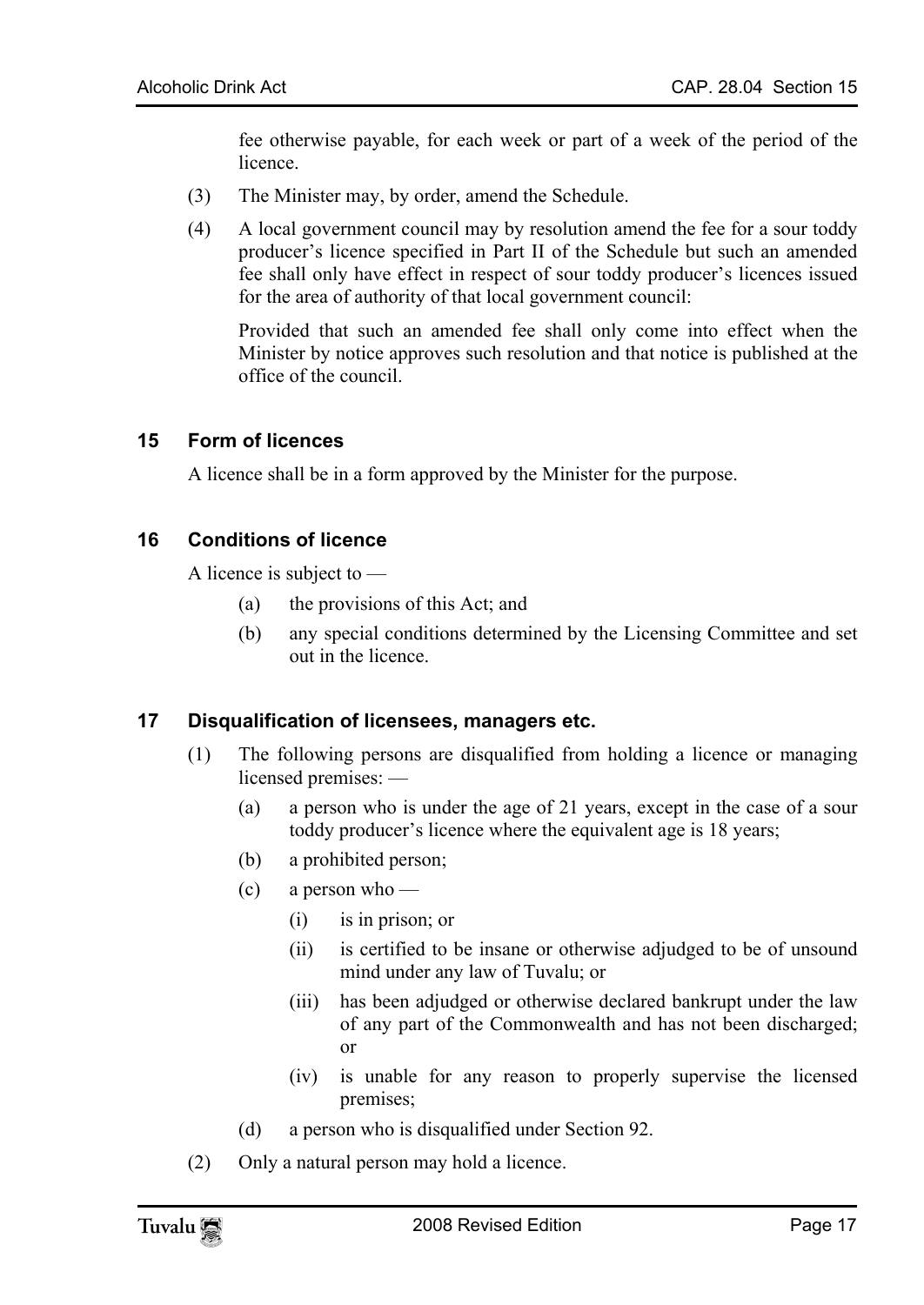fee otherwise payable, for each week or part of a week of the period of the licence.

(3) The Minister may, by order, amend the Schedule.

(4) A local government council may by resolution amend the fee for a sour toddy producer's licence specified in Part II of the Schedule but such an amended fee shall only have effect in respect of sour toddy producer's licences issued for the area of authority of that local government council:

Provided that such an amended fee shall only come into effect when the Minister by notice approves such resolution and that notice is published at the office of the council.

## 15 Form of licences

A licence shall be in a form approved by the Minister for the purpose.

## 16 Conditions of licence

A licence is subject to —

(a) the provisions of this Act; and

(b) any special conditions determined by the Licensing Committee and set out in the licence.

## 17 Disqualification of licensees, managers etc.

(1) The following persons are disqualified from holding a licence or managing licensed premises: —

(a) a person who is under the age of 21 years, except in the case of a sour toddy producer's licence where the equivalent age is 18 years;

(b) a prohibited person;

(c) a person who —

(i) is in prison; or

(ii) is certified to be insane or otherwise adjudged to be of unsound mind under any law of Tuvalu; or

(iii) has been adjudged or otherwise declared bankrupt under the law of any part of the Commonwealth and has not been discharged; or

(iv) is unable for any reason to properly supervise the licensed premises;

(d) a person who is disqualified under Section 92.

(2) Only a natural person may hold a licence.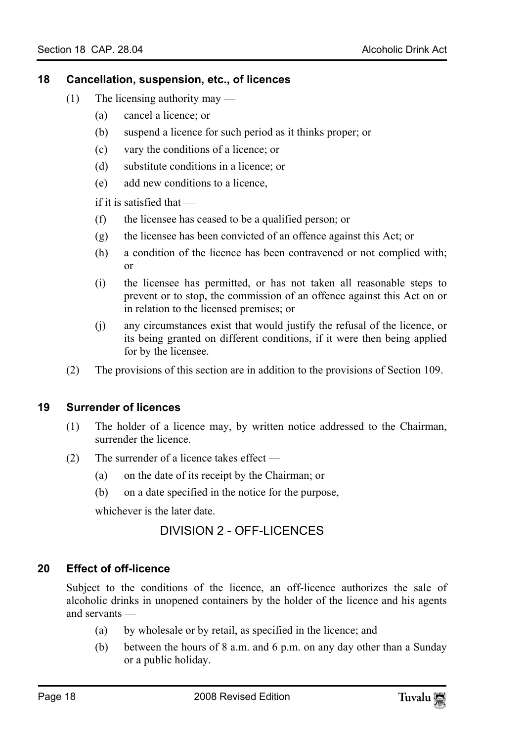### 18 Cancellation, suspension, etc., of licences

(1) The licensing authority may —

(a) cancel a licence; or

(b) suspend a licence for such period as it thinks proper; or

(c) vary the conditions of a licence; or

(d) substitute conditions in a licence; or

(e) add new conditions to a licence,

if it is satisfied that —

(f) the licensee has ceased to be a qualified person; or

(g) the licensee has been convicted of an offence against this Act; or

(h) a condition of the licence has been contravened or not complied with; or

(i) the licensee has permitted, or has not taken all reasonable steps to prevent or to stop, the commission of an offence against this Act on or in relation to the licensed premises; or

(j) any circumstances exist that would justify the refusal of the licence, or its being granted on different conditions, if it were then being applied for by the licensee.

(2) The provisions of this section are in addition to the provisions of Section 109.

### 19 Surrender of licences

(1) The holder of a licence may, by written notice addressed to the Chairman, surrender the licence.

(2) The surrender of a licence takes effect —

(a) on the date of its receipt by the Chairman; or

(b) on a date specified in the notice for the purpose,

whichever is the later date.

## DIVISION 2 - OFF-LICENCES

### 20 Effect of off-licence

Subject to the conditions of the licence, an off-licence authorizes the sale of alcoholic drinks in unopened containers by the holder of the licence and his agents and servants —

(a) by wholesale or by retail, as specified in the licence; and

(b) between the hours of 8 a.m. and 6 p.m. on any day other than a Sunday or a public holiday.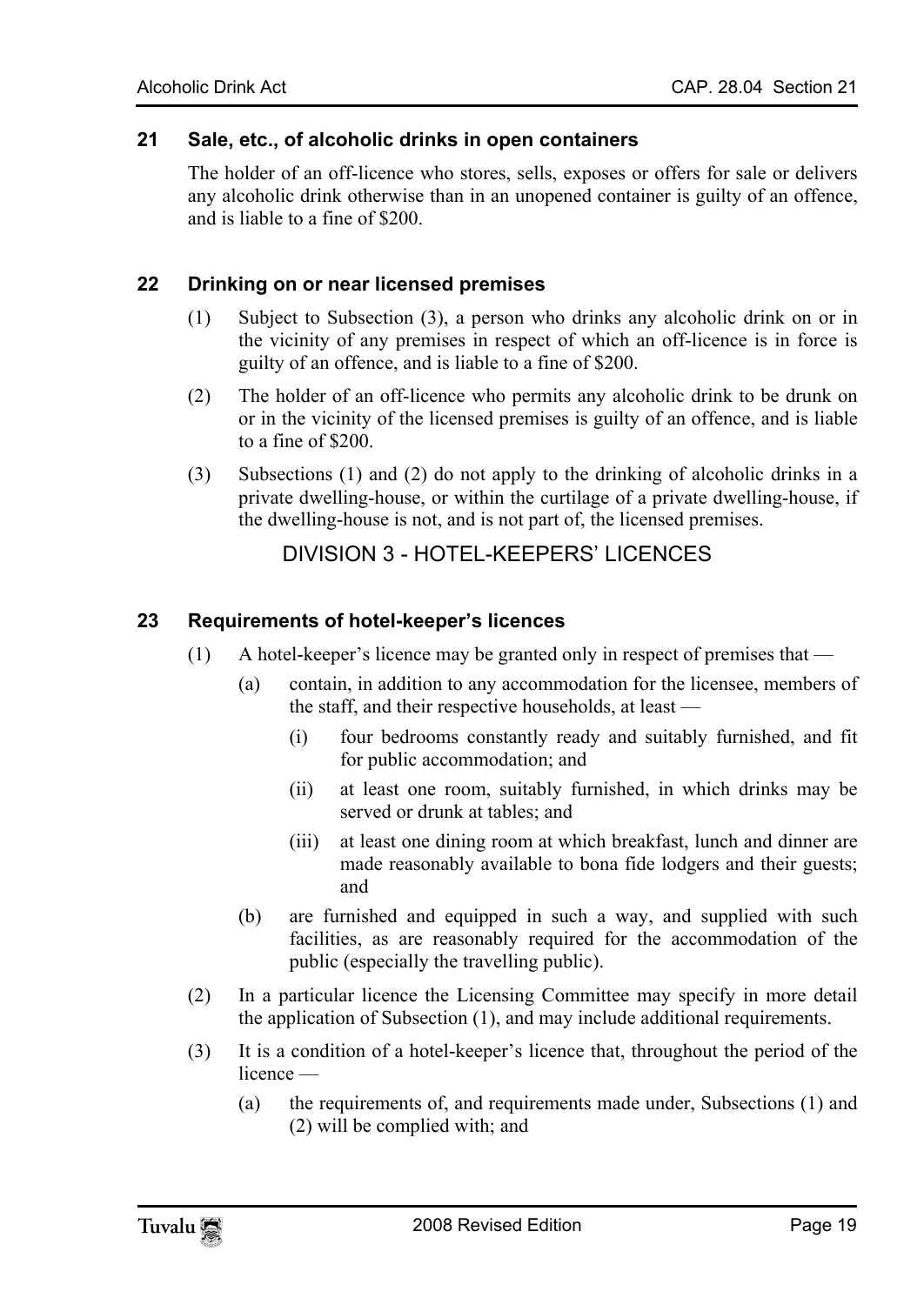### 21 Sale, etc., of alcoholic drinks in open containers

The holder of an off-licence who stores, sells, exposes or offers for sale or delivers any alcoholic drink otherwise than in an unopened container is guilty of an offence, and is liable to a fine of $200.

### 22 Drinking on or near licensed premises

(1) Subject to Subsection (3), a person who drinks any alcoholic drink on or in the vicinity of any premises in respect of which an off-licence is in force is guilty of an offence, and is liable to a fine of $200.

(2) The holder of an off-licence who permits any alcoholic drink to be drunk on or in the vicinity of the licensed premises is guilty of an offence, and is liable to a fine of $200.

(3) Subsections (1) and (2) do not apply to the drinking of alcoholic drinks in a private dwelling-house, or within the curtilage of a private dwelling-house, if the dwelling-house is not, and is not part of, the licensed premises.

## DIVISION 3 - HOTEL-KEEPERS' LICENCES

### 23 Requirements of hotel-keeper's licences

(1) A hotel-keeper's licence may be granted only in respect of premises that —

  (a) contain, in addition to any accommodation for the licensee, members of the staff, and their respective households, at least —

    (i) four bedrooms constantly ready and suitably furnished, and fit for public accommodation; and

    (ii) at least one room, suitably furnished, in which drinks may be served or drunk at tables; and

    (iii) at least one dining room at which breakfast, lunch and dinner are made reasonably available to bona fide lodgers and their guests; and

  (b) are furnished and equipped in such a way, and supplied with such facilities, as are reasonably required for the accommodation of the public (especially the travelling public).

(2) In a particular licence the Licensing Committee may specify in more detail the application of Subsection (1), and may include additional requirements.

(3) It is a condition of a hotel-keeper's licence that, throughout the period of the licence —

  (a) the requirements of, and requirements made under, Subsections (1) and (2) will be complied with; and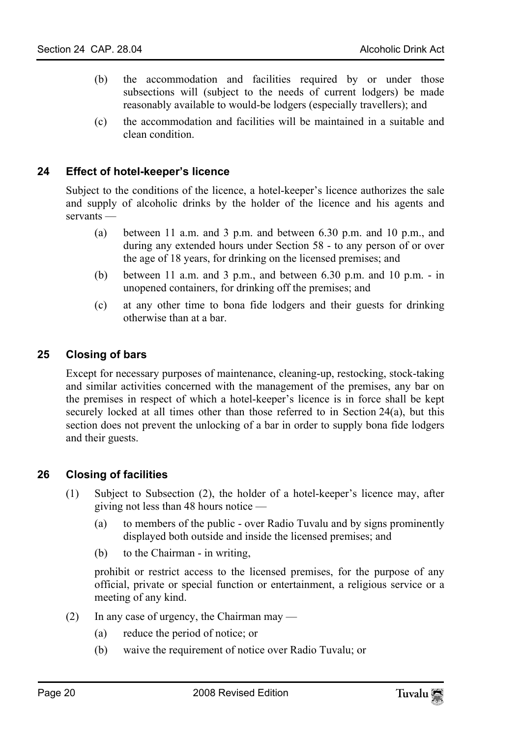(b) the accommodation and facilities required by or under those subsections will (subject to the needs of current lodgers) be made reasonably available to would-be lodgers (especially travellers); and

(c) the accommodation and facilities will be maintained in a suitable and clean condition.

### 24 Effect of hotel-keeper's licence

Subject to the conditions of the licence, a hotel-keeper's licence authorizes the sale and supply of alcoholic drinks by the holder of the licence and his agents and servants —

(a) between 11 a.m. and 3 p.m. and between 6.30 p.m. and 10 p.m., and during any extended hours under Section 58 - to any person of or over the age of 18 years, for drinking on the licensed premises; and

(b) between 11 a.m. and 3 p.m., and between 6.30 p.m. and 10 p.m. - in unopened containers, for drinking off the premises; and

(c) at any other time to bona fide lodgers and their guests for drinking otherwise than at a bar.

### 25 Closing of bars

Except for necessary purposes of maintenance, cleaning-up, restocking, stock-taking and similar activities concerned with the management of the premises, any bar on the premises in respect of which a hotel-keeper's licence is in force shall be kept securely locked at all times other than those referred to in Section 24(a), but this section does not prevent the unlocking of a bar in order to supply bona fide lodgers and their guests.

### 26 Closing of facilities

(1) Subject to Subsection (2), the holder of a hotel-keeper's licence may, after giving not less than 48 hours notice —

(a) to members of the public - over Radio Tuvalu and by signs prominently displayed both outside and inside the licensed premises; and

(b) to the Chairman - in writing,

prohibit or restrict access to the licensed premises, for the purpose of any official, private or special function or entertainment, a religious service or a meeting of any kind.

(2) In any case of urgency, the Chairman may —

(a) reduce the period of notice; or

(b) waive the requirement of notice over Radio Tuvalu; or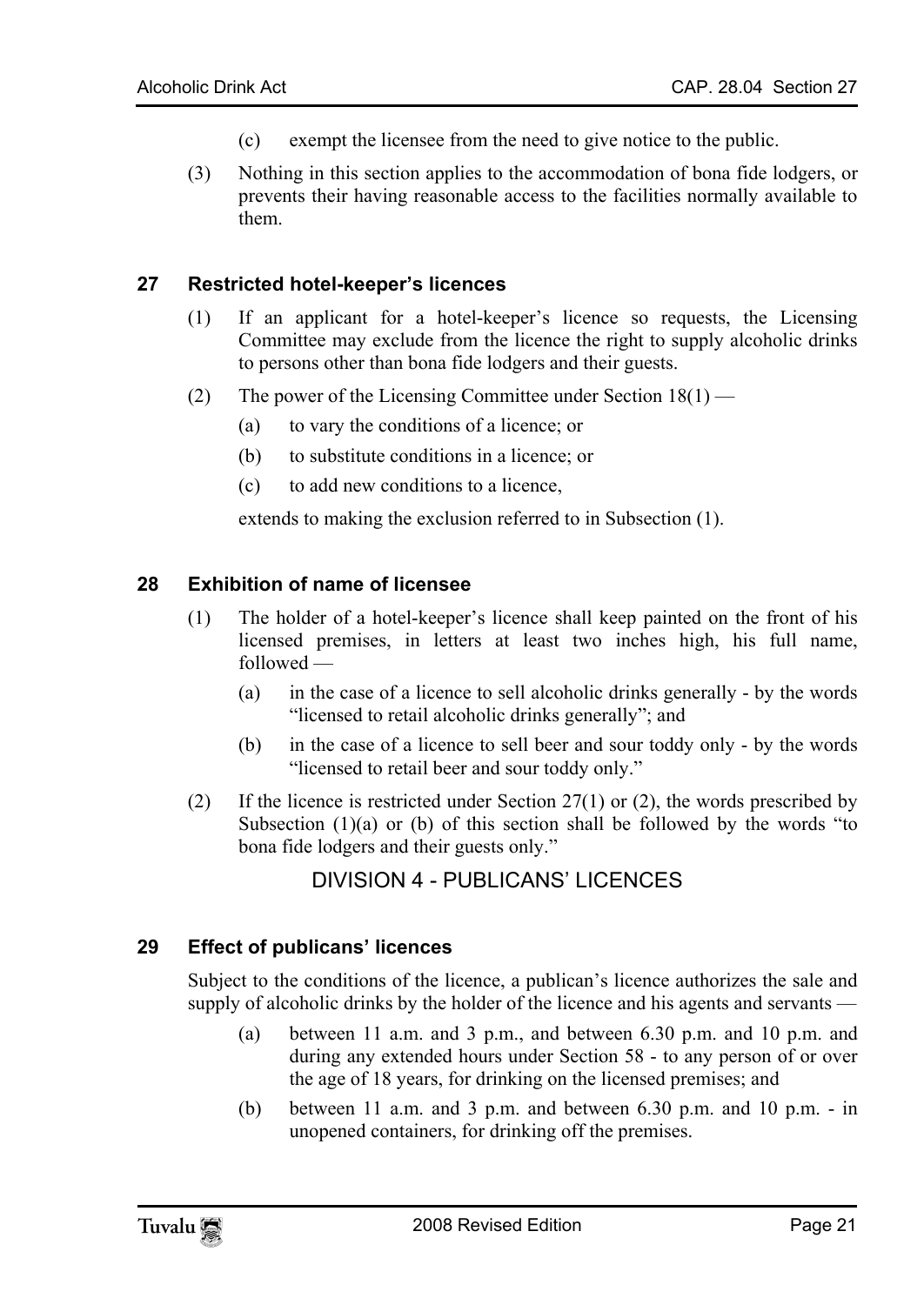(c) exempt the licensee from the need to give notice to the public.

(3) Nothing in this section applies to the accommodation of bona fide lodgers, or prevents their having reasonable access to the facilities normally available to them.

### 27 Restricted hotel-keeper's licences

(1) If an applicant for a hotel-keeper's licence so requests, the Licensing Committee may exclude from the licence the right to supply alcoholic drinks to persons other than bona fide lodgers and their guests.

(2) The power of the Licensing Committee under Section 18(1) —

(a) to vary the conditions of a licence; or

(b) to substitute conditions in a licence; or

(c) to add new conditions to a licence,

extends to making the exclusion referred to in Subsection (1).

### 28 Exhibition of name of licensee

(1) The holder of a hotel-keeper's licence shall keep painted on the front of his licensed premises, in letters at least two inches high, his full name, followed —

(a) in the case of a licence to sell alcoholic drinks generally - by the words "licensed to retail alcoholic drinks generally"; and

(b) in the case of a licence to sell beer and sour toddy only - by the words "licensed to retail beer and sour toddy only."

(2) If the licence is restricted under Section 27(1) or (2), the words prescribed by Subsection (1)(a) or (b) of this section shall be followed by the words "to bona fide lodgers and their guests only."

## DIVISION 4 - PUBLICANS' LICENCES

### 29 Effect of publicans' licences

Subject to the conditions of the licence, a publican's licence authorizes the sale and supply of alcoholic drinks by the holder of the licence and his agents and servants —

(a) between 11 a.m. and 3 p.m., and between 6.30 p.m. and 10 p.m. and during any extended hours under Section 58 - to any person of or over the age of 18 years, for drinking on the licensed premises; and

(b) between 11 a.m. and 3 p.m. and between 6.30 p.m. and 10 p.m. - in unopened containers, for drinking off the premises.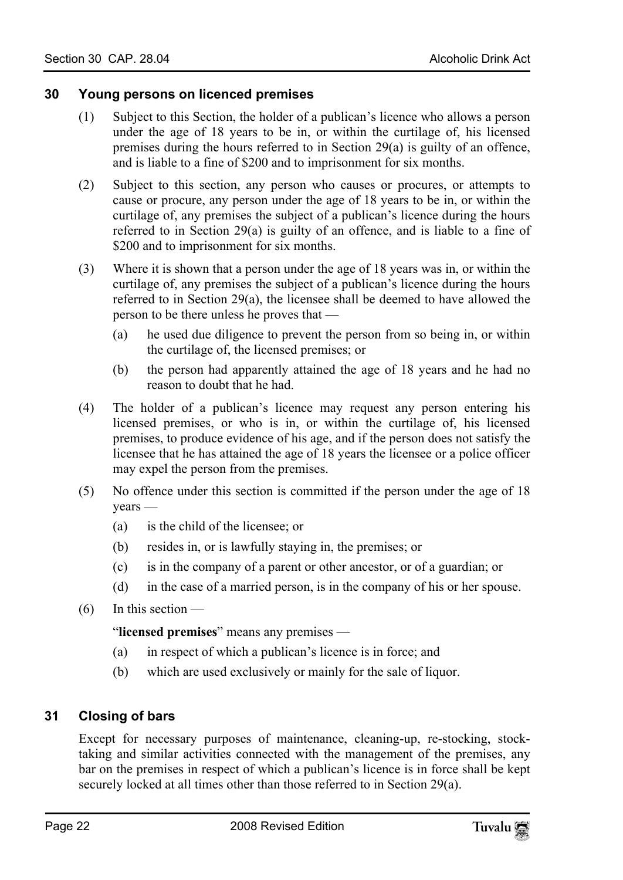## 30 Young persons on licenced premises

(1) Subject to this Section, the holder of a publican's licence who allows a person under the age of 18 years to be in, or within the curtilage of, his licensed premises during the hours referred to in Section 29(a) is guilty of an offence, and is liable to a fine of $200 and to imprisonment for six months.

(2) Subject to this section, any person who causes or procures, or attempts to cause or procure, any person under the age of 18 years to be in, or within the curtilage of, any premises the subject of a publican's licence during the hours referred to in Section 29(a) is guilty of an offence, and is liable to a fine of $200 and to imprisonment for six months.

(3) Where it is shown that a person under the age of 18 years was in, or within the curtilage of, any premises the subject of a publican's licence during the hours referred to in Section 29(a), the licensee shall be deemed to have allowed the person to be there unless he proves that —

- (a) he used due diligence to prevent the person from so being in, or within the curtilage of, the licensed premises; or
- (b) the person had apparently attained the age of 18 years and he had no reason to doubt that he had.

(4) The holder of a publican's licence may request any person entering his licensed premises, or who is in, or within the curtilage of, his licensed premises, to produce evidence of his age, and if the person does not satisfy the licensee that he has attained the age of 18 years the licensee or a police officer may expel the person from the premises.

(5) No offence under this section is committed if the person under the age of 18 years —

- (a) is the child of the licensee; or
- (b) resides in, or is lawfully staying in, the premises; or
- (c) is in the company of a parent or other ancestor, or of a guardian; or
- (d) in the case of a married person, is in the company of his or her spouse.

(6) In this section —

"**licensed premises**" means any premises —

- (a) in respect of which a publican's licence is in force; and
- (b) which are used exclusively or mainly for the sale of liquor.

## 31 Closing of bars

Except for necessary purposes of maintenance, cleaning-up, re-stocking, stock-taking and similar activities connected with the management of the premises, any bar on the premises in respect of which a publican's licence is in force shall be kept securely locked at all times other than those referred to in Section 29(a).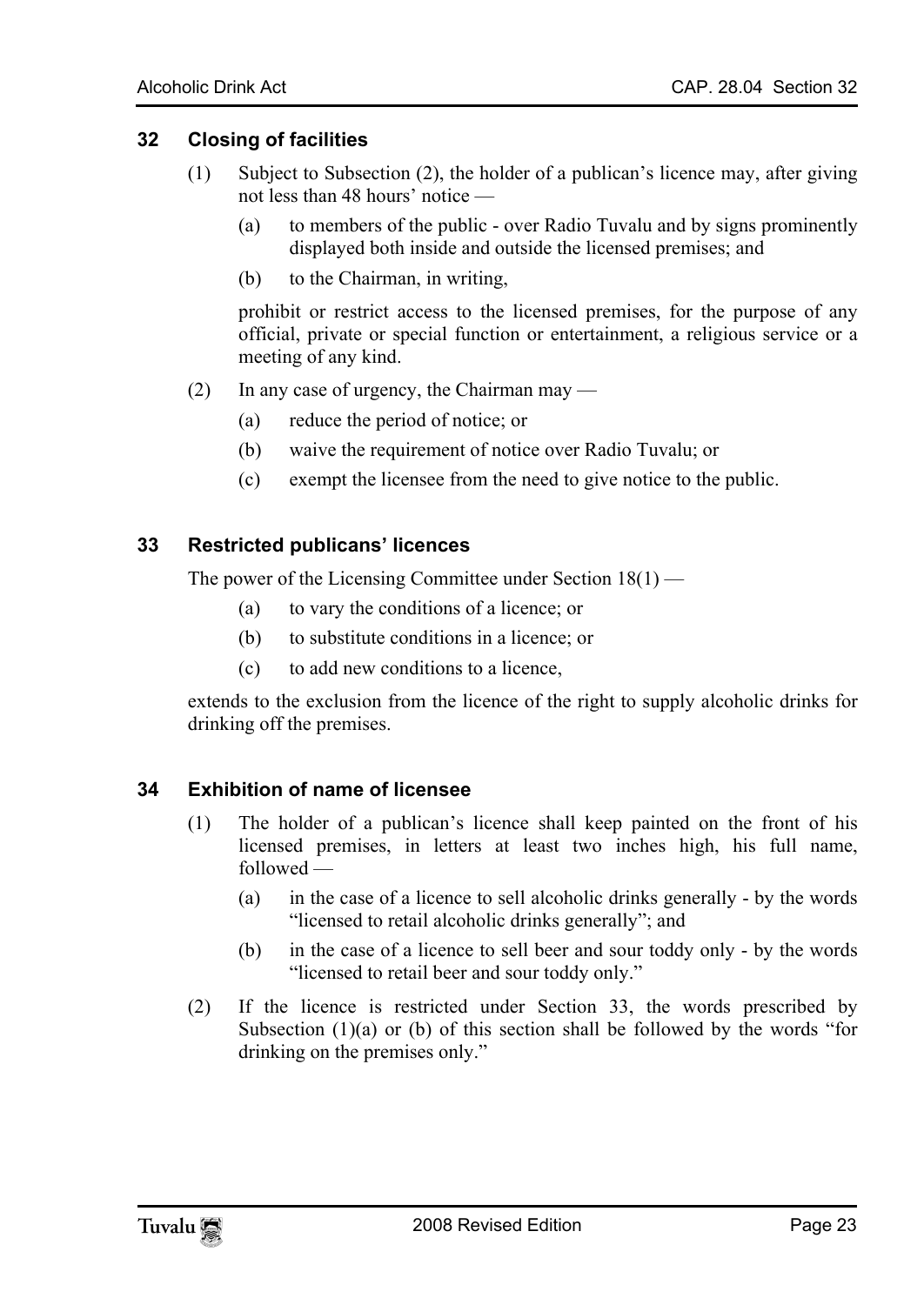## 32 Closing of facilities

(1) Subject to Subsection (2), the holder of a publican's licence may, after giving not less than 48 hours' notice —

(a) to members of the public - over Radio Tuvalu and by signs prominently displayed both inside and outside the licensed premises; and

(b) to the Chairman, in writing,

prohibit or restrict access to the licensed premises, for the purpose of any official, private or special function or entertainment, a religious service or a meeting of any kind.

(2) In any case of urgency, the Chairman may —

(a) reduce the period of notice; or

(b) waive the requirement of notice over Radio Tuvalu; or

(c) exempt the licensee from the need to give notice to the public.

## 33 Restricted publicans' licences

The power of the Licensing Committee under Section 18(1) —

(a) to vary the conditions of a licence; or

(b) to substitute conditions in a licence; or

(c) to add new conditions to a licence,

extends to the exclusion from the licence of the right to supply alcoholic drinks for drinking off the premises.

## 34 Exhibition of name of licensee

(1) The holder of a publican's licence shall keep painted on the front of his licensed premises, in letters at least two inches high, his full name, followed —

(a) in the case of a licence to sell alcoholic drinks generally - by the words "licensed to retail alcoholic drinks generally"; and

(b) in the case of a licence to sell beer and sour toddy only - by the words "licensed to retail beer and sour toddy only."

(2) If the licence is restricted under Section 33, the words prescribed by Subsection (1)(a) or (b) of this section shall be followed by the words "for drinking on the premises only."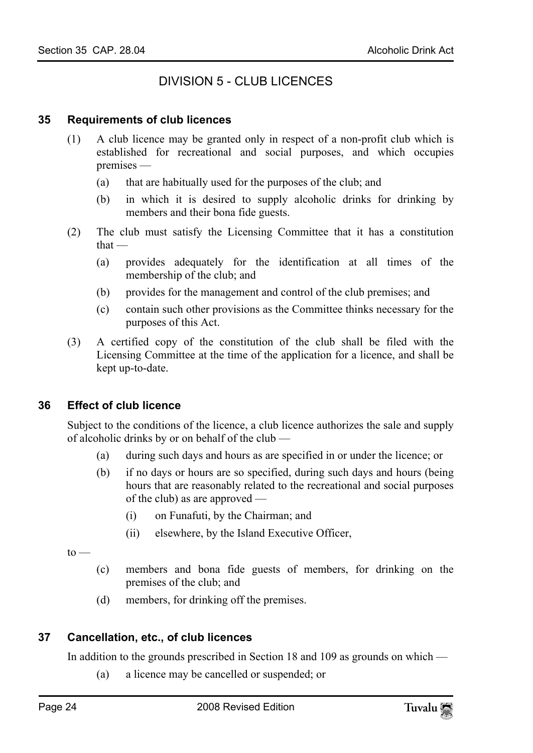## DIVISION 5 - CLUB LICENCES

### 35 Requirements of club licences

(1) A club licence may be granted only in respect of a non-profit club which is established for recreational and social purposes, and which occupies premises —

(a) that are habitually used for the purposes of the club; and

(b) in which it is desired to supply alcoholic drinks for drinking by members and their bona fide guests.

(2) The club must satisfy the Licensing Committee that it has a constitution that —

(a) provides adequately for the identification at all times of the membership of the club; and

(b) provides for the management and control of the club premises; and

(c) contain such other provisions as the Committee thinks necessary for the purposes of this Act.

(3) A certified copy of the constitution of the club shall be filed with the Licensing Committee at the time of the application for a licence, and shall be kept up-to-date.

### 36 Effect of club licence

Subject to the conditions of the licence, a club licence authorizes the sale and supply of alcoholic drinks by or on behalf of the club —

(a) during such days and hours as are specified in or under the licence; or

(b) if no days or hours are so specified, during such days and hours (being hours that are reasonably related to the recreational and social purposes of the club) as are approved —

(i) on Funafuti, by the Chairman; and

(ii) elsewhere, by the Island Executive Officer,

to —

(c) members and bona fide guests of members, for drinking on the premises of the club; and

(d) members, for drinking off the premises.

### 37 Cancellation, etc., of club licences

In addition to the grounds prescribed in Section 18 and 109 as grounds on which —

(a) a licence may be cancelled or suspended; or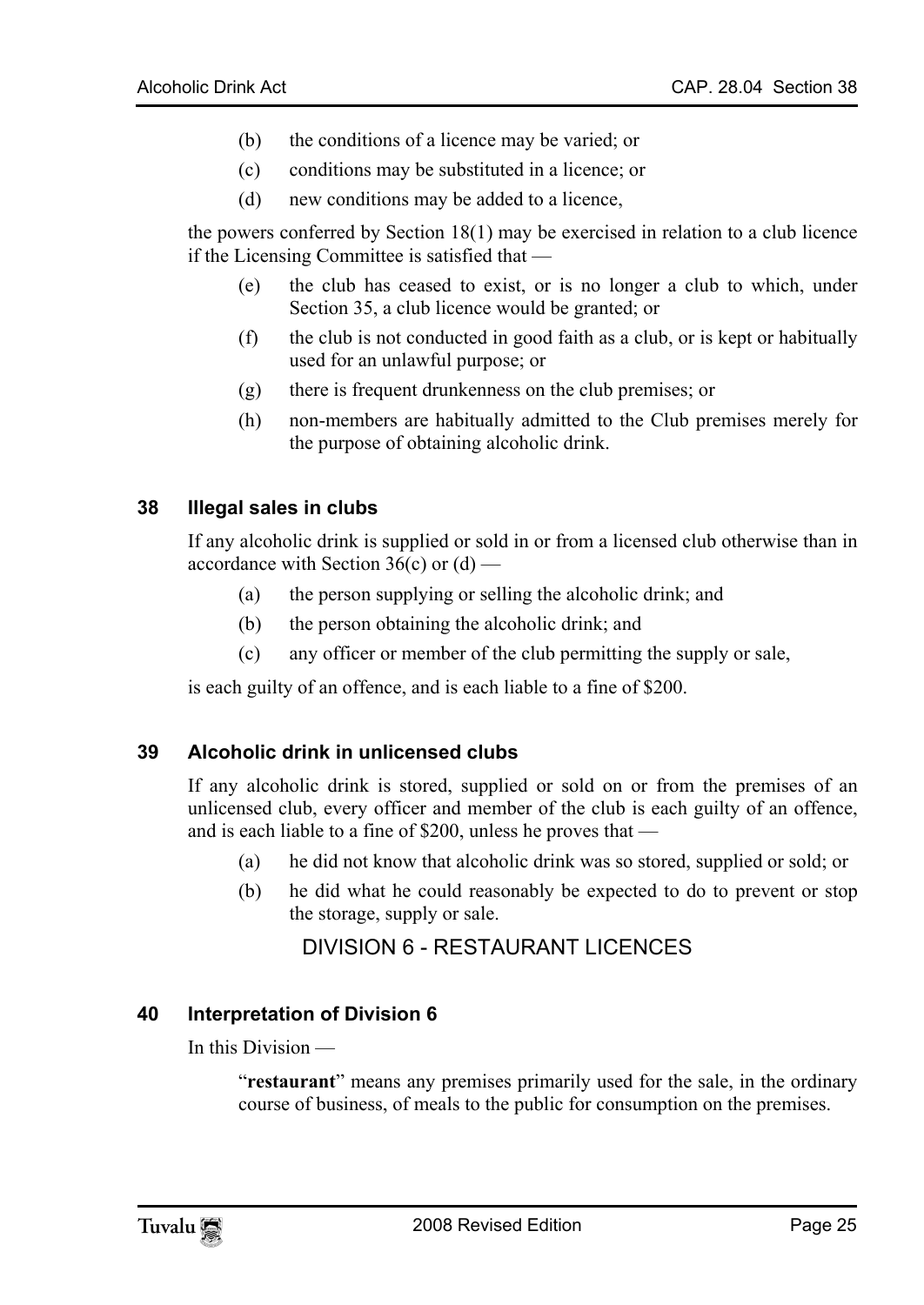(b) the conditions of a licence may be varied; or

(c) conditions may be substituted in a licence; or

(d) new conditions may be added to a licence,

the powers conferred by Section 18(1) may be exercised in relation to a club licence if the Licensing Committee is satisfied that —

(e) the club has ceased to exist, or is no longer a club to which, under Section 35, a club licence would be granted; or

(f) the club is not conducted in good faith as a club, or is kept or habitually used for an unlawful purpose; or

(g) there is frequent drunkenness on the club premises; or

(h) non-members are habitually admitted to the Club premises merely for the purpose of obtaining alcoholic drink.

### 38 Illegal sales in clubs

If any alcoholic drink is supplied or sold in or from a licensed club otherwise than in accordance with Section 36(c) or (d) —

(a) the person supplying or selling the alcoholic drink; and

(b) the person obtaining the alcoholic drink; and

(c) any officer or member of the club permitting the supply or sale,

is each guilty of an offence, and is each liable to a fine of $200.

### 39 Alcoholic drink in unlicensed clubs

If any alcoholic drink is stored, supplied or sold on or from the premises of an unlicensed club, every officer and member of the club is each guilty of an offence, and is each liable to a fine of $200, unless he proves that —

(a) he did not know that alcoholic drink was so stored, supplied or sold; or

(b) he did what he could reasonably be expected to do to prevent or stop the storage, supply or sale.

## DIVISION 6 - RESTAURANT LICENCES

### 40 Interpretation of Division 6

In this Division —

"**restaurant**" means any premises primarily used for the sale, in the ordinary course of business, of meals to the public for consumption on the premises.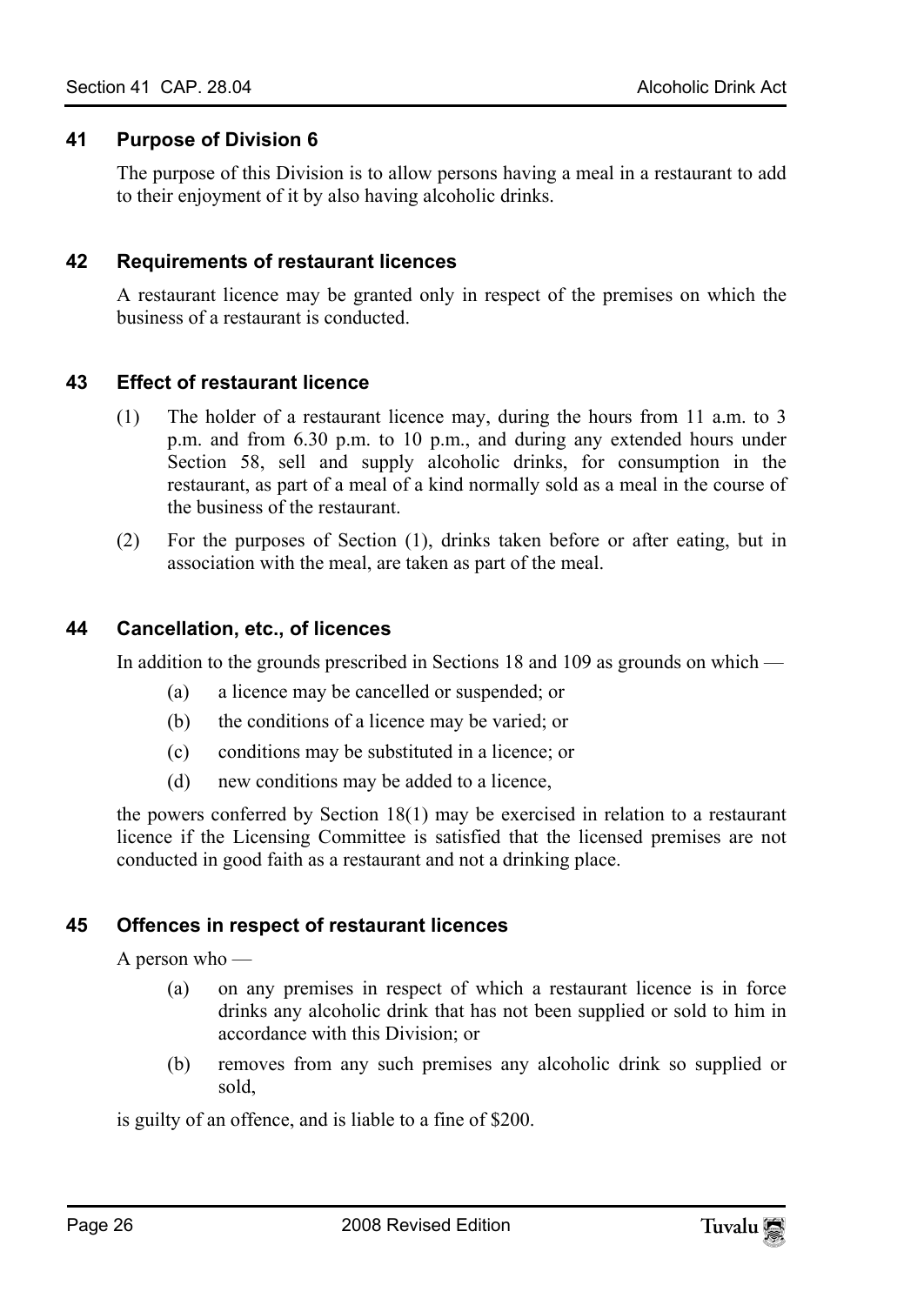### 41 Purpose of Division 6

The purpose of this Division is to allow persons having a meal in a restaurant to add to their enjoyment of it by also having alcoholic drinks.

### 42 Requirements of restaurant licences

A restaurant licence may be granted only in respect of the premises on which the business of a restaurant is conducted.

### 43 Effect of restaurant licence

(1) The holder of a restaurant licence may, during the hours from 11 a.m. to 3 p.m. and from 6.30 p.m. to 10 p.m., and during any extended hours under Section 58, sell and supply alcoholic drinks, for consumption in the restaurant, as part of a meal of a kind normally sold as a meal in the course of the business of the restaurant.

(2) For the purposes of Section (1), drinks taken before or after eating, but in association with the meal, are taken as part of the meal.

### 44 Cancellation, etc., of licences

In addition to the grounds prescribed in Sections 18 and 109 as grounds on which —

- (a) a licence may be cancelled or suspended; or
- (b) the conditions of a licence may be varied; or
- (c) conditions may be substituted in a licence; or
- (d) new conditions may be added to a licence,

the powers conferred by Section 18(1) may be exercised in relation to a restaurant licence if the Licensing Committee is satisfied that the licensed premises are not conducted in good faith as a restaurant and not a drinking place.

### 45 Offences in respect of restaurant licences

A person who —

- (a) on any premises in respect of which a restaurant licence is in force drinks any alcoholic drink that has not been supplied or sold to him in accordance with this Division; or
- (b) removes from any such premises any alcoholic drink so supplied or sold,

is guilty of an offence, and is liable to a fine of $200.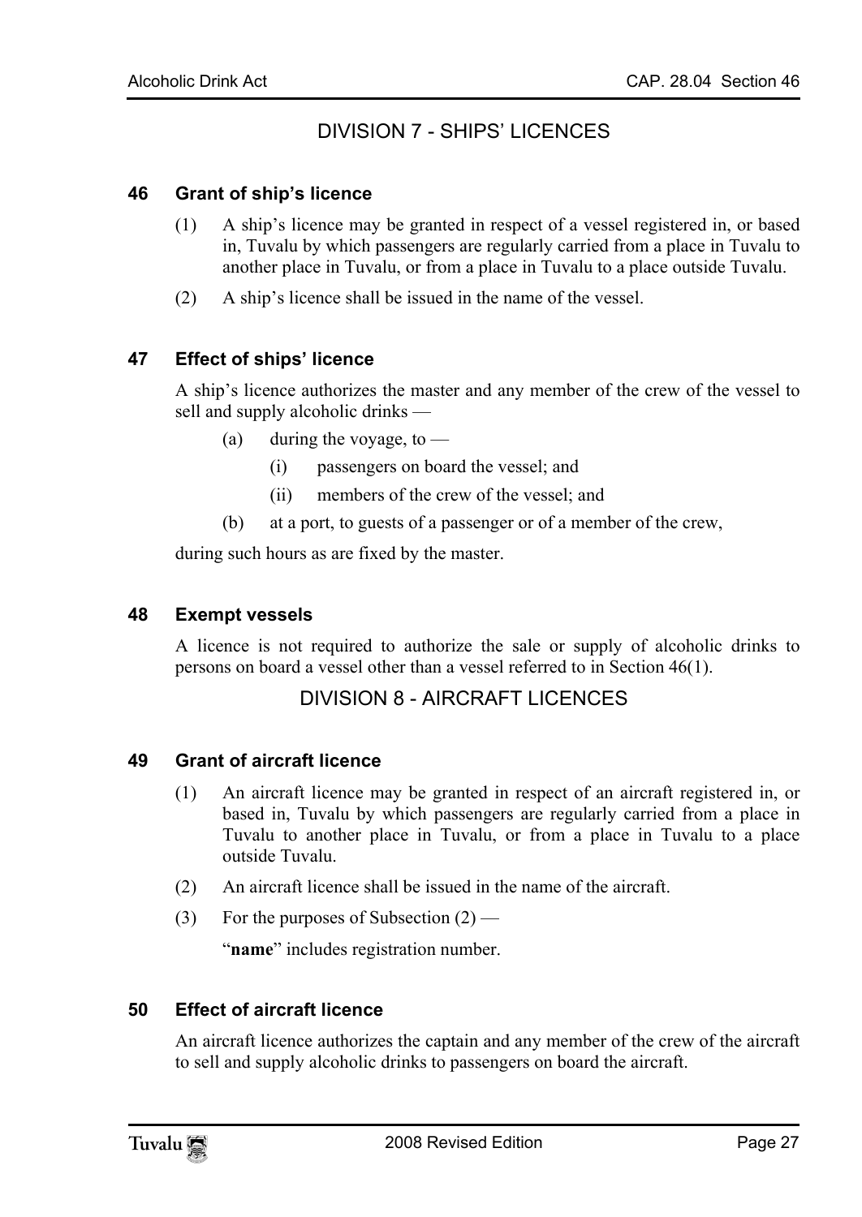## DIVISION 7 - SHIPS' LICENCES

### 46 Grant of ship's licence

(1) A ship's licence may be granted in respect of a vessel registered in, or based in, Tuvalu by which passengers are regularly carried from a place in Tuvalu to another place in Tuvalu, or from a place in Tuvalu to a place outside Tuvalu.

(2) A ship's licence shall be issued in the name of the vessel.

### 47 Effect of ships' licence

A ship's licence authorizes the master and any member of the crew of the vessel to sell and supply alcoholic drinks —

(a) during the voyage, to —

(i) passengers on board the vessel; and

(ii) members of the crew of the vessel; and

(b) at a port, to guests of a passenger or of a member of the crew,

during such hours as are fixed by the master.

### 48 Exempt vessels

A licence is not required to authorize the sale or supply of alcoholic drinks to persons on board a vessel other than a vessel referred to in Section 46(1).

## DIVISION 8 - AIRCRAFT LICENCES

### 49 Grant of aircraft licence

(1) An aircraft licence may be granted in respect of an aircraft registered in, or based in, Tuvalu by which passengers are regularly carried from a place in Tuvalu to another place in Tuvalu, or from a place in Tuvalu to a place outside Tuvalu.

(2) An aircraft licence shall be issued in the name of the aircraft.

(3) For the purposes of Subsection (2) —

"**name**" includes registration number.

### 50 Effect of aircraft licence

An aircraft licence authorizes the captain and any member of the crew of the aircraft to sell and supply alcoholic drinks to passengers on board the aircraft.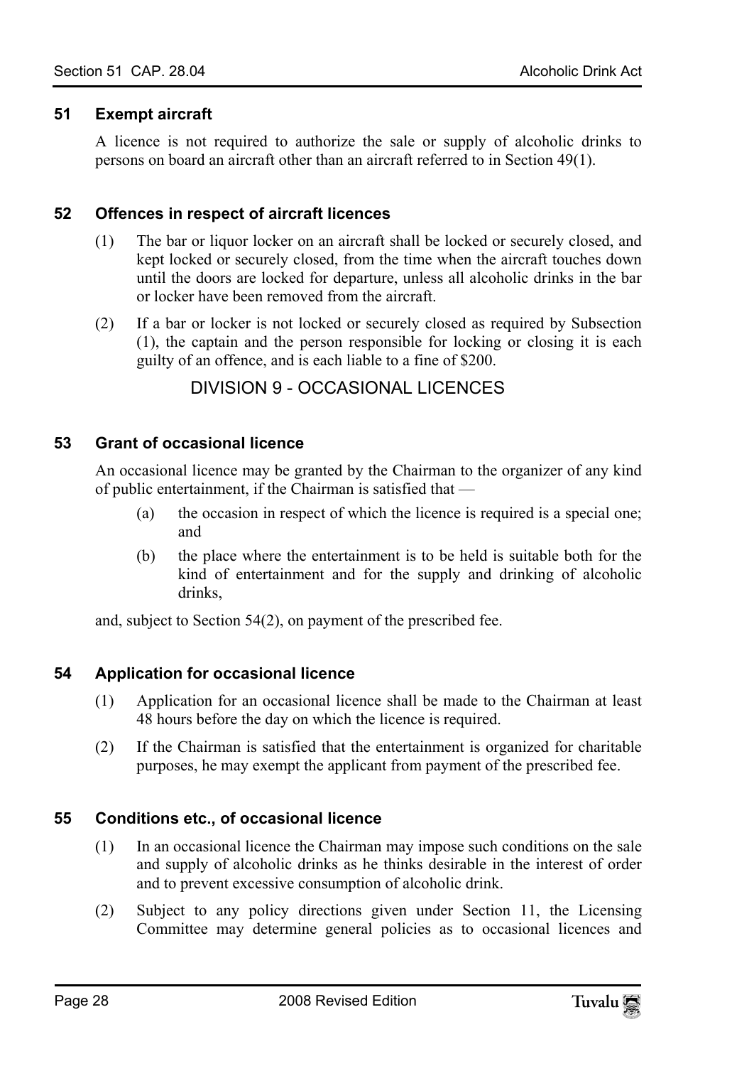### 51 Exempt aircraft

A licence is not required to authorize the sale or supply of alcoholic drinks to persons on board an aircraft other than an aircraft referred to in Section 49(1).

### 52 Offences in respect of aircraft licences

(1) The bar or liquor locker on an aircraft shall be locked or securely closed, and kept locked or securely closed, from the time when the aircraft touches down until the doors are locked for departure, unless all alcoholic drinks in the bar or locker have been removed from the aircraft.

(2) If a bar or locker is not locked or securely closed as required by Subsection (1), the captain and the person responsible for locking or closing it is each guilty of an offence, and is each liable to a fine of $200.

## DIVISION 9 - OCCASIONAL LICENCES

### 53 Grant of occasional licence

An occasional licence may be granted by the Chairman to the organizer of any kind of public entertainment, if the Chairman is satisfied that —

(a) the occasion in respect of which the licence is required is a special one; and

(b) the place where the entertainment is to be held is suitable both for the kind of entertainment and for the supply and drinking of alcoholic drinks,

and, subject to Section 54(2), on payment of the prescribed fee.

### 54 Application for occasional licence

(1) Application for an occasional licence shall be made to the Chairman at least 48 hours before the day on which the licence is required.

(2) If the Chairman is satisfied that the entertainment is organized for charitable purposes, he may exempt the applicant from payment of the prescribed fee.

### 55 Conditions etc., of occasional licence

(1) In an occasional licence the Chairman may impose such conditions on the sale and supply of alcoholic drinks as he thinks desirable in the interest of order and to prevent excessive consumption of alcoholic drink.

(2) Subject to any policy directions given under Section 11, the Licensing Committee may determine general policies as to occasional licences and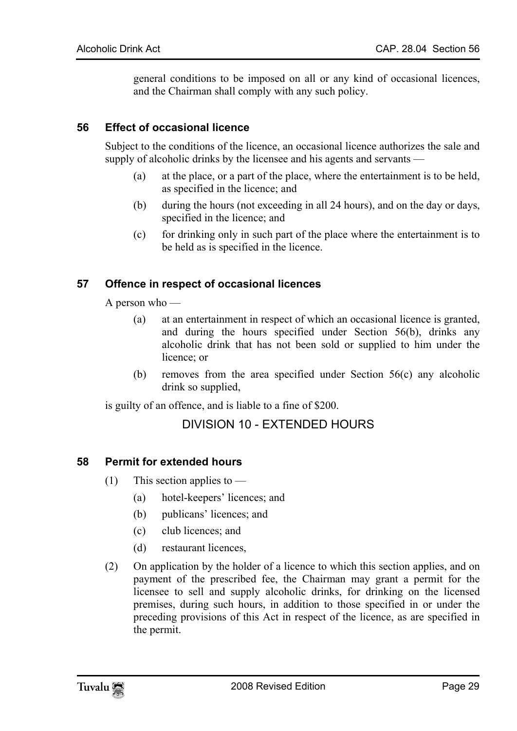general conditions to be imposed on all or any kind of occasional licences, and the Chairman shall comply with any such policy.

### 56 Effect of occasional licence

Subject to the conditions of the licence, an occasional licence authorizes the sale and supply of alcoholic drinks by the licensee and his agents and servants —

(a) at the place, or a part of the place, where the entertainment is to be held, as specified in the licence; and

(b) during the hours (not exceeding in all 24 hours), and on the day or days, specified in the licence; and

(c) for drinking only in such part of the place where the entertainment is to be held as is specified in the licence.

### 57 Offence in respect of occasional licences

A person who —

(a) at an entertainment in respect of which an occasional licence is granted, and during the hours specified under Section 56(b), drinks any alcoholic drink that has not been sold or supplied to him under the licence; or

(b) removes from the area specified under Section 56(c) any alcoholic drink so supplied,

is guilty of an offence, and is liable to a fine of $200.

## DIVISION 10 - EXTENDED HOURS

### 58 Permit for extended hours

(1) This section applies to —

(a) hotel-keepers' licences; and

(b) publicans' licences; and

(c) club licences; and

(d) restaurant licences,

(2) On application by the holder of a licence to which this section applies, and on payment of the prescribed fee, the Chairman may grant a permit for the licensee to sell and supply alcoholic drinks, for drinking on the licensed premises, during such hours, in addition to those specified in or under the preceding provisions of this Act in respect of the licence, as are specified in the permit.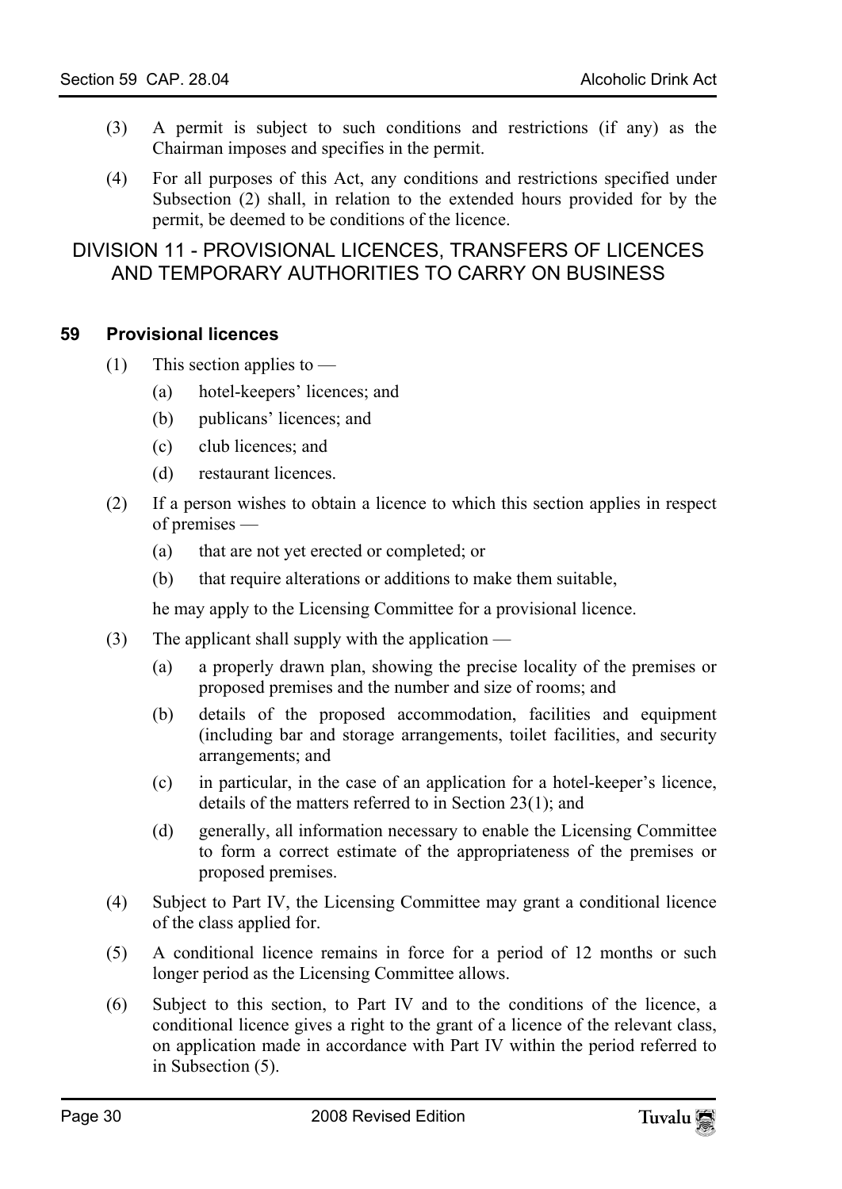(3) A permit is subject to such conditions and restrictions (if any) as the Chairman imposes and specifies in the permit.

(4) For all purposes of this Act, any conditions and restrictions specified under Subsection (2) shall, in relation to the extended hours provided for by the permit, be deemed to be conditions of the licence.

## DIVISION 11 - PROVISIONAL LICENCES, TRANSFERS OF LICENCES AND TEMPORARY AUTHORITIES TO CARRY ON BUSINESS

### 59 Provisional licences

(1) This section applies to —

  (a) hotel-keepers' licences; and

  (b) publicans' licences; and

  (c) club licences; and

  (d) restaurant licences.

(2) If a person wishes to obtain a licence to which this section applies in respect of premises —

  (a) that are not yet erected or completed; or

  (b) that require alterations or additions to make them suitable,

  he may apply to the Licensing Committee for a provisional licence.

(3) The applicant shall supply with the application —

  (a) a properly drawn plan, showing the precise locality of the premises or proposed premises and the number and size of rooms; and

  (b) details of the proposed accommodation, facilities and equipment (including bar and storage arrangements, toilet facilities, and security arrangements; and

  (c) in particular, in the case of an application for a hotel-keeper's licence, details of the matters referred to in Section 23(1); and

  (d) generally, all information necessary to enable the Licensing Committee to form a correct estimate of the appropriateness of the premises or proposed premises.

(4) Subject to Part IV, the Licensing Committee may grant a conditional licence of the class applied for.

(5) A conditional licence remains in force for a period of 12 months or such longer period as the Licensing Committee allows.

(6) Subject to this section, to Part IV and to the conditions of the licence, a conditional licence gives a right to the grant of a licence of the relevant class, on application made in accordance with Part IV within the period referred to in Subsection (5).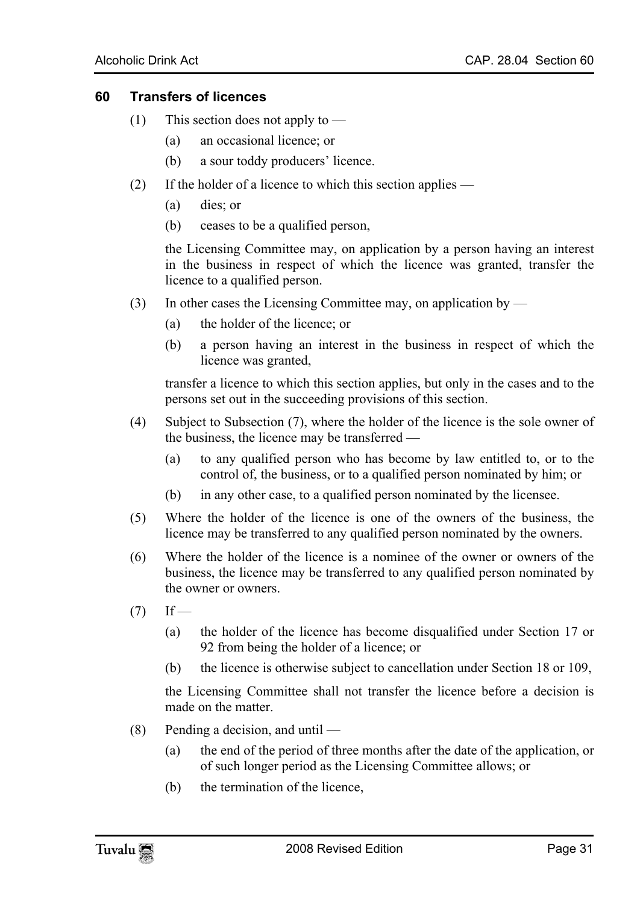### 60 Transfers of licences

(1) This section does not apply to —

(a) an occasional licence; or

(b) a sour toddy producers' licence.

(2) If the holder of a licence to which this section applies —

(a) dies; or

(b) ceases to be a qualified person,

the Licensing Committee may, on application by a person having an interest in the business in respect of which the licence was granted, transfer the licence to a qualified person.

(3) In other cases the Licensing Committee may, on application by —

(a) the holder of the licence; or

(b) a person having an interest in the business in respect of which the licence was granted,

transfer a licence to which this section applies, but only in the cases and to the persons set out in the succeeding provisions of this section.

(4) Subject to Subsection (7), where the holder of the licence is the sole owner of the business, the licence may be transferred —

(a) to any qualified person who has become by law entitled to, or to the control of, the business, or to a qualified person nominated by him; or

(b) in any other case, to a qualified person nominated by the licensee.

(5) Where the holder of the licence is one of the owners of the business, the licence may be transferred to any qualified person nominated by the owners.

(6) Where the holder of the licence is a nominee of the owner or owners of the business, the licence may be transferred to any qualified person nominated by the owner or owners.

(7) If —

(a) the holder of the licence has become disqualified under Section 17 or 92 from being the holder of a licence; or

(b) the licence is otherwise subject to cancellation under Section 18 or 109,

the Licensing Committee shall not transfer the licence before a decision is made on the matter.

(8) Pending a decision, and until —

(a) the end of the period of three months after the date of the application, or of such longer period as the Licensing Committee allows; or

(b) the termination of the licence,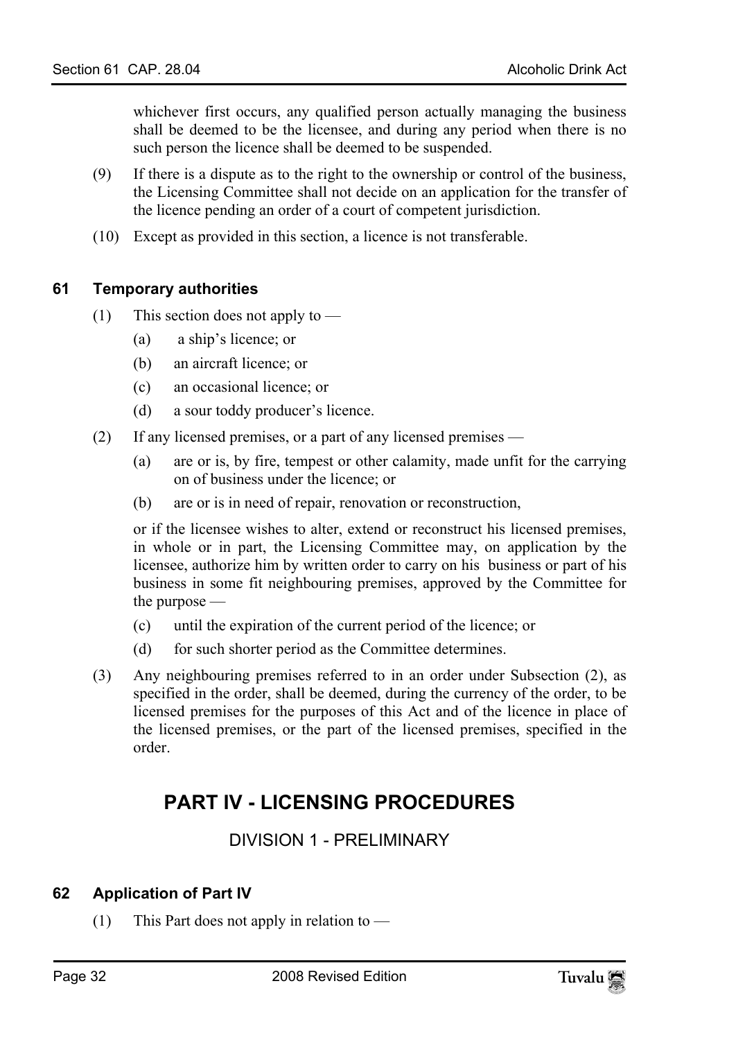whichever first occurs, any qualified person actually managing the business shall be deemed to be the licensee, and during any period when there is no such person the licence shall be deemed to be suspended.

(9) If there is a dispute as to the right to the ownership or control of the business, the Licensing Committee shall not decide on an application for the transfer of the licence pending an order of a court of competent jurisdiction.

(10) Except as provided in this section, a licence is not transferable.

### 61 Temporary authorities

(1) This section does not apply to —

(a) a ship's licence; or

(b) an aircraft licence; or

(c) an occasional licence; or

(d) a sour toddy producer's licence.

(2) If any licensed premises, or a part of any licensed premises —

(a) are or is, by fire, tempest or other calamity, made unfit for the carrying on of business under the licence; or

(b) are or is in need of repair, renovation or reconstruction,

or if the licensee wishes to alter, extend or reconstruct his licensed premises, in whole or in part, the Licensing Committee may, on application by the licensee, authorize him by written order to carry on his business or part of his business in some fit neighbouring premises, approved by the Committee for the purpose —

(c) until the expiration of the current period of the licence; or

(d) for such shorter period as the Committee determines.

(3) Any neighbouring premises referred to in an order under Subsection (2), as specified in the order, shall be deemed, during the currency of the order, to be licensed premises for the purposes of this Act and of the licence in place of the licensed premises, or the part of the licensed premises, specified in the order.

# PART IV - LICENSING PROCEDURES

## DIVISION 1 - PRELIMINARY

### 62 Application of Part IV

(1) This Part does not apply in relation to —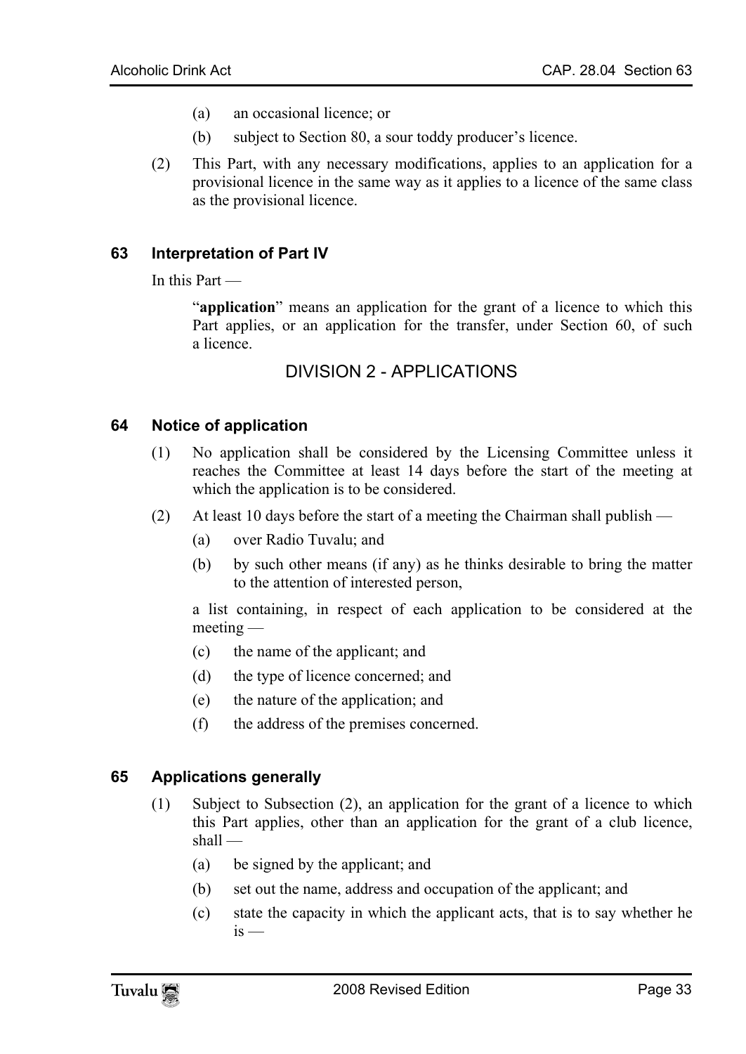(a) an occasional licence; or

(b) subject to Section 80, a sour toddy producer's licence.

(2) This Part, with any necessary modifications, applies to an application for a provisional licence in the same way as it applies to a licence of the same class as the provisional licence.

### 63 Interpretation of Part IV

In this Part —

"**application**" means an application for the grant of a licence to which this Part applies, or an application for the transfer, under Section 60, of such a licence.

## DIVISION 2 - APPLICATIONS

### 64 Notice of application

(1) No application shall be considered by the Licensing Committee unless it reaches the Committee at least 14 days before the start of the meeting at which the application is to be considered.

(2) At least 10 days before the start of a meeting the Chairman shall publish —

(a) over Radio Tuvalu; and

(b) by such other means (if any) as he thinks desirable to bring the matter to the attention of interested person,

a list containing, in respect of each application to be considered at the meeting —

(c) the name of the applicant; and

(d) the type of licence concerned; and

(e) the nature of the application; and

(f) the address of the premises concerned.

### 65 Applications generally

(1) Subject to Subsection (2), an application for the grant of a licence to which this Part applies, other than an application for the grant of a club licence, shall —

(a) be signed by the applicant; and

(b) set out the name, address and occupation of the applicant; and

(c) state the capacity in which the applicant acts, that is to say whether he is —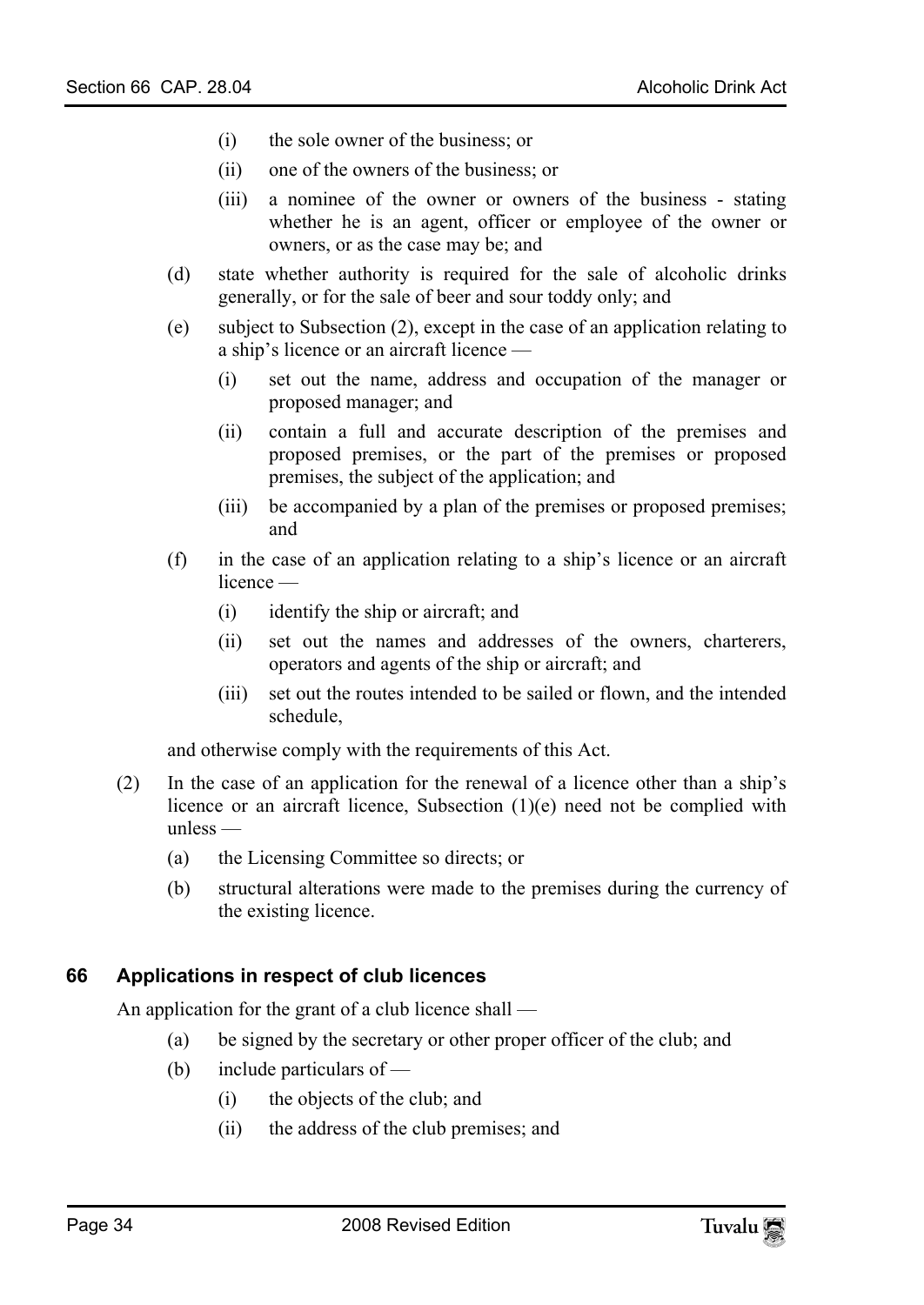- (i) the sole owner of the business; or
- (ii) one of the owners of the business; or
- (iii) a nominee of the owner or owners of the business - stating whether he is an agent, officer or employee of the owner or owners, or as the case may be; and

(d) state whether authority is required for the sale of alcoholic drinks generally, or for the sale of beer and sour toddy only; and

(e) subject to Subsection (2), except in the case of an application relating to a ship's licence or an aircraft licence —

- (i) set out the name, address and occupation of the manager or proposed manager; and
- (ii) contain a full and accurate description of the premises and proposed premises, or the part of the premises or proposed premises, the subject of the application; and
- (iii) be accompanied by a plan of the premises or proposed premises; and

(f) in the case of an application relating to a ship's licence or an aircraft licence —

- (i) identify the ship or aircraft; and
- (ii) set out the names and addresses of the owners, charterers, operators and agents of the ship or aircraft; and
- (iii) set out the routes intended to be sailed or flown, and the intended schedule,

and otherwise comply with the requirements of this Act.

(2) In the case of an application for the renewal of a licence other than a ship's licence or an aircraft licence, Subsection (1)(e) need not be complied with unless —

- (a) the Licensing Committee so directs; or
- (b) structural alterations were made to the premises during the currency of the existing licence.

### 66 Applications in respect of club licences

An application for the grant of a club licence shall —

- (a) be signed by the secretary or other proper officer of the club; and
- (b) include particulars of —
  - (i) the objects of the club; and
  - (ii) the address of the club premises; and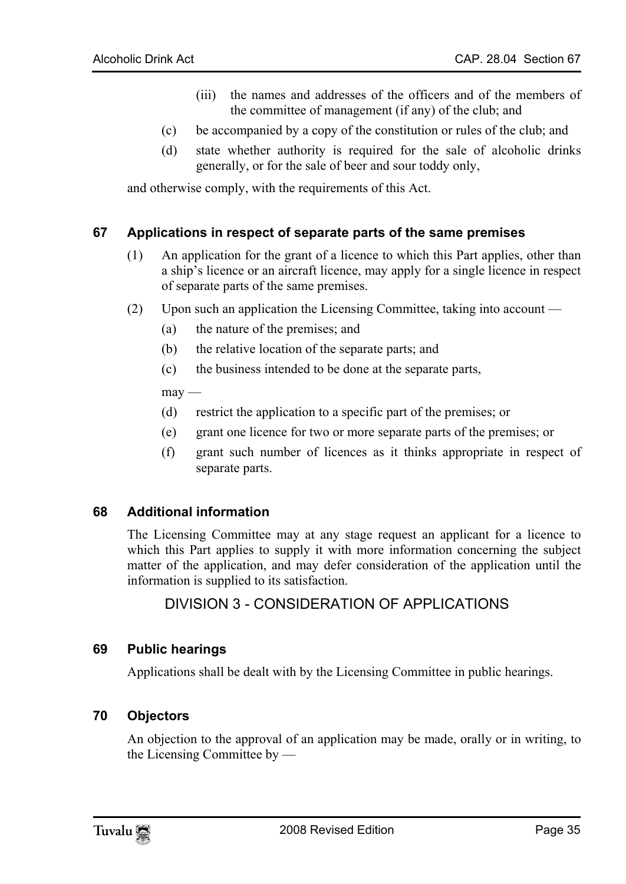(iii) the names and addresses of the officers and of the members of the committee of management (if any) of the club; and

(c) be accompanied by a copy of the constitution or rules of the club; and

(d) state whether authority is required for the sale of alcoholic drinks generally, or for the sale of beer and sour toddy only,

and otherwise comply, with the requirements of this Act.

### 67 Applications in respect of separate parts of the same premises

(1) An application for the grant of a licence to which this Part applies, other than a ship's licence or an aircraft licence, may apply for a single licence in respect of separate parts of the same premises.

(2) Upon such an application the Licensing Committee, taking into account —

(a) the nature of the premises; and

(b) the relative location of the separate parts; and

(c) the business intended to be done at the separate parts,

may —

(d) restrict the application to a specific part of the premises; or

(e) grant one licence for two or more separate parts of the premises; or

(f) grant such number of licences as it thinks appropriate in respect of separate parts.

### 68 Additional information

The Licensing Committee may at any stage request an applicant for a licence to which this Part applies to supply it with more information concerning the subject matter of the application, and may defer consideration of the application until the information is supplied to its satisfaction.

## DIVISION 3 - CONSIDERATION OF APPLICATIONS

### 69 Public hearings

Applications shall be dealt with by the Licensing Committee in public hearings.

### 70 Objectors

An objection to the approval of an application may be made, orally or in writing, to the Licensing Committee by —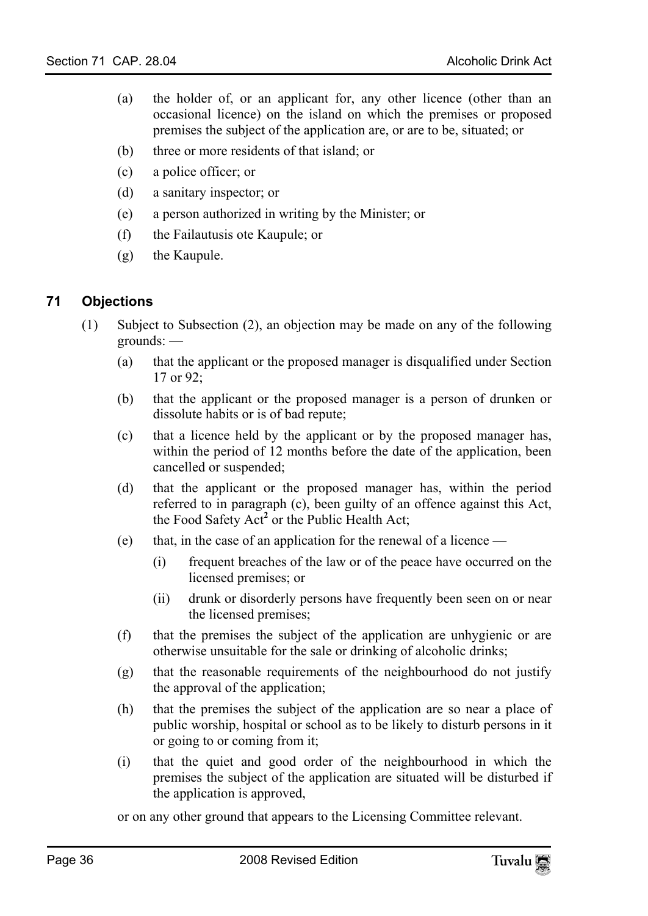(a) the holder of, or an applicant for, any other licence (other than an occasional licence) on the island on which the premises or proposed premises the subject of the application are, or are to be, situated; or

(b) three or more residents of that island; or

(c) a police officer; or

(d) a sanitary inspector; or

(e) a person authorized in writing by the Minister; or

(f) the Failautusis ote Kaupule; or

(g) the Kaupule.

## 71 Objections

(1) Subject to Subsection (2), an objection may be made on any of the following grounds: —

(a) that the applicant or the proposed manager is disqualified under Section 17 or 92;

(b) that the applicant or the proposed manager is a person of drunken or dissolute habits or is of bad repute;

(c) that a licence held by the applicant or by the proposed manager has, within the period of 12 months before the date of the application, been cancelled or suspended;

(d) that the applicant or the proposed manager has, within the period referred to in paragraph (c), been guilty of an offence against this Act, the Food Safety Act[2] or the Public Health Act;

(e) that, in the case of an application for the renewal of a licence —

(i) frequent breaches of the law or of the peace have occurred on the licensed premises; or

(ii) drunk or disorderly persons have frequently been seen on or near the licensed premises;

(f) that the premises the subject of the application are unhygienic or are otherwise unsuitable for the sale or drinking of alcoholic drinks;

(g) that the reasonable requirements of the neighbourhood do not justify the approval of the application;

(h) that the premises the subject of the application are so near a place of public worship, hospital or school as to be likely to disturb persons in it or going to or coming from it;

(i) that the quiet and good order of the neighbourhood in which the premises the subject of the application are situated will be disturbed if the application is approved,

or on any other ground that appears to the Licensing Committee relevant.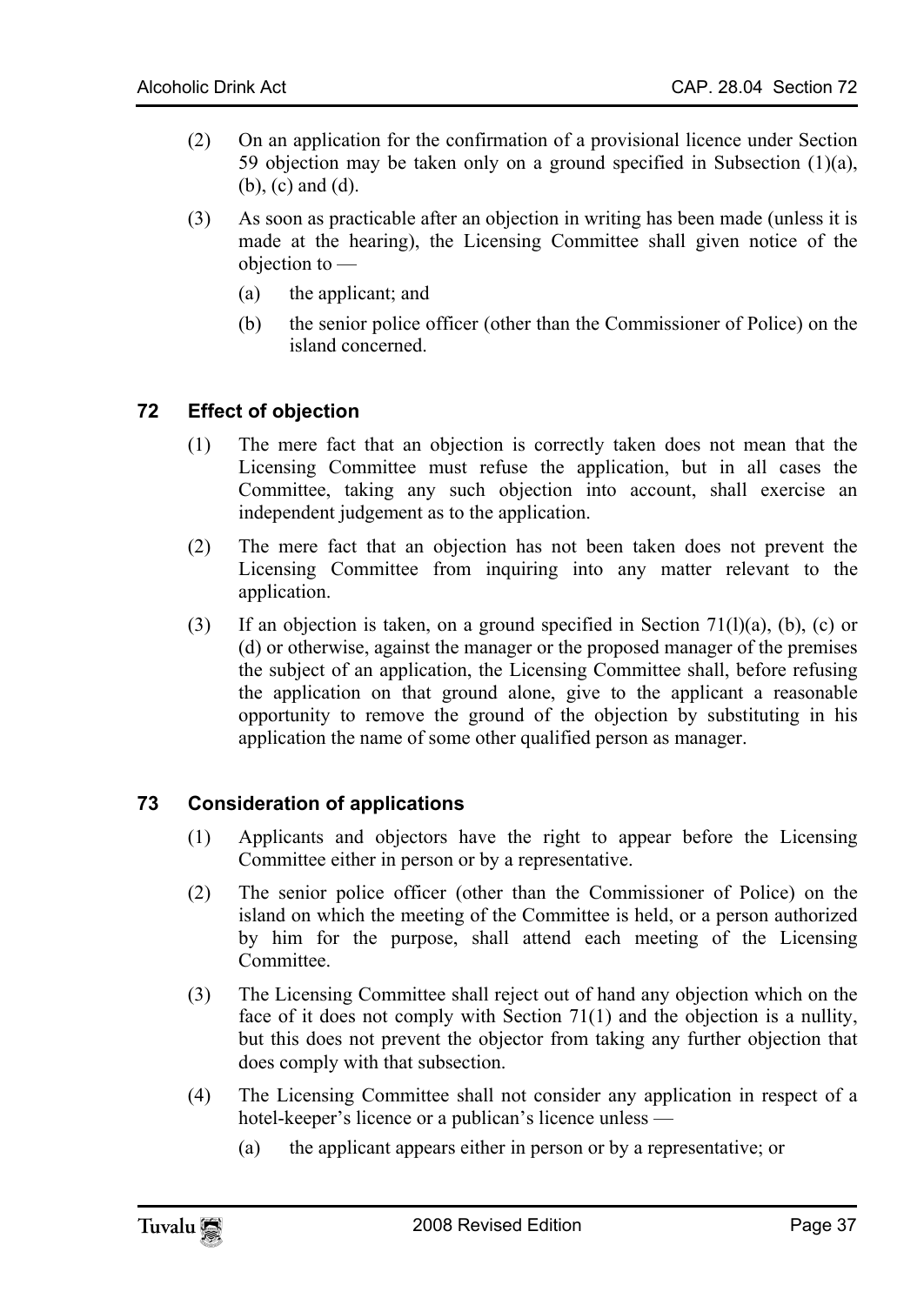(2) On an application for the confirmation of a provisional licence under Section 59 objection may be taken only on a ground specified in Subsection (1)(a), (b), (c) and (d).

(3) As soon as practicable after an objection in writing has been made (unless it is made at the hearing), the Licensing Committee shall given notice of the objection to —

  (a) the applicant; and

  (b) the senior police officer (other than the Commissioner of Police) on the island concerned.

## 72 Effect of objection

(1) The mere fact that an objection is correctly taken does not mean that the Licensing Committee must refuse the application, but in all cases the Committee, taking any such objection into account, shall exercise an independent judgement as to the application.

(2) The mere fact that an objection has not been taken does not prevent the Licensing Committee from inquiring into any matter relevant to the application.

(3) If an objection is taken, on a ground specified in Section 71(l)(a), (b), (c) or (d) or otherwise, against the manager or the proposed manager of the premises the subject of an application, the Licensing Committee shall, before refusing the application on that ground alone, give to the applicant a reasonable opportunity to remove the ground of the objection by substituting in his application the name of some other qualified person as manager.

## 73 Consideration of applications

(1) Applicants and objectors have the right to appear before the Licensing Committee either in person or by a representative.

(2) The senior police officer (other than the Commissioner of Police) on the island on which the meeting of the Committee is held, or a person authorized by him for the purpose, shall attend each meeting of the Licensing Committee.

(3) The Licensing Committee shall reject out of hand any objection which on the face of it does not comply with Section 71(1) and the objection is a nullity, but this does not prevent the objector from taking any further objection that does comply with that subsection.

(4) The Licensing Committee shall not consider any application in respect of a hotel-keeper's licence or a publican's licence unless —

  (a) the applicant appears either in person or by a representative; or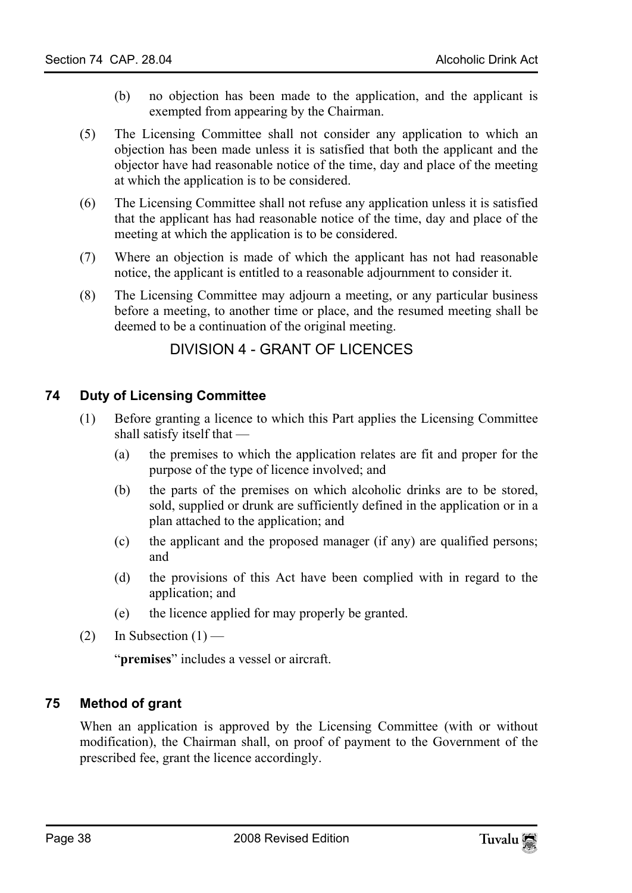(b) no objection has been made to the application, and the applicant is exempted from appearing by the Chairman.

(5) The Licensing Committee shall not consider any application to which an objection has been made unless it is satisfied that both the applicant and the objector have had reasonable notice of the time, day and place of the meeting at which the application is to be considered.

(6) The Licensing Committee shall not refuse any application unless it is satisfied that the applicant has had reasonable notice of the time, day and place of the meeting at which the application is to be considered.

(7) Where an objection is made of which the applicant has not had reasonable notice, the applicant is entitled to a reasonable adjournment to consider it.

(8) The Licensing Committee may adjourn a meeting, or any particular business before a meeting, to another time or place, and the resumed meeting shall be deemed to be a continuation of the original meeting.

## DIVISION 4 - GRANT OF LICENCES

### 74 Duty of Licensing Committee

(1) Before granting a licence to which this Part applies the Licensing Committee shall satisfy itself that —

(a) the premises to which the application relates are fit and proper for the purpose of the type of licence involved; and

(b) the parts of the premises on which alcoholic drinks are to be stored, sold, supplied or drunk are sufficiently defined in the application or in a plan attached to the application; and

(c) the applicant and the proposed manager (if any) are qualified persons; and

(d) the provisions of this Act have been complied with in regard to the application; and

(e) the licence applied for may properly be granted.

(2) In Subsection (1) —

"**premises**" includes a vessel or aircraft.

### 75 Method of grant

When an application is approved by the Licensing Committee (with or without modification), the Chairman shall, on proof of payment to the Government of the prescribed fee, grant the licence accordingly.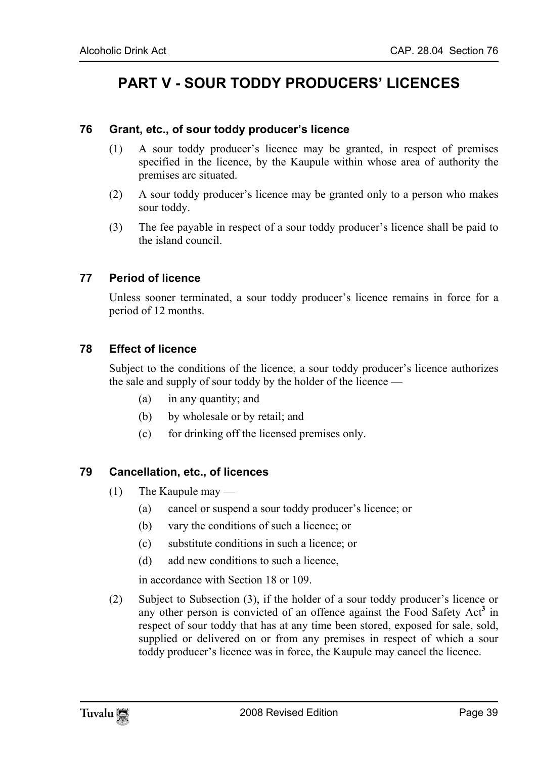# PART V - SOUR TODDY PRODUCERS' LICENCES

## 76 Grant, etc., of sour toddy producer's licence

(1) A sour toddy producer's licence may be granted, in respect of premises specified in the licence, by the Kaupule within whose area of authority the premises arc situated.

(2) A sour toddy producer's licence may be granted only to a person who makes sour toddy.

(3) The fee payable in respect of a sour toddy producer's licence shall be paid to the island council.

## 77 Period of licence

Unless sooner terminated, a sour toddy producer's licence remains in force for a period of 12 months.

## 78 Effect of licence

Subject to the conditions of the licence, a sour toddy producer's licence authorizes the sale and supply of sour toddy by the holder of the licence —

(a) in any quantity; and

(b) by wholesale or by retail; and

(c) for drinking off the licensed premises only.

## 79 Cancellation, etc., of licences

(1) The Kaupule may —

(a) cancel or suspend a sour toddy producer's licence; or

(b) vary the conditions of such a licence; or

(c) substitute conditions in such a licence; or

(d) add new conditions to such a licence,

in accordance with Section 18 or 109.

(2) Subject to Subsection (3), if the holder of a sour toddy producer's licence or any other person is convicted of an offence against the Food Safety Act[3] in respect of sour toddy that has at any time been stored, exposed for sale, sold, supplied or delivered on or from any premises in respect of which a sour toddy producer's licence was in force, the Kaupule may cancel the licence.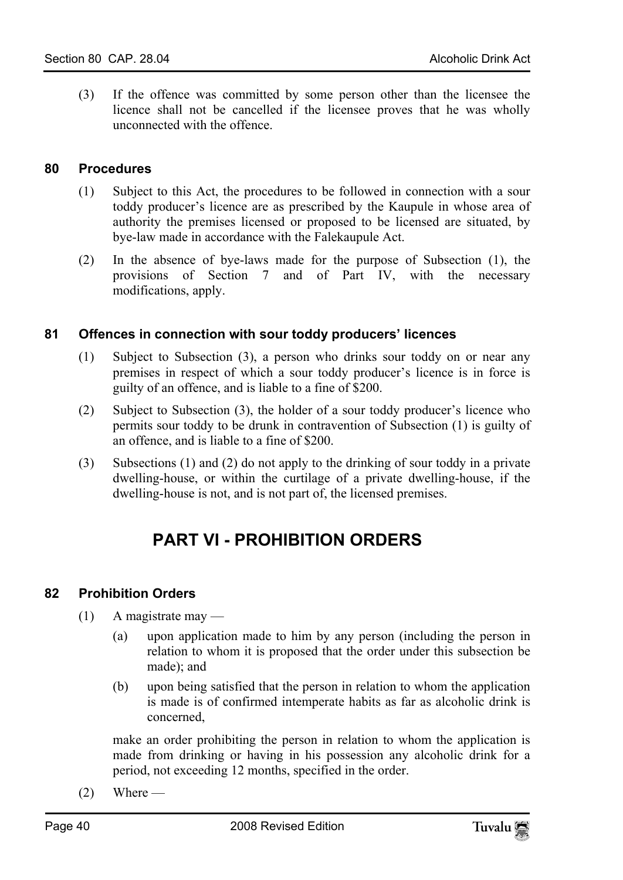(3) If the offence was committed by some person other than the licensee the licence shall not be cancelled if the licensee proves that he was wholly unconnected with the offence.

### 80 Procedures

(1) Subject to this Act, the procedures to be followed in connection with a sour toddy producer's licence are as prescribed by the Kaupule in whose area of authority the premises licensed or proposed to be licensed are situated, by bye-law made in accordance with the Falekaupule Act.

(2) In the absence of bye-laws made for the purpose of Subsection (1), the provisions of Section 7 and of Part IV, with the necessary modifications, apply.

### 81 Offences in connection with sour toddy producers' licences

(1) Subject to Subsection (3), a person who drinks sour toddy on or near any premises in respect of which a sour toddy producer's licence is in force is guilty of an offence, and is liable to a fine of $200.

(2) Subject to Subsection (3), the holder of a sour toddy producer's licence who permits sour toddy to be drunk in contravention of Subsection (1) is guilty of an offence, and is liable to a fine of $200.

(3) Subsections (1) and (2) do not apply to the drinking of sour toddy in a private dwelling-house, or within the curtilage of a private dwelling-house, if the dwelling-house is not, and is not part of, the licensed premises.

## PART VI - PROHIBITION ORDERS

### 82 Prohibition Orders

(1) A magistrate may —

(a) upon application made to him by any person (including the person in relation to whom it is proposed that the order under this subsection be made); and

(b) upon being satisfied that the person in relation to whom the application is made is of confirmed intemperate habits as far as alcoholic drink is concerned,

make an order prohibiting the person in relation to whom the application is made from drinking or having in his possession any alcoholic drink for a period, not exceeding 12 months, specified in the order.

(2) Where —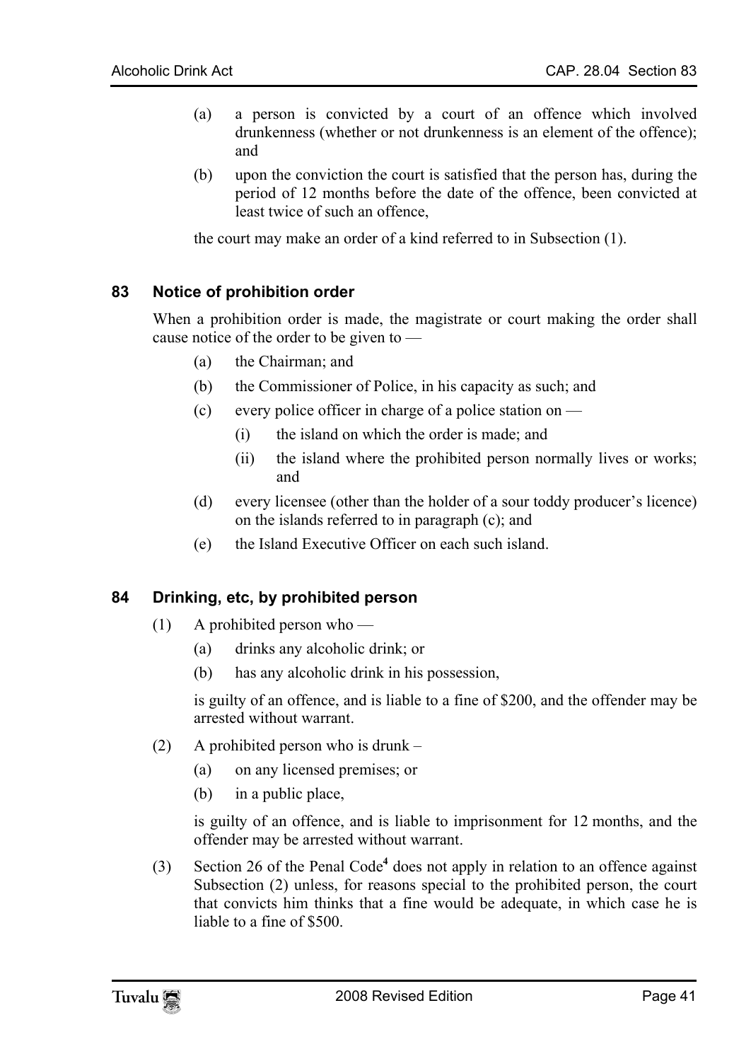(a) a person is convicted by a court of an offence which involved drunkenness (whether or not drunkenness is an element of the offence); and

(b) upon the conviction the court is satisfied that the person has, during the period of 12 months before the date of the offence, been convicted at least twice of such an offence,

the court may make an order of a kind referred to in Subsection (1).

### 83 Notice of prohibition order

When a prohibition order is made, the magistrate or court making the order shall cause notice of the order to be given to —

(a) the Chairman; and

(b) the Commissioner of Police, in his capacity as such; and

(c) every police officer in charge of a police station on —

  (i) the island on which the order is made; and

  (ii) the island where the prohibited person normally lives or works; and

(d) every licensee (other than the holder of a sour toddy producer's licence) on the islands referred to in paragraph (c); and

(e) the Island Executive Officer on each such island.

### 84 Drinking, etc, by prohibited person

(1) A prohibited person who —

  (a) drinks any alcoholic drink; or

  (b) has any alcoholic drink in his possession,

  is guilty of an offence, and is liable to a fine of $200, and the offender may be arrested without warrant.

(2) A prohibited person who is drunk –

  (a) on any licensed premises; or

  (b) in a public place,

  is guilty of an offence, and is liable to imprisonment for 12 months, and the offender may be arrested without warrant.

(3) Section 26 of the Penal Code[4] does not apply in relation to an offence against Subsection (2) unless, for reasons special to the prohibited person, the court that convicts him thinks that a fine would be adequate, in which case he is liable to a fine of $500.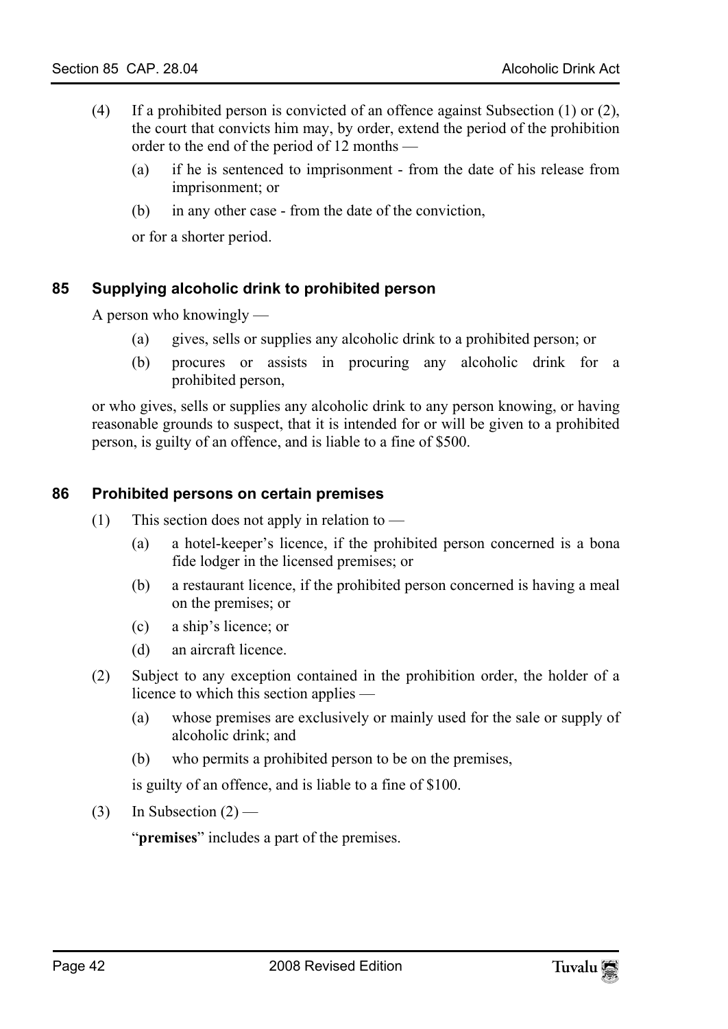(4) If a prohibited person is convicted of an offence against Subsection (1) or (2), the court that convicts him may, by order, extend the period of the prohibition order to the end of the period of 12 months —

   (a) if he is sentenced to imprisonment - from the date of his release from imprisonment; or

   (b) in any other case - from the date of the conviction,

   or for a shorter period.

### 85 Supplying alcoholic drink to prohibited person

A person who knowingly —

   (a) gives, sells or supplies any alcoholic drink to a prohibited person; or

   (b) procures or assists in procuring any alcoholic drink for a prohibited person,

or who gives, sells or supplies any alcoholic drink to any person knowing, or having reasonable grounds to suspect, that it is intended for or will be given to a prohibited person, is guilty of an offence, and is liable to a fine of $500.

### 86 Prohibited persons on certain premises

(1) This section does not apply in relation to —

   (a) a hotel-keeper's licence, if the prohibited person concerned is a bona fide lodger in the licensed premises; or

   (b) a restaurant licence, if the prohibited person concerned is having a meal on the premises; or

   (c) a ship's licence; or

   (d) an aircraft licence.

(2) Subject to any exception contained in the prohibition order, the holder of a licence to which this section applies —

   (a) whose premises are exclusively or mainly used for the sale or supply of alcoholic drink; and

   (b) who permits a prohibited person to be on the premises,

   is guilty of an offence, and is liable to a fine of $100.

(3) In Subsection (2) —

   "**premises**" includes a part of the premises.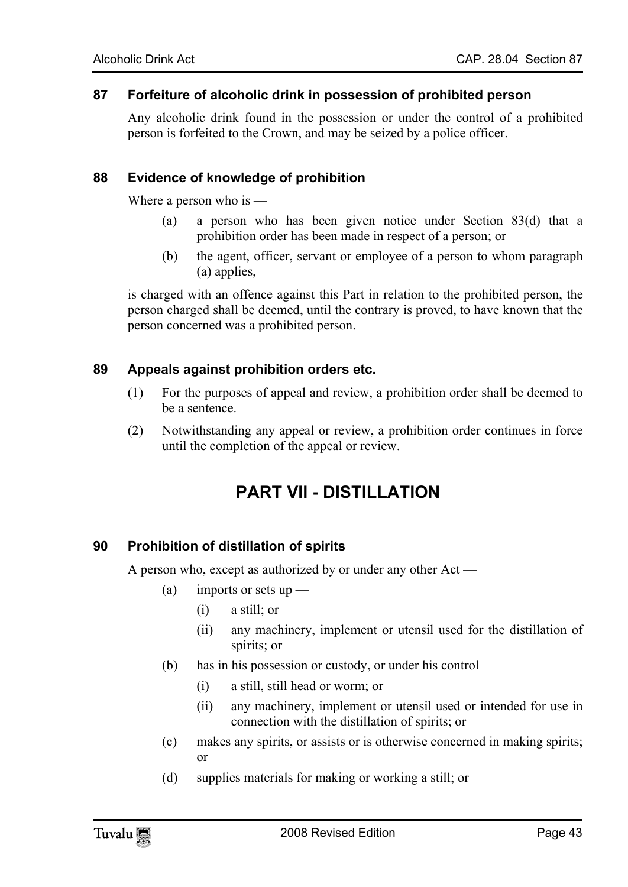### 87 Forfeiture of alcoholic drink in possession of prohibited person

Any alcoholic drink found in the possession or under the control of a prohibited person is forfeited to the Crown, and may be seized by a police officer.

### 88 Evidence of knowledge of prohibition

Where a person who is —

- (a) a person who has been given notice under Section 83(d) that a prohibition order has been made in respect of a person; or
- (b) the agent, officer, servant or employee of a person to whom paragraph (a) applies,

is charged with an offence against this Part in relation to the prohibited person, the person charged shall be deemed, until the contrary is proved, to have known that the person concerned was a prohibited person.

### 89 Appeals against prohibition orders etc.

(1) For the purposes of appeal and review, a prohibition order shall be deemed to be a sentence.

(2) Notwithstanding any appeal or review, a prohibition order continues in force until the completion of the appeal or review.

## PART VII - DISTILLATION

### 90 Prohibition of distillation of spirits

A person who, except as authorized by or under any other Act —

- (a) imports or sets up —
  - (i) a still; or
  - (ii) any machinery, implement or utensil used for the distillation of spirits; or
- (b) has in his possession or custody, or under his control —
  - (i) a still, still head or worm; or
  - (ii) any machinery, implement or utensil used or intended for use in connection with the distillation of spirits; or
- (c) makes any spirits, or assists or is otherwise concerned in making spirits; or
- (d) supplies materials for making or working a still; or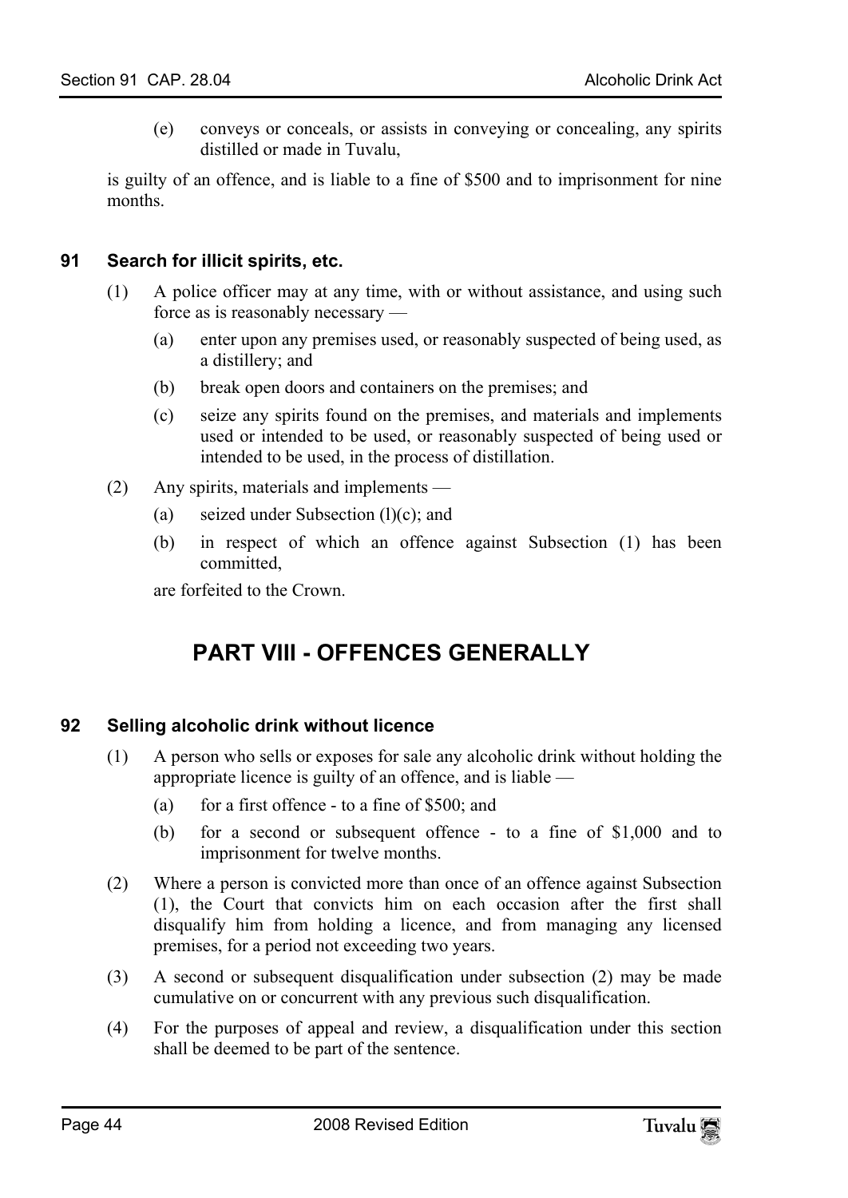(e) conveys or conceals, or assists in conveying or concealing, any spirits distilled or made in Tuvalu,

is guilty of an offence, and is liable to a fine of $500 and to imprisonment for nine months.

### 91 Search for illicit spirits, etc.

(1) A police officer may at any time, with or without assistance, and using such force as is reasonably necessary —

(a) enter upon any premises used, or reasonably suspected of being used, as a distillery; and

(b) break open doors and containers on the premises; and

(c) seize any spirits found on the premises, and materials and implements used or intended to be used, or reasonably suspected of being used or intended to be used, in the process of distillation.

(2) Any spirits, materials and implements —

(a) seized under Subsection (l)(c); and

(b) in respect of which an offence against Subsection (1) has been committed,

are forfeited to the Crown.

## PART VIII - OFFENCES GENERALLY

### 92 Selling alcoholic drink without licence

(1) A person who sells or exposes for sale any alcoholic drink without holding the appropriate licence is guilty of an offence, and is liable —

(a) for a first offence - to a fine of $500; and

(b) for a second or subsequent offence - to a fine of $1,000 and to imprisonment for twelve months.

(2) Where a person is convicted more than once of an offence against Subsection (1), the Court that convicts him on each occasion after the first shall disqualify him from holding a licence, and from managing any licensed premises, for a period not exceeding two years.

(3) A second or subsequent disqualification under subsection (2) may be made cumulative on or concurrent with any previous such disqualification.

(4) For the purposes of appeal and review, a disqualification under this section shall be deemed to be part of the sentence.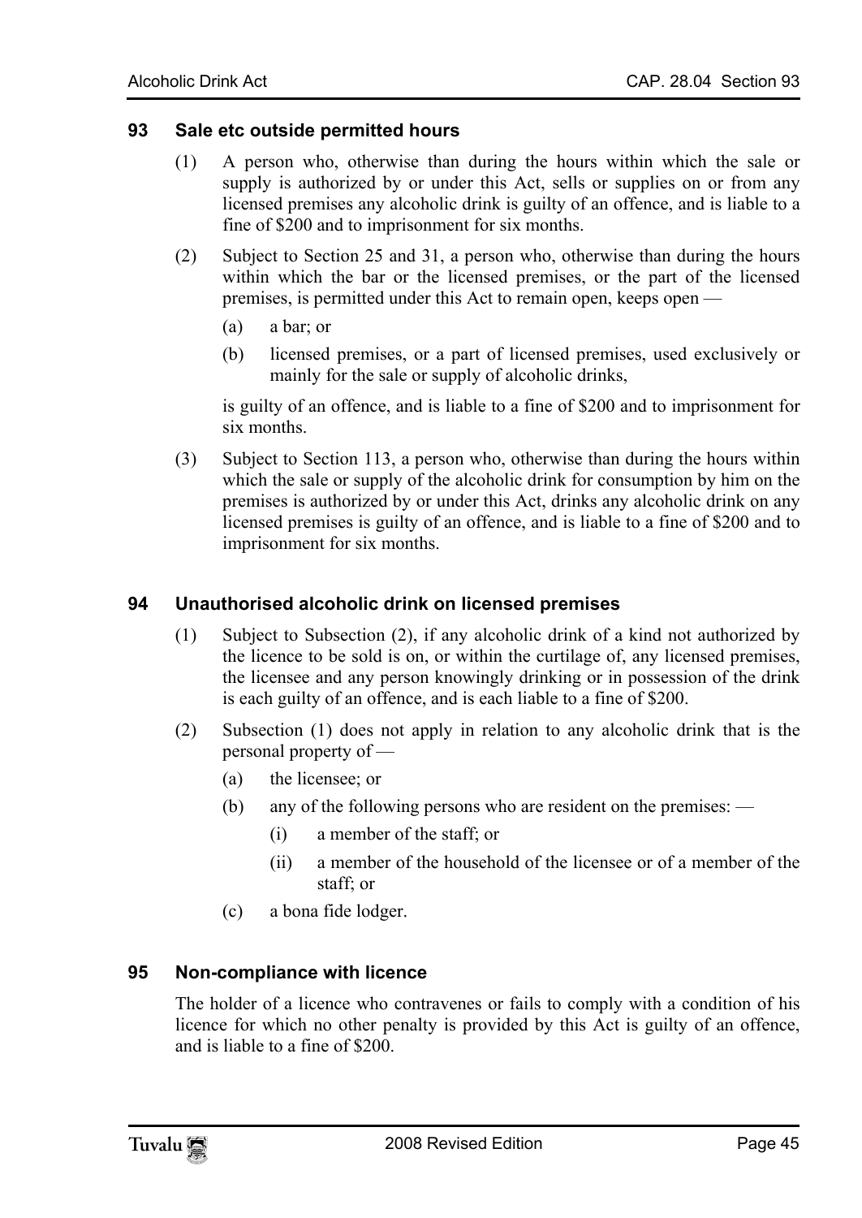## 93 Sale etc outside permitted hours

(1) A person who, otherwise than during the hours within which the sale or supply is authorized by or under this Act, sells or supplies on or from any licensed premises any alcoholic drink is guilty of an offence, and is liable to a fine of $200 and to imprisonment for six months.

(2) Subject to Section 25 and 31, a person who, otherwise than during the hours within which the bar or the licensed premises, or the part of the licensed premises, is permitted under this Act to remain open, keeps open —

- (a) a bar; or
- (b) licensed premises, or a part of licensed premises, used exclusively or mainly for the sale or supply of alcoholic drinks,

is guilty of an offence, and is liable to a fine of $200 and to imprisonment for six months.

(3) Subject to Section 113, a person who, otherwise than during the hours within which the sale or supply of the alcoholic drink for consumption by him on the premises is authorized by or under this Act, drinks any alcoholic drink on any licensed premises is guilty of an offence, and is liable to a fine of $200 and to imprisonment for six months.

## 94 Unauthorised alcoholic drink on licensed premises

(1) Subject to Subsection (2), if any alcoholic drink of a kind not authorized by the licence to be sold is on, or within the curtilage of, any licensed premises, the licensee and any person knowingly drinking or in possession of the drink is each guilty of an offence, and is each liable to a fine of $200.

(2) Subsection (1) does not apply in relation to any alcoholic drink that is the personal property of —

- (a) the licensee; or
- (b) any of the following persons who are resident on the premises: —
  - (i) a member of the staff; or
  - (ii) a member of the household of the licensee or of a member of the staff; or
- (c) a bona fide lodger.

## 95 Non-compliance with licence

The holder of a licence who contravenes or fails to comply with a condition of his licence for which no other penalty is provided by this Act is guilty of an offence, and is liable to a fine of $200.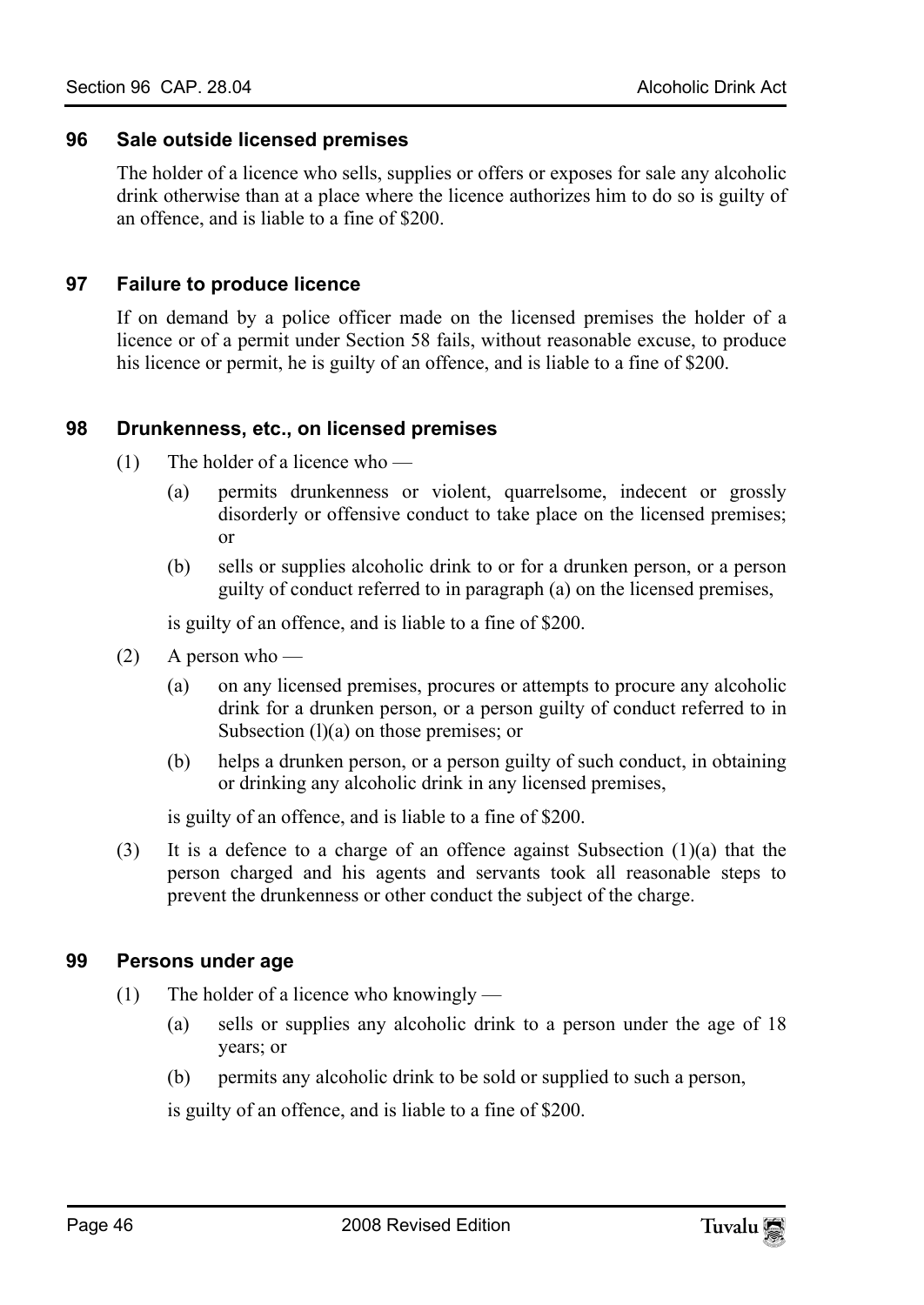### 96 Sale outside licensed premises

The holder of a licence who sells, supplies or offers or exposes for sale any alcoholic drink otherwise than at a place where the licence authorizes him to do so is guilty of an offence, and is liable to a fine of $200.

### 97 Failure to produce licence

If on demand by a police officer made on the licensed premises the holder of a licence or of a permit under Section 58 fails, without reasonable excuse, to produce his licence or permit, he is guilty of an offence, and is liable to a fine of $200.

### 98 Drunkenness, etc., on licensed premises

(1) The holder of a licence who —

(a) permits drunkenness or violent, quarrelsome, indecent or grossly disorderly or offensive conduct to take place on the licensed premises; or

(b) sells or supplies alcoholic drink to or for a drunken person, or a person guilty of conduct referred to in paragraph (a) on the licensed premises,

is guilty of an offence, and is liable to a fine of $200.

(2) A person who —

(a) on any licensed premises, procures or attempts to procure any alcoholic drink for a drunken person, or a person guilty of conduct referred to in Subsection (l)(a) on those premises; or

(b) helps a drunken person, or a person guilty of such conduct, in obtaining or drinking any alcoholic drink in any licensed premises,

is guilty of an offence, and is liable to a fine of $200.

(3) It is a defence to a charge of an offence against Subsection (1)(a) that the person charged and his agents and servants took all reasonable steps to prevent the drunkenness or other conduct the subject of the charge.

### 99 Persons under age

(1) The holder of a licence who knowingly —

(a) sells or supplies any alcoholic drink to a person under the age of 18 years; or

(b) permits any alcoholic drink to be sold or supplied to such a person,

is guilty of an offence, and is liable to a fine of $200.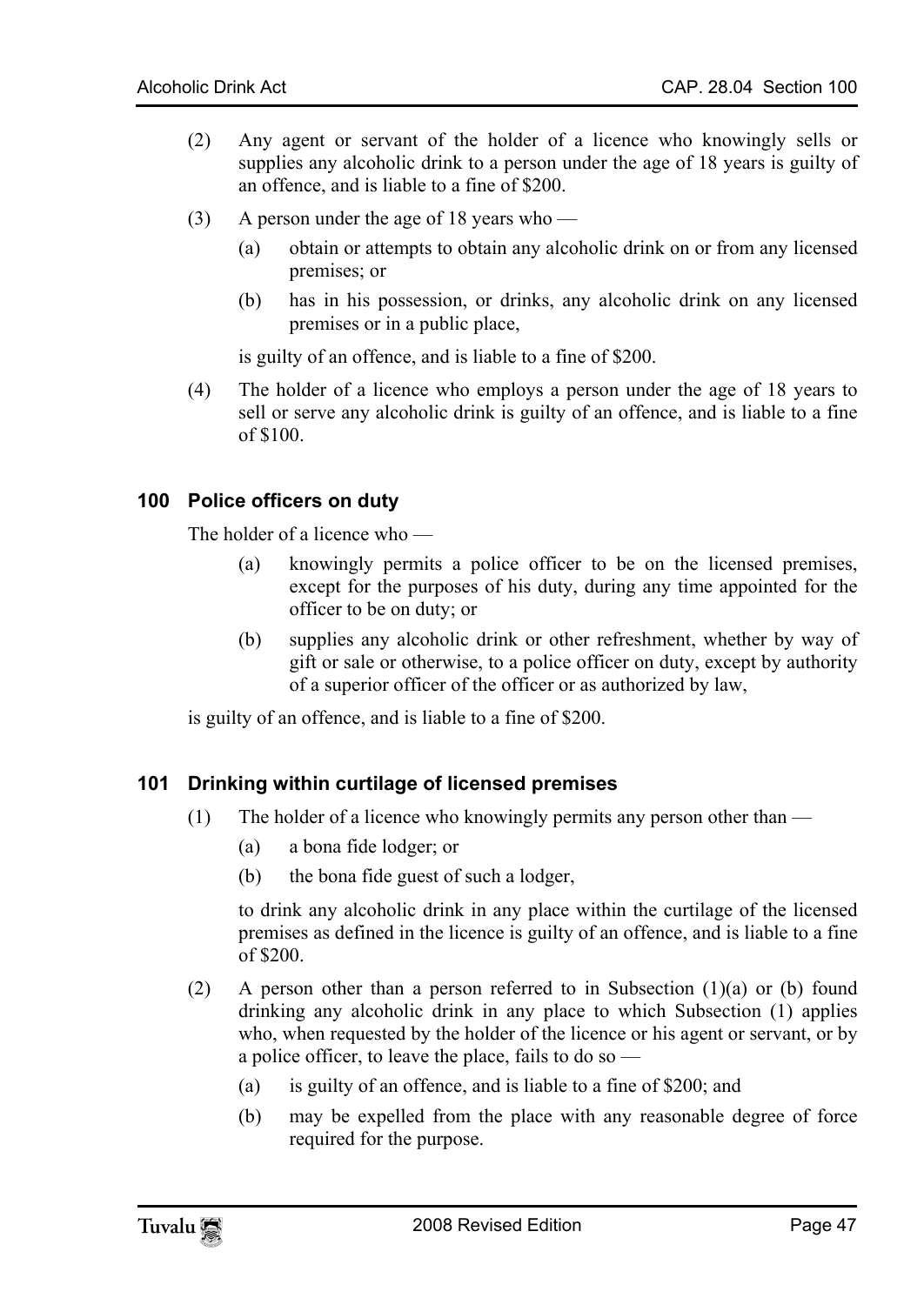(2) Any agent or servant of the holder of a licence who knowingly sells or supplies any alcoholic drink to a person under the age of 18 years is guilty of an offence, and is liable to a fine of $200.

(3) A person under the age of 18 years who —

  (a) obtain or attempts to obtain any alcoholic drink on or from any licensed premises; or

  (b) has in his possession, or drinks, any alcoholic drink on any licensed premises or in a public place,

  is guilty of an offence, and is liable to a fine of $200.

(4) The holder of a licence who employs a person under the age of 18 years to sell or serve any alcoholic drink is guilty of an offence, and is liable to a fine of $100.

### 100 Police officers on duty

The holder of a licence who —

  (a) knowingly permits a police officer to be on the licensed premises, except for the purposes of his duty, during any time appointed for the officer to be on duty; or

  (b) supplies any alcoholic drink or other refreshment, whether by way of gift or sale or otherwise, to a police officer on duty, except by authority of a superior officer of the officer or as authorized by law,

is guilty of an offence, and is liable to a fine of $200.

### 101 Drinking within curtilage of licensed premises

(1) The holder of a licence who knowingly permits any person other than —

  (a) a bona fide lodger; or

  (b) the bona fide guest of such a lodger,

  to drink any alcoholic drink in any place within the curtilage of the licensed premises as defined in the licence is guilty of an offence, and is liable to a fine of $200.

(2) A person other than a person referred to in Subsection (1)(a) or (b) found drinking any alcoholic drink in any place to which Subsection (1) applies who, when requested by the holder of the licence or his agent or servant, or by a police officer, to leave the place, fails to do so —

  (a) is guilty of an offence, and is liable to a fine of $200; and

  (b) may be expelled from the place with any reasonable degree of force required for the purpose.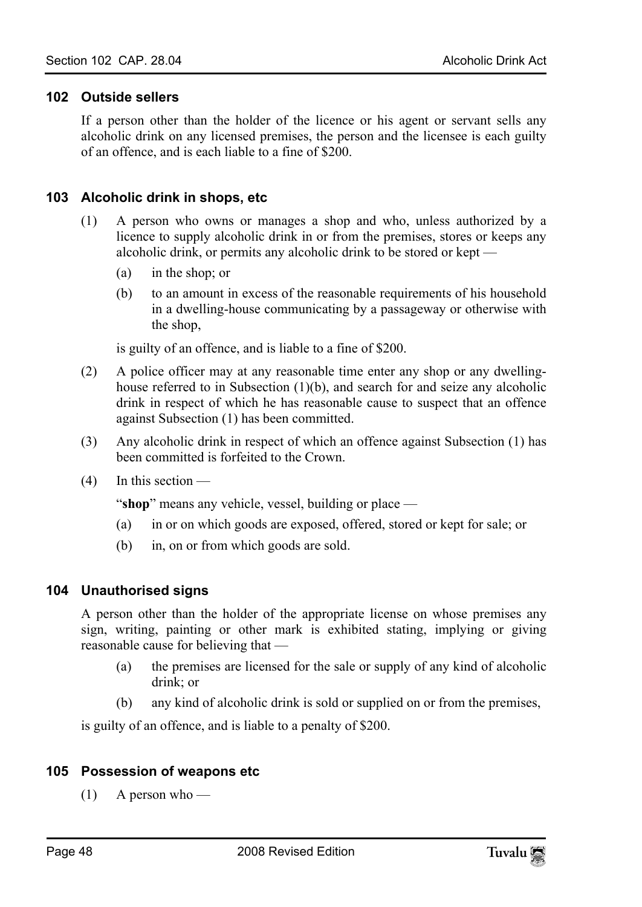### 102 Outside sellers

If a person other than the holder of the licence or his agent or servant sells any alcoholic drink on any licensed premises, the person and the licensee is each guilty of an offence, and is each liable to a fine of $200.

### 103 Alcoholic drink in shops, etc

(1) A person who owns or manages a shop and who, unless authorized by a licence to supply alcoholic drink in or from the premises, stores or keeps any alcoholic drink, or permits any alcoholic drink to be stored or kept —

- (a) in the shop; or
- (b) to an amount in excess of the reasonable requirements of his household in a dwelling-house communicating by a passageway or otherwise with the shop,

is guilty of an offence, and is liable to a fine of $200.

(2) A police officer may at any reasonable time enter any shop or any dwelling-house referred to in Subsection (1)(b), and search for and seize any alcoholic drink in respect of which he has reasonable cause to suspect that an offence against Subsection (1) has been committed.

(3) Any alcoholic drink in respect of which an offence against Subsection (1) has been committed is forfeited to the Crown.

(4) In this section —

"**shop**" means any vehicle, vessel, building or place —

- (a) in or on which goods are exposed, offered, stored or kept for sale; or
- (b) in, on or from which goods are sold.

### 104 Unauthorised signs

A person other than the holder of the appropriate license on whose premises any sign, writing, painting or other mark is exhibited stating, implying or giving reasonable cause for believing that —

- (a) the premises are licensed for the sale or supply of any kind of alcoholic drink; or
- (b) any kind of alcoholic drink is sold or supplied on or from the premises,

is guilty of an offence, and is liable to a penalty of $200.

### 105 Possession of weapons etc

(1) A person who —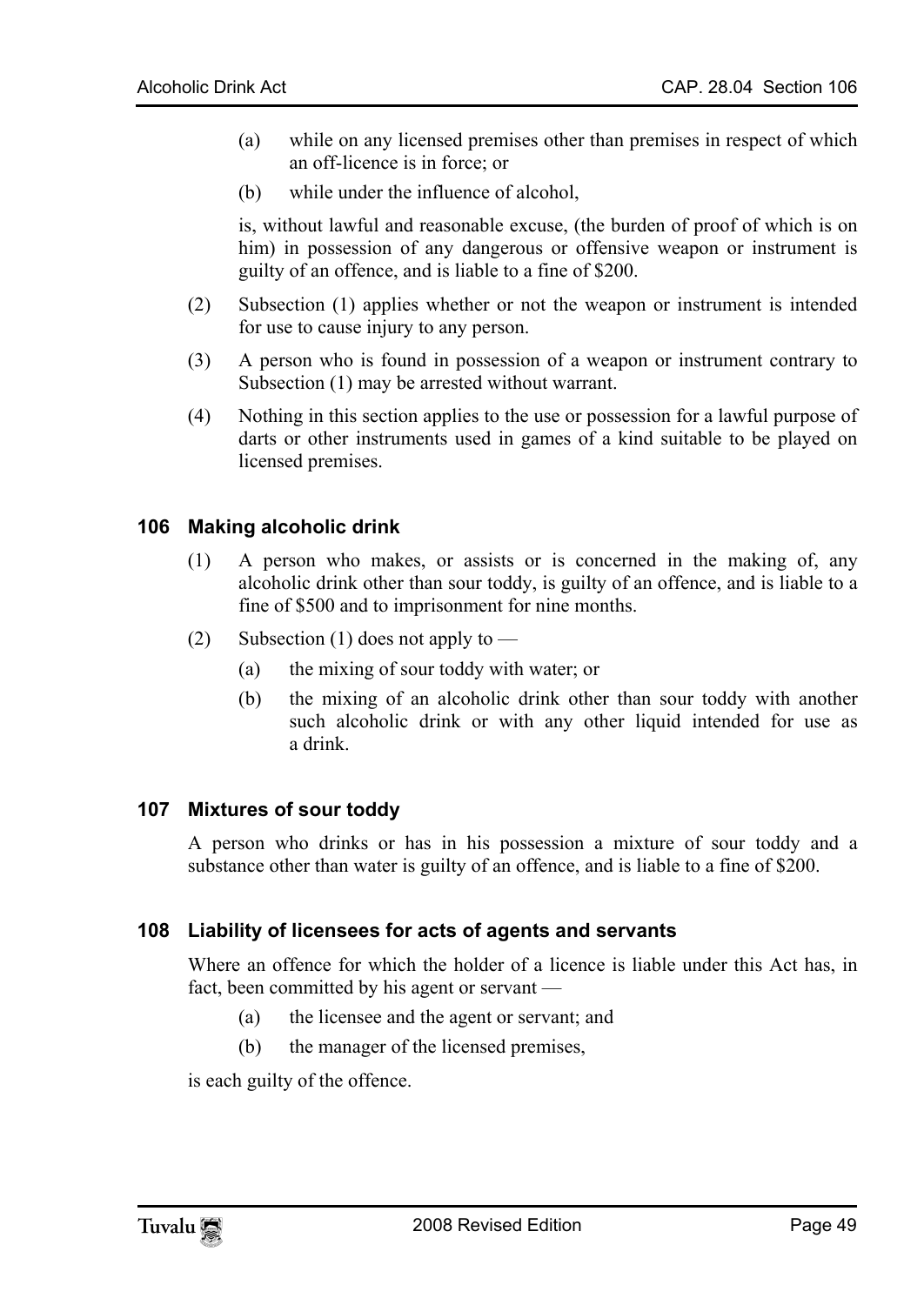(a) while on any licensed premises other than premises in respect of which an off-licence is in force; or

(b) while under the influence of alcohol,

is, without lawful and reasonable excuse, (the burden of proof of which is on him) in possession of any dangerous or offensive weapon or instrument is guilty of an offence, and is liable to a fine of $200.

(2) Subsection (1) applies whether or not the weapon or instrument is intended for use to cause injury to any person.

(3) A person who is found in possession of a weapon or instrument contrary to Subsection (1) may be arrested without warrant.

(4) Nothing in this section applies to the use or possession for a lawful purpose of darts or other instruments used in games of a kind suitable to be played on licensed premises.

### 106 Making alcoholic drink

(1) A person who makes, or assists or is concerned in the making of, any alcoholic drink other than sour toddy, is guilty of an offence, and is liable to a fine of $500 and to imprisonment for nine months.

(2) Subsection (1) does not apply to —

(a) the mixing of sour toddy with water; or

(b) the mixing of an alcoholic drink other than sour toddy with another such alcoholic drink or with any other liquid intended for use as a drink.

### 107 Mixtures of sour toddy

A person who drinks or has in his possession a mixture of sour toddy and a substance other than water is guilty of an offence, and is liable to a fine of $200.

### 108 Liability of licensees for acts of agents and servants

Where an offence for which the holder of a licence is liable under this Act has, in fact, been committed by his agent or servant —

(a) the licensee and the agent or servant; and

(b) the manager of the licensed premises,

is each guilty of the offence.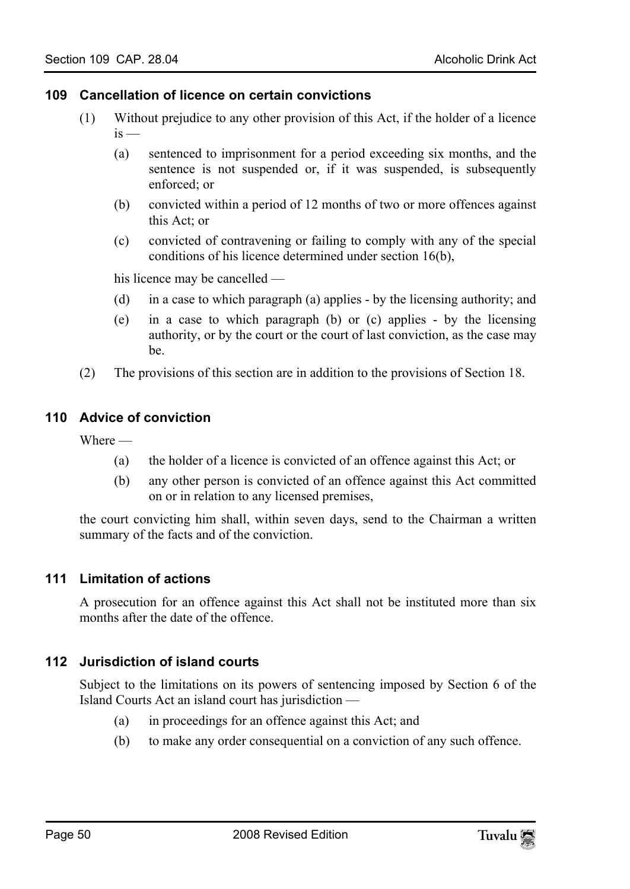### 109 Cancellation of licence on certain convictions

(1) Without prejudice to any other provision of this Act, if the holder of a licence is —

(a) sentenced to imprisonment for a period exceeding six months, and the sentence is not suspended or, if it was suspended, is subsequently enforced; or

(b) convicted within a period of 12 months of two or more offences against this Act; or

(c) convicted of contravening or failing to comply with any of the special conditions of his licence determined under section 16(b),

his licence may be cancelled —

(d) in a case to which paragraph (a) applies - by the licensing authority; and

(e) in a case to which paragraph (b) or (c) applies - by the licensing authority, or by the court or the court of last conviction, as the case may be.

(2) The provisions of this section are in addition to the provisions of Section 18.

### 110 Advice of conviction

Where —

(a) the holder of a licence is convicted of an offence against this Act; or

(b) any other person is convicted of an offence against this Act committed on or in relation to any licensed premises,

the court convicting him shall, within seven days, send to the Chairman a written summary of the facts and of the conviction.

### 111 Limitation of actions

A prosecution for an offence against this Act shall not be instituted more than six months after the date of the offence.

### 112 Jurisdiction of island courts

Subject to the limitations on its powers of sentencing imposed by Section 6 of the Island Courts Act an island court has jurisdiction —

(a) in proceedings for an offence against this Act; and

(b) to make any order consequential on a conviction of any such offence.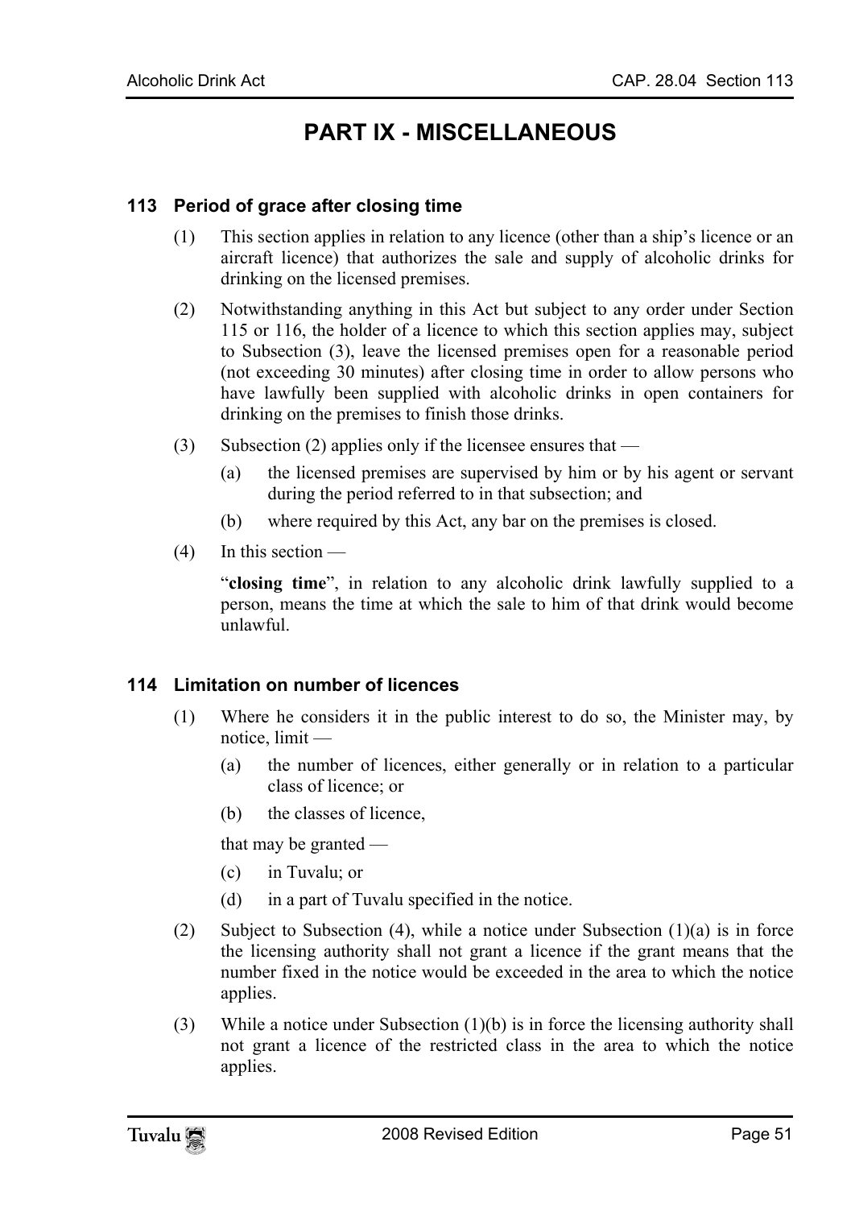# PART IX - MISCELLANEOUS

### 113 Period of grace after closing time

(1) This section applies in relation to any licence (other than a ship's licence or an aircraft licence) that authorizes the sale and supply of alcoholic drinks for drinking on the licensed premises.

(2) Notwithstanding anything in this Act but subject to any order under Section 115 or 116, the holder of a licence to which this section applies may, subject to Subsection (3), leave the licensed premises open for a reasonable period (not exceeding 30 minutes) after closing time in order to allow persons who have lawfully been supplied with alcoholic drinks in open containers for drinking on the premises to finish those drinks.

(3) Subsection (2) applies only if the licensee ensures that —

- (a) the licensed premises are supervised by him or by his agent or servant during the period referred to in that subsection; and
- (b) where required by this Act, any bar on the premises is closed.

(4) In this section —

"**closing time**", in relation to any alcoholic drink lawfully supplied to a person, means the time at which the sale to him of that drink would become unlawful.

### 114 Limitation on number of licences

(1) Where he considers it in the public interest to do so, the Minister may, by notice, limit —

- (a) the number of licences, either generally or in relation to a particular class of licence; or
- (b) the classes of licence,

that may be granted —

- (c) in Tuvalu; or
- (d) in a part of Tuvalu specified in the notice.

(2) Subject to Subsection (4), while a notice under Subsection (1)(a) is in force the licensing authority shall not grant a licence if the grant means that the number fixed in the notice would be exceeded in the area to which the notice applies.

(3) While a notice under Subsection (1)(b) is in force the licensing authority shall not grant a licence of the restricted class in the area to which the notice applies.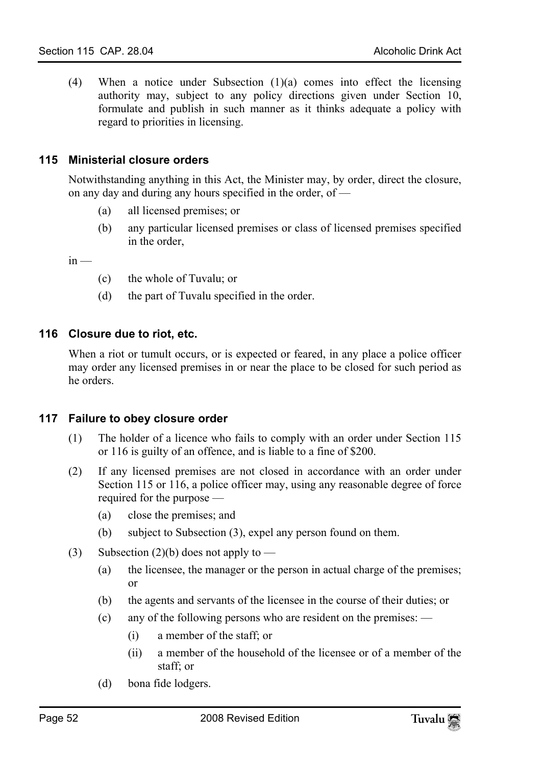(4) When a notice under Subsection (1)(a) comes into effect the licensing authority may, subject to any policy directions given under Section 10, formulate and publish in such manner as it thinks adequate a policy with regard to priorities in licensing.

### 115 Ministerial closure orders

Notwithstanding anything in this Act, the Minister may, by order, direct the closure, on any day and during any hours specified in the order, of —

- (a) all licensed premises; or
- (b) any particular licensed premises or class of licensed premises specified in the order,

in —

- (c) the whole of Tuvalu; or
- (d) the part of Tuvalu specified in the order.

### 116 Closure due to riot, etc.

When a riot or tumult occurs, or is expected or feared, in any place a police officer may order any licensed premises in or near the place to be closed for such period as he orders.

### 117 Failure to obey closure order

(1) The holder of a licence who fails to comply with an order under Section 115 or 116 is guilty of an offence, and is liable to a fine of $200.

(2) If any licensed premises are not closed in accordance with an order under Section 115 or 116, a police officer may, using any reasonable degree of force required for the purpose —

- (a) close the premises; and
- (b) subject to Subsection (3), expel any person found on them.

(3) Subsection (2)(b) does not apply to —

- (a) the licensee, the manager or the person in actual charge of the premises; or
- (b) the agents and servants of the licensee in the course of their duties; or
- (c) any of the following persons who are resident on the premises: —
  - (i) a member of the staff; or
  - (ii) a member of the household of the licensee or of a member of the staff; or
- (d) bona fide lodgers.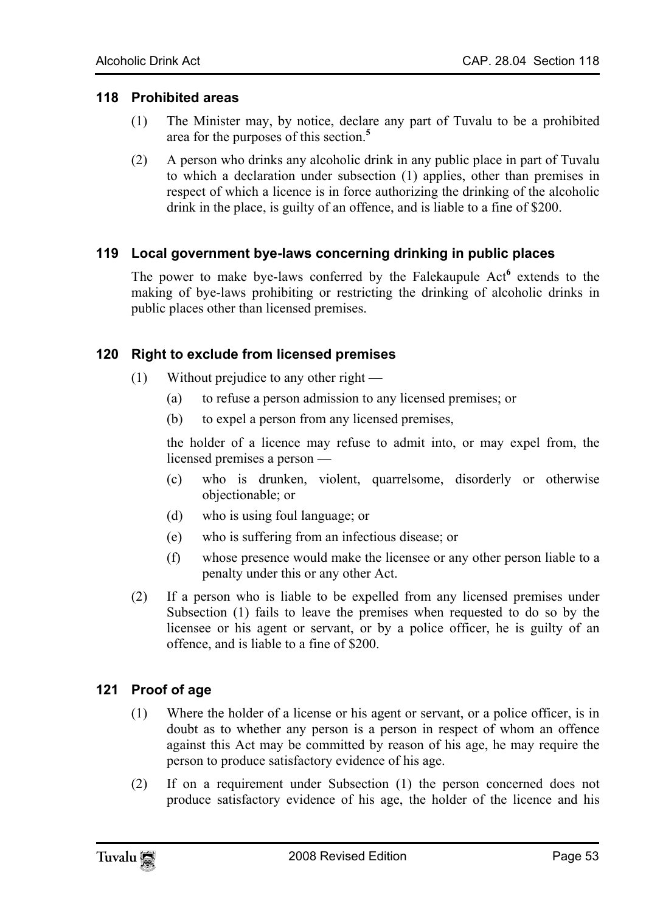## 118 Prohibited areas

(1) The Minister may, by notice, declare any part of Tuvalu to be a prohibited area for the purposes of this section.[5]

(2) A person who drinks any alcoholic drink in any public place in part of Tuvalu to which a declaration under subsection (1) applies, other than premises in respect of which a licence is in force authorizing the drinking of the alcoholic drink in the place, is guilty of an offence, and is liable to a fine of $200.

## 119 Local government bye-laws concerning drinking in public places

The power to make bye-laws conferred by the Falekaupule Act[6] extends to the making of bye-laws prohibiting or restricting the drinking of alcoholic drinks in public places other than licensed premises.

## 120 Right to exclude from licensed premises

(1) Without prejudice to any other right —

(a) to refuse a person admission to any licensed premises; or

(b) to expel a person from any licensed premises,

the holder of a licence may refuse to admit into, or may expel from, the licensed premises a person —

(c) who is drunken, violent, quarrelsome, disorderly or otherwise objectionable; or

(d) who is using foul language; or

(e) who is suffering from an infectious disease; or

(f) whose presence would make the licensee or any other person liable to a penalty under this or any other Act.

(2) If a person who is liable to be expelled from any licensed premises under Subsection (1) fails to leave the premises when requested to do so by the licensee or his agent or servant, or by a police officer, he is guilty of an offence, and is liable to a fine of $200.

## 121 Proof of age

(1) Where the holder of a license or his agent or servant, or a police officer, is in doubt as to whether any person is a person in respect of whom an offence against this Act may be committed by reason of his age, he may require the person to produce satisfactory evidence of his age.

(2) If on a requirement under Subsection (1) the person concerned does not produce satisfactory evidence of his age, the holder of the licence and his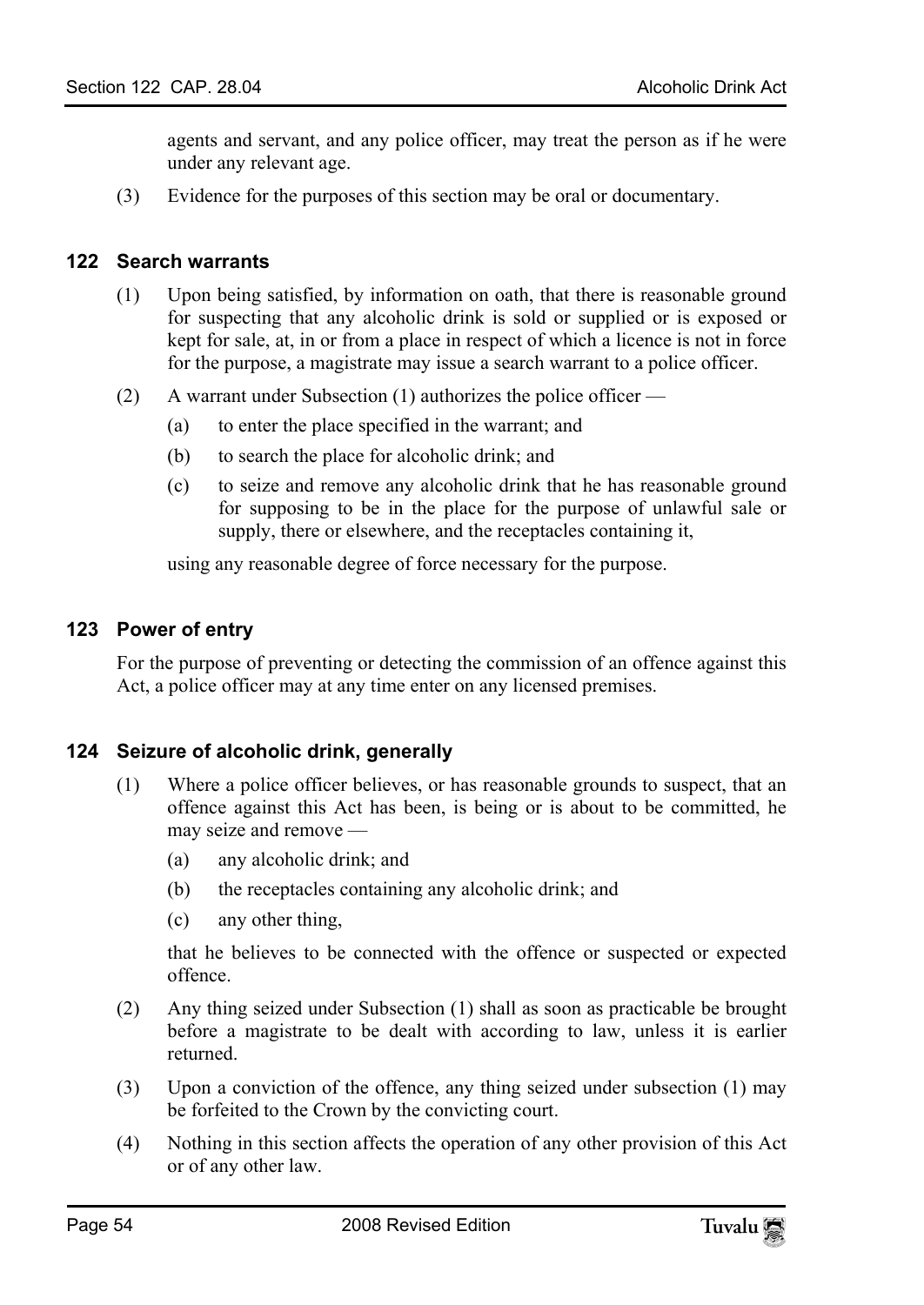agents and servant, and any police officer, may treat the person as if he were under any relevant age.

(3) Evidence for the purposes of this section may be oral or documentary.

### 122 Search warrants

(1) Upon being satisfied, by information on oath, that there is reasonable ground for suspecting that any alcoholic drink is sold or supplied or is exposed or kept for sale, at, in or from a place in respect of which a licence is not in force for the purpose, a magistrate may issue a search warrant to a police officer.

(2) A warrant under Subsection (1) authorizes the police officer —

  (a) to enter the place specified in the warrant; and

  (b) to search the place for alcoholic drink; and

  (c) to seize and remove any alcoholic drink that he has reasonable ground for supposing to be in the place for the purpose of unlawful sale or supply, there or elsewhere, and the receptacles containing it,

using any reasonable degree of force necessary for the purpose.

### 123 Power of entry

For the purpose of preventing or detecting the commission of an offence against this Act, a police officer may at any time enter on any licensed premises.

### 124 Seizure of alcoholic drink, generally

(1) Where a police officer believes, or has reasonable grounds to suspect, that an offence against this Act has been, is being or is about to be committed, he may seize and remove —

  (a) any alcoholic drink; and

  (b) the receptacles containing any alcoholic drink; and

  (c) any other thing,

that he believes to be connected with the offence or suspected or expected offence.

(2) Any thing seized under Subsection (1) shall as soon as practicable be brought before a magistrate to be dealt with according to law, unless it is earlier returned.

(3) Upon a conviction of the offence, any thing seized under subsection (1) may be forfeited to the Crown by the convicting court.

(4) Nothing in this section affects the operation of any other provision of this Act or of any other law.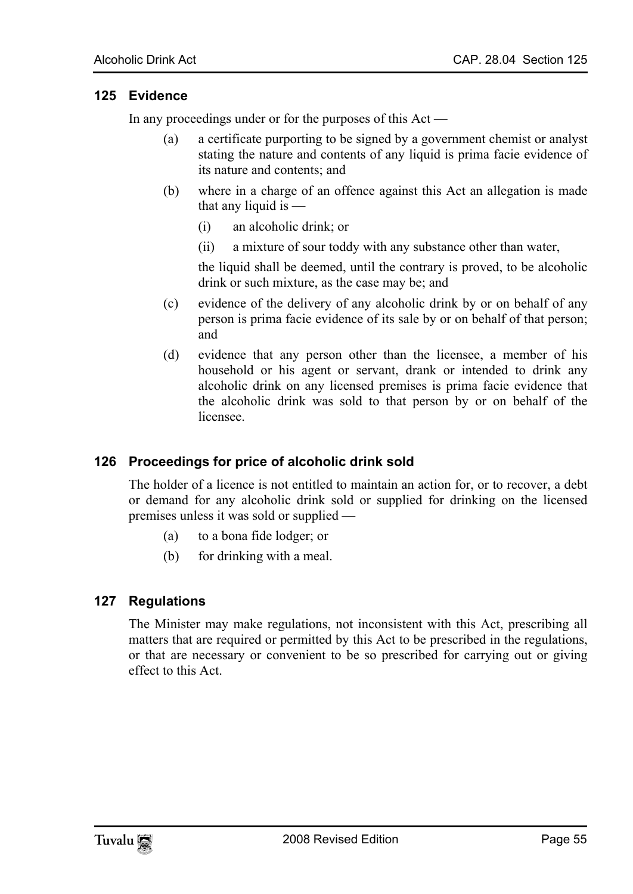## 125 Evidence

In any proceedings under or for the purposes of this Act —

(a) a certificate purporting to be signed by a government chemist or analyst stating the nature and contents of any liquid is prima facie evidence of its nature and contents; and

(b) where in a charge of an offence against this Act an allegation is made that any liquid is —

  (i) an alcoholic drink; or

  (ii) a mixture of sour toddy with any substance other than water,

  the liquid shall be deemed, until the contrary is proved, to be alcoholic drink or such mixture, as the case may be; and

(c) evidence of the delivery of any alcoholic drink by or on behalf of any person is prima facie evidence of its sale by or on behalf of that person; and

(d) evidence that any person other than the licensee, a member of his household or his agent or servant, drank or intended to drink any alcoholic drink on any licensed premises is prima facie evidence that the alcoholic drink was sold to that person by or on behalf of the licensee.

## 126 Proceedings for price of alcoholic drink sold

The holder of a licence is not entitled to maintain an action for, or to recover, a debt or demand for any alcoholic drink sold or supplied for drinking on the licensed premises unless it was sold or supplied —

(a) to a bona fide lodger; or

(b) for drinking with a meal.

## 127 Regulations

The Minister may make regulations, not inconsistent with this Act, prescribing all matters that are required or permitted by this Act to be prescribed in the regulations, or that are necessary or convenient to be so prescribed for carrying out or giving effect to this Act.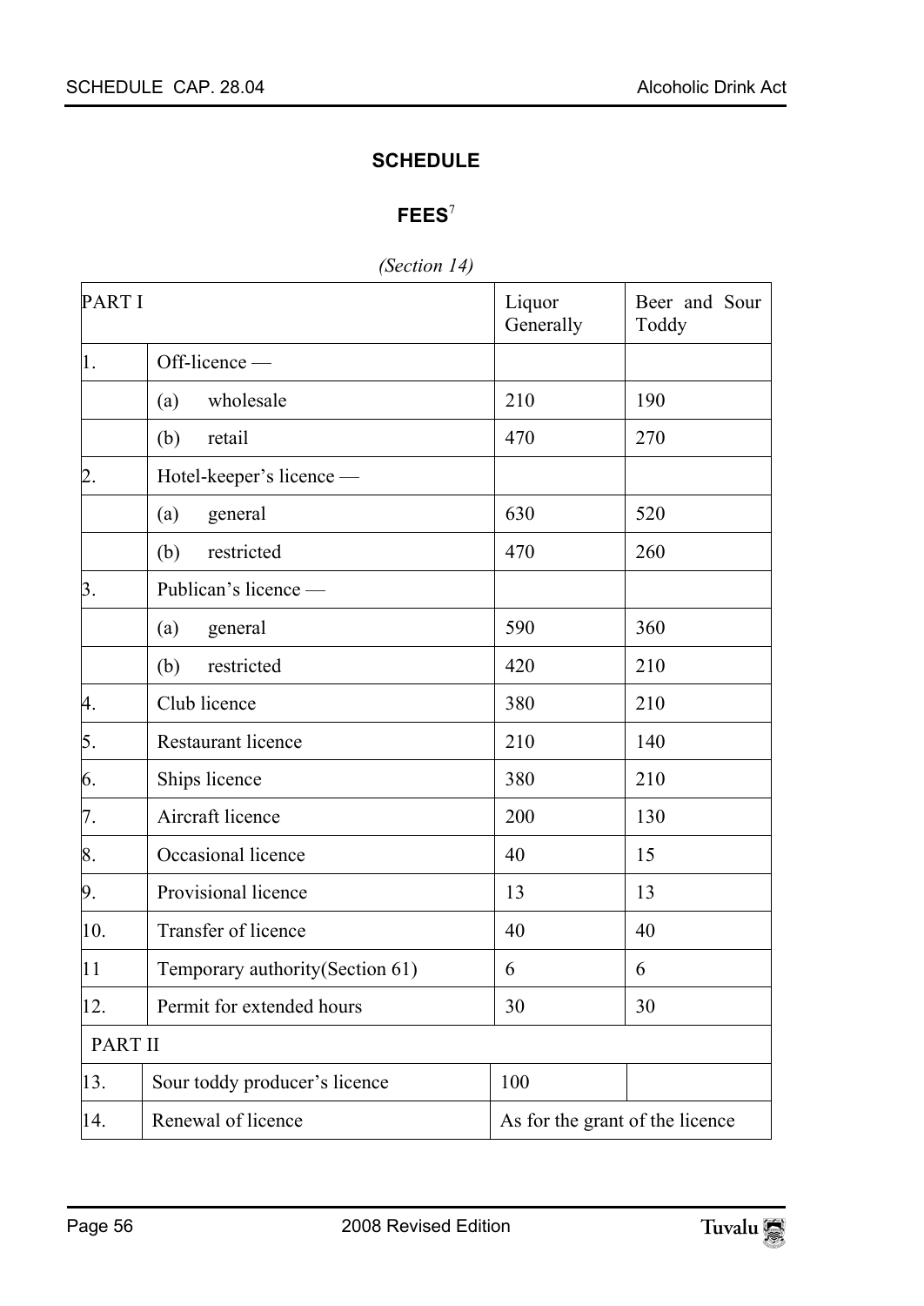# SCHEDULE

## FEES[7]

*(Section 14)*

| PART I | | Liquor Generally | Beer and Sour Toddy |
|---|---|---|---|
| 1. | Off-licence — | | |
| | (a) wholesale | 210 | 190 |
| | (b) retail | 470 | 270 |
| 2. | Hotel-keeper's licence — | | |
| | (a) general | 630 | 520 |
| | (b) restricted | 470 | 260 |
| 3. | Publican's licence — | | |
| | (a) general | 590 | 360 |
| | (b) restricted | 420 | 210 |
| 4. | Club licence | 380 | 210 |
| 5. | Restaurant licence | 210 | 140 |
| 6. | Ships licence | 380 | 210 |
| 7. | Aircraft licence | 200 | 130 |
| 8. | Occasional licence | 40 | 15 |
| 9. | Provisional licence | 13 | 13 |
| 10. | Transfer of licence | 40 | 40 |
| 11 | Temporary authority(Section 61) | 6 | 6 |
| 12. | Permit for extended hours | 30 | 30 |
| PART II | | | |
| 13. | Sour toddy producer's licence | 100 | |
| 14. | Renewal of licence | As for the grant of the licence | |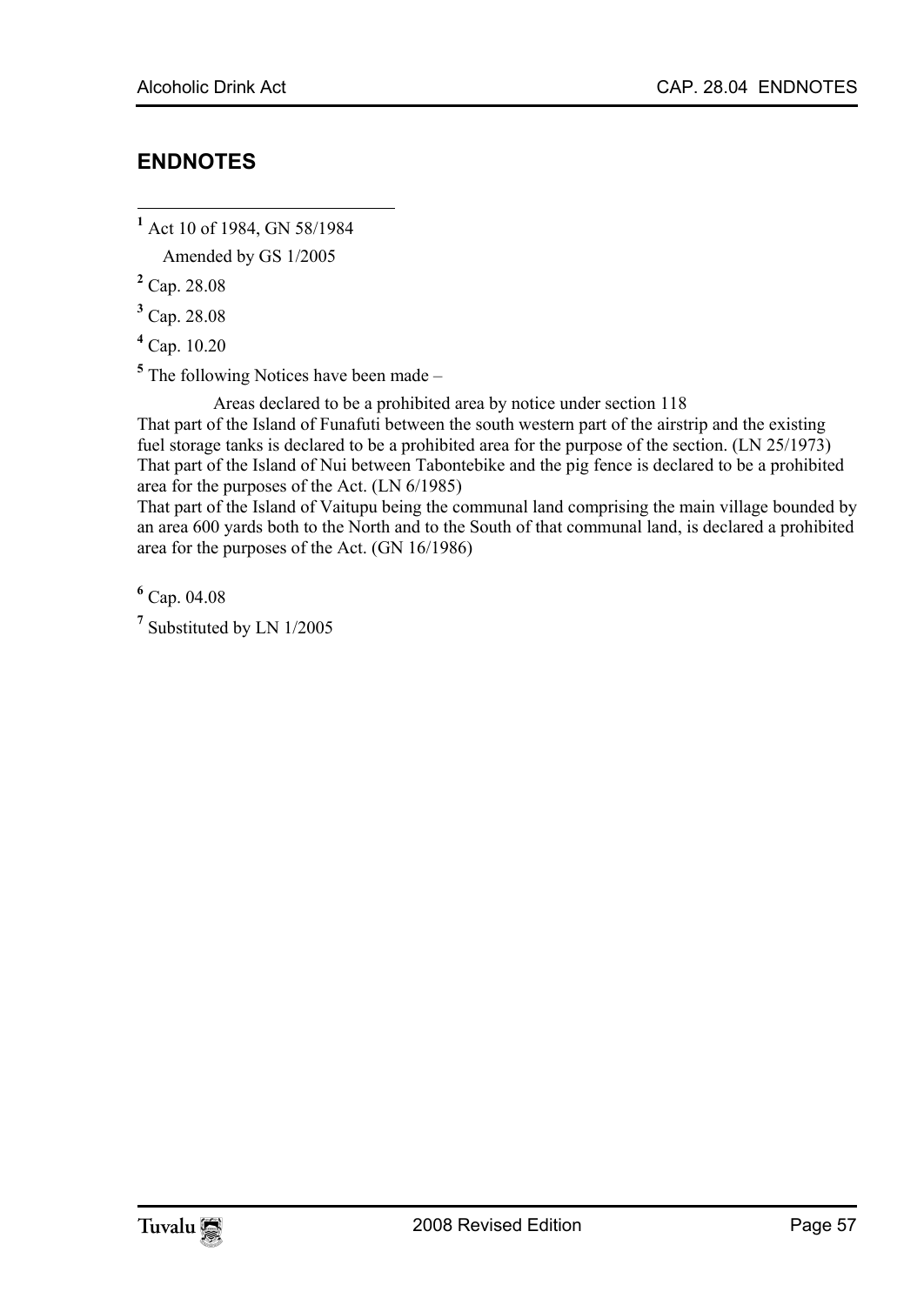## ENDNOTES

[1] Act 10 of 1984, GN 58/1984

Amended by GS 1/2005

[2] Cap. 28.08

[3] Cap. 28.08

[4] Cap. 10.20

[5] The following Notices have been made –

Areas declared to be a prohibited area by notice under section 118

That part of the Island of Funafuti between the south western part of the airstrip and the existing fuel storage tanks is declared to be a prohibited area for the purpose of the section. (LN 25/1973)

That part of the Island of Nui between Tabontebike and the pig fence is declared to be a prohibited area for the purposes of the Act. (LN 6/1985)

That part of the Island of Vaitupu being the communal land comprising the main village bounded by an area 600 yards both to the North and to the South of that communal land, is declared a prohibited area for the purposes of the Act. (GN 16/1986)

[6] Cap. 04.08

[7] Substituted by LN 1/2005